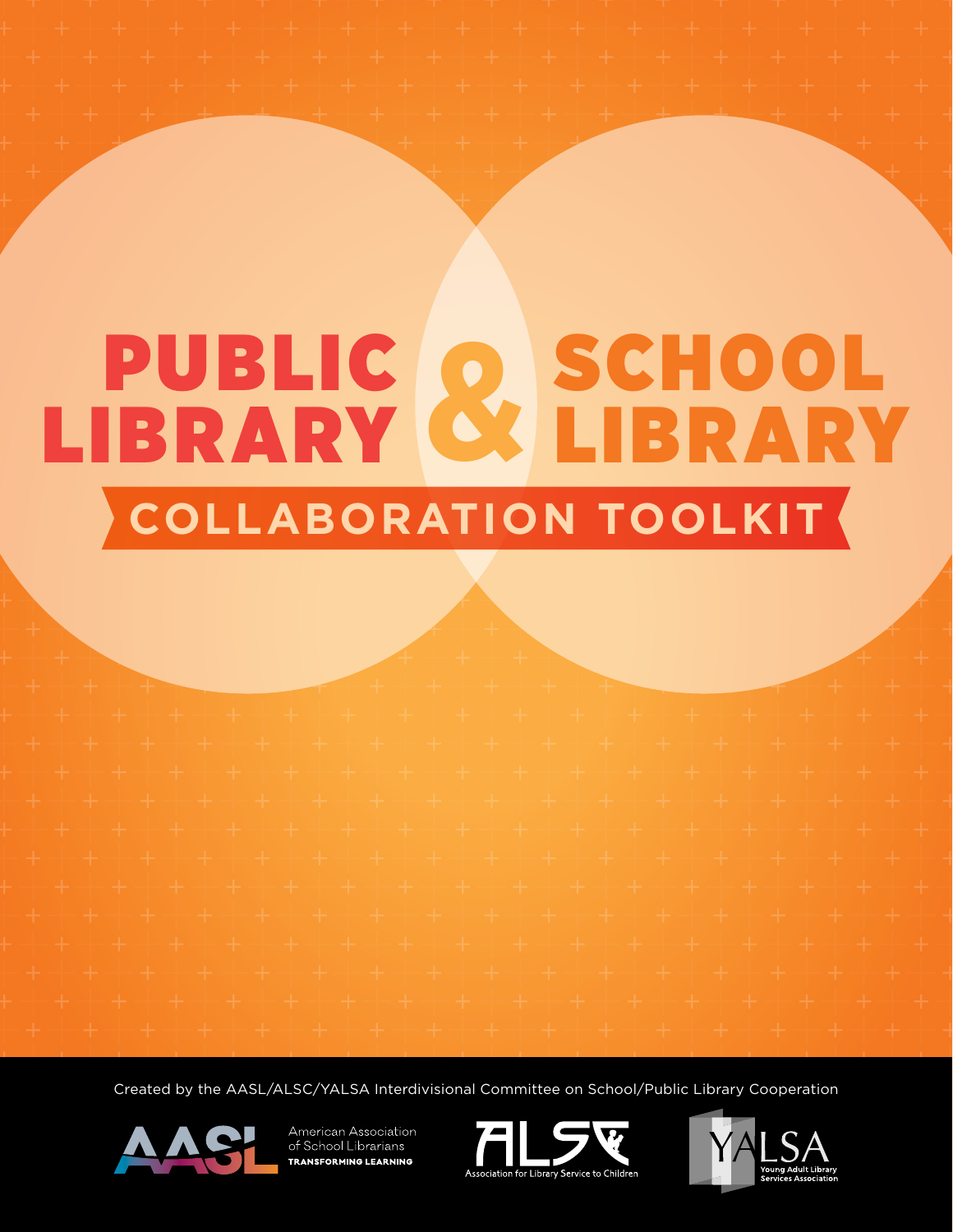# PUBLIC LIBRARY & SCHOOL LIBRARY

## COLLABORATION TOOLKIT

Created by the AASL/ALSC/YALSA Interdivisional Committee on School/Public Library Cooperation

AASL American Association of School Librarians TRANSFORMING LEARNING

ALSC Association for Library Service to Children

YALSA Young Adult Library Services Association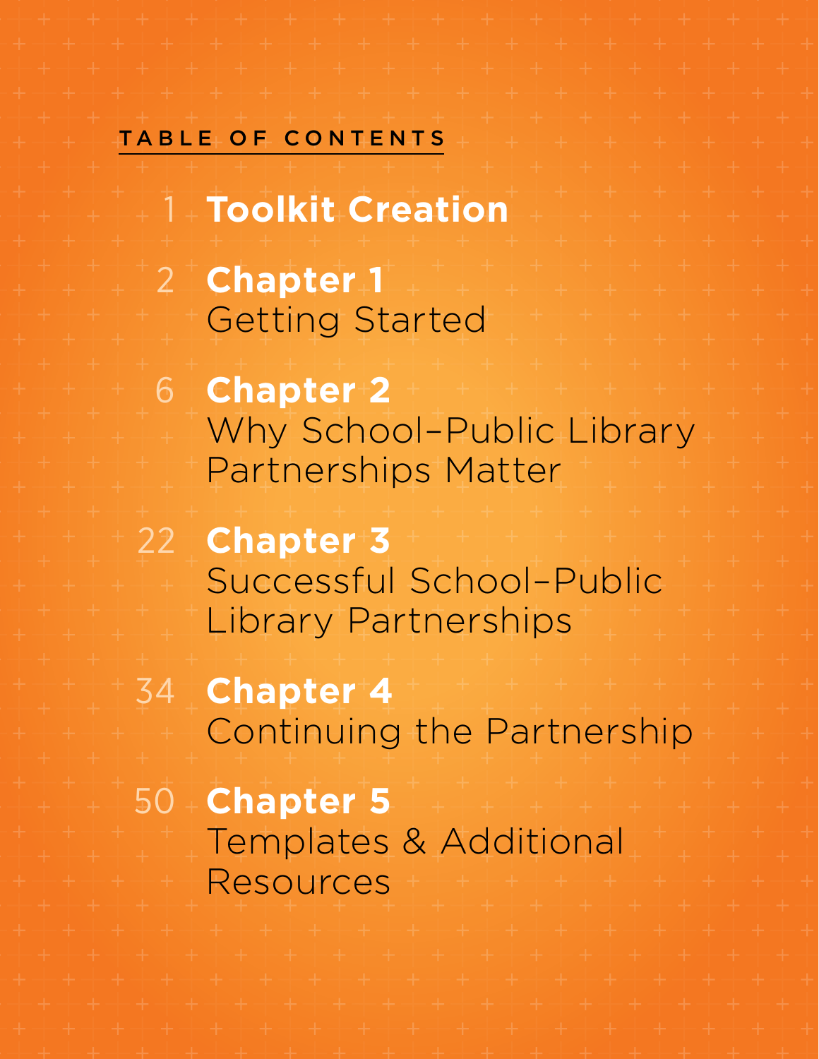## TABLE OF CONTENTS

1 **Toolkit Creation**

2 **Chapter 1**
Getting Started

6 **Chapter 2**
Why School–Public Library Partnerships Matter

22 **Chapter 3**
Successful School–Public Library Partnerships

34 **Chapter 4**
Continuing the Partnership

50 **Chapter 5**
Templates & Additional Resources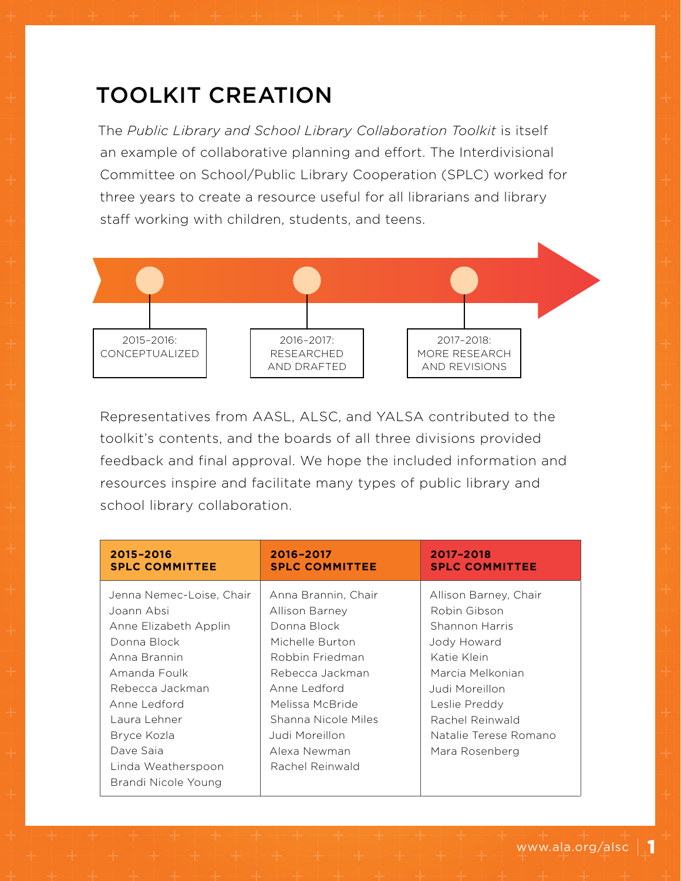# TOOLKIT CREATION

The *Public Library and School Library Collaboration Toolkit* is itself an example of collaborative planning and effort. The Interdivisional Committee on School/Public Library Cooperation (SPLC) worked for three years to create a resource useful for all librarians and library staff working with children, students, and teens.

2015–2016: CONCEPTUALIZED

2016–2017: RESEARCHED AND DRAFTED

2017–2018: MORE RESEARCH AND REVISIONS

Representatives from AASL, ALSC, and YALSA contributed to the toolkit's contents, and the boards of all three divisions provided feedback and final approval. We hope the included information and resources inspire and facilitate many types of public library and school library collaboration.

| **2015–2016 SPLC COMMITTEE** | **2016–2017 SPLC COMMITTEE** | **2017–2018 SPLC COMMITTEE** |
|---|---|---|
| Jenna Nemec-Loise, Chair | Anna Brannin, Chair | Allison Barney, Chair |
| Joann Absi | Allison Barney | Robin Gibson |
| Anne Elizabeth Applin | Donna Block | Shannon Harris |
| Donna Block | Michelle Burton | Jody Howard |
| Anna Brannin | Robbin Friedman | Katie Klein |
| Amanda Foulk | Rebecca Jackman | Marcia Melkonian |
| Rebecca Jackman | Anne Ledford | Judi Moreillon |
| Anne Ledford | Melissa McBride | Leslie Preddy |
| Laura Lehner | Shanna Nicole Miles | Rachel Reinwald |
| Bryce Kozla | Judi Moreillon | Natalie Terese Romano |
| Dave Saia | Alexa Newman | Mara Rosenberg |
| Linda Weatherspoon | Rachel Reinwald | |
| Brandi Nicole Young | | |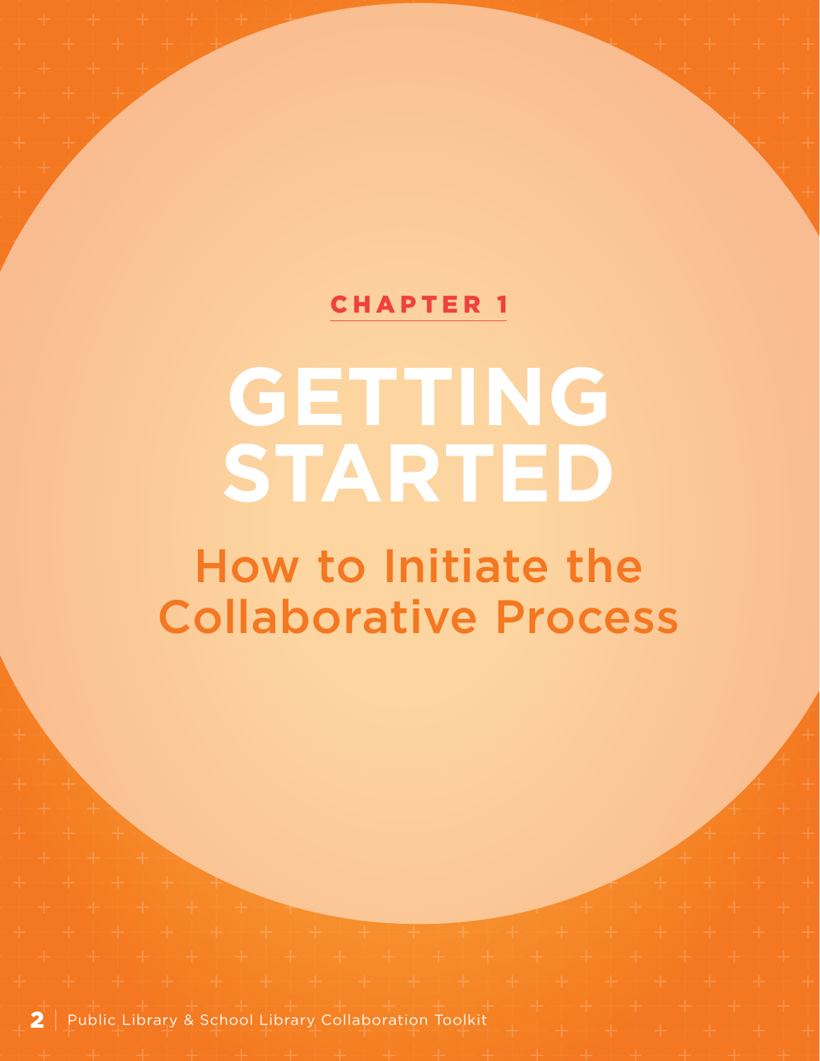CHAPTER 1

# GETTING STARTED

## How to Initiate the Collaborative Process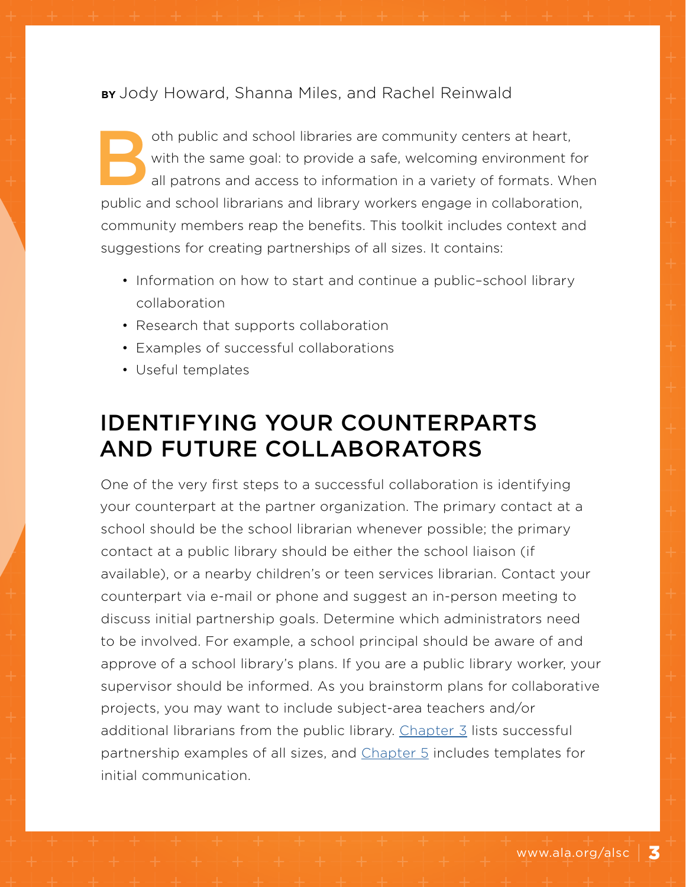**BY** Jody Howard, Shanna Miles, and Rachel Reinwald

Both public and school libraries are community centers at heart, with the same goal: to provide a safe, welcoming environment for all patrons and access to information in a variety of formats. When public and school librarians and library workers engage in collaboration, community members reap the benefits. This toolkit includes context and suggestions for creating partnerships of all sizes. It contains:

- Information on how to start and continue a public–school library collaboration
- Research that supports collaboration
- Examples of successful collaborations
- Useful templates

## IDENTIFYING YOUR COUNTERPARTS AND FUTURE COLLABORATORS

One of the very first steps to a successful collaboration is identifying your counterpart at the partner organization. The primary contact at a school should be the school librarian whenever possible; the primary contact at a public library should be either the school liaison (if available), or a nearby children's or teen services librarian. Contact your counterpart via e-mail or phone and suggest an in-person meeting to discuss initial partnership goals. Determine which administrators need to be involved. For example, a school principal should be aware of and approve of a school library's plans. If you are a public library worker, your supervisor should be informed. As you brainstorm plans for collaborative projects, you may want to include subject-area teachers and/or additional librarians from the public library. Chapter 3 lists successful partnership examples of all sizes, and Chapter 5 includes templates for initial communication.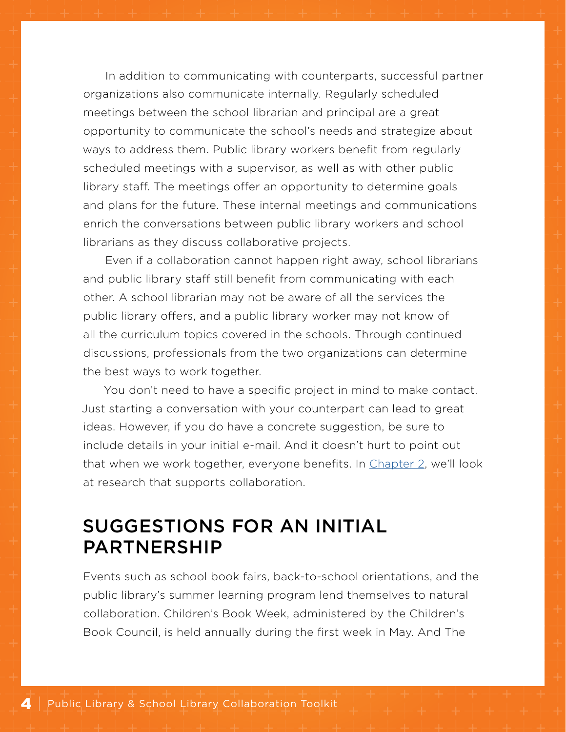In addition to communicating with counterparts, successful partner organizations also communicate internally. Regularly scheduled meetings between the school librarian and principal are a great opportunity to communicate the school's needs and strategize about ways to address them. Public library workers benefit from regularly scheduled meetings with a supervisor, as well as with other public library staff. The meetings offer an opportunity to determine goals and plans for the future. These internal meetings and communications enrich the conversations between public library workers and school librarians as they discuss collaborative projects.

Even if a collaboration cannot happen right away, school librarians and public library staff still benefit from communicating with each other. A school librarian may not be aware of all the services the public library offers, and a public library worker may not know of all the curriculum topics covered in the schools. Through continued discussions, professionals from the two organizations can determine the best ways to work together.

You don't need to have a specific project in mind to make contact. Just starting a conversation with your counterpart can lead to great ideas. However, if you do have a concrete suggestion, be sure to include details in your initial e-mail. And it doesn't hurt to point out that when we work together, everyone benefits. In Chapter 2, we'll look at research that supports collaboration.

## SUGGESTIONS FOR AN INITIAL PARTNERSHIP

Events such as school book fairs, back-to-school orientations, and the public library's summer learning program lend themselves to natural collaboration. Children's Book Week, administered by the Children's Book Council, is held annually during the first week in May. And The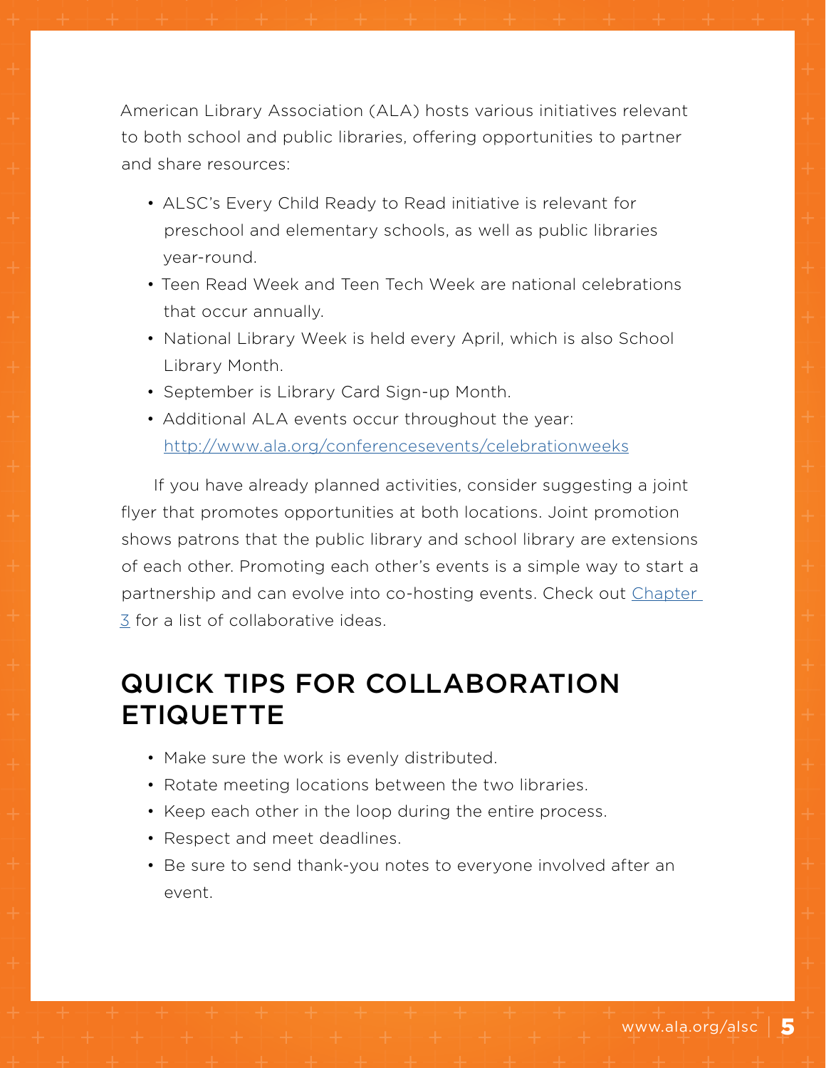American Library Association (ALA) hosts various initiatives relevant to both school and public libraries, offering opportunities to partner and share resources:

- ALSC's Every Child Ready to Read initiative is relevant for preschool and elementary schools, as well as public libraries year-round.
- Teen Read Week and Teen Tech Week are national celebrations that occur annually.
- National Library Week is held every April, which is also School Library Month.
- September is Library Card Sign-up Month.
- Additional ALA events occur throughout the year: [http://www.ala.org/conferencesevents/celebrationweeks](http://www.ala.org/conferencesevents/celebrationweeks)

If you have already planned activities, consider suggesting a joint flyer that promotes opportunities at both locations. Joint promotion shows patrons that the public library and school library are extensions of each other. Promoting each other's events is a simple way to start a partnership and can evolve into co-hosting events. Check out Chapter 3 for a list of collaborative ideas.

## QUICK TIPS FOR COLLABORATION ETIQUETTE

- Make sure the work is evenly distributed.
- Rotate meeting locations between the two libraries.
- Keep each other in the loop during the entire process.
- Respect and meet deadlines.
- Be sure to send thank-you notes to everyone involved after an event.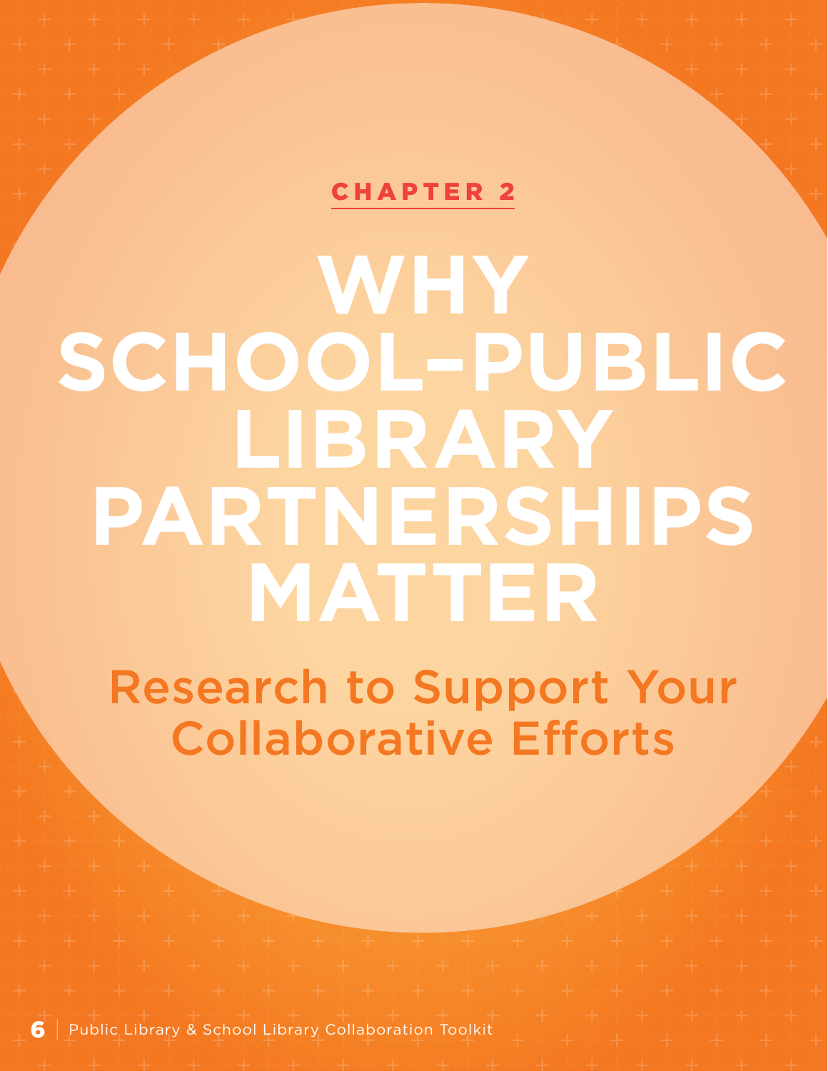CHAPTER 2

# WHY SCHOOL–PUBLIC LIBRARY PARTNERSHIPS MATTER

## Research to Support Your Collaborative Efforts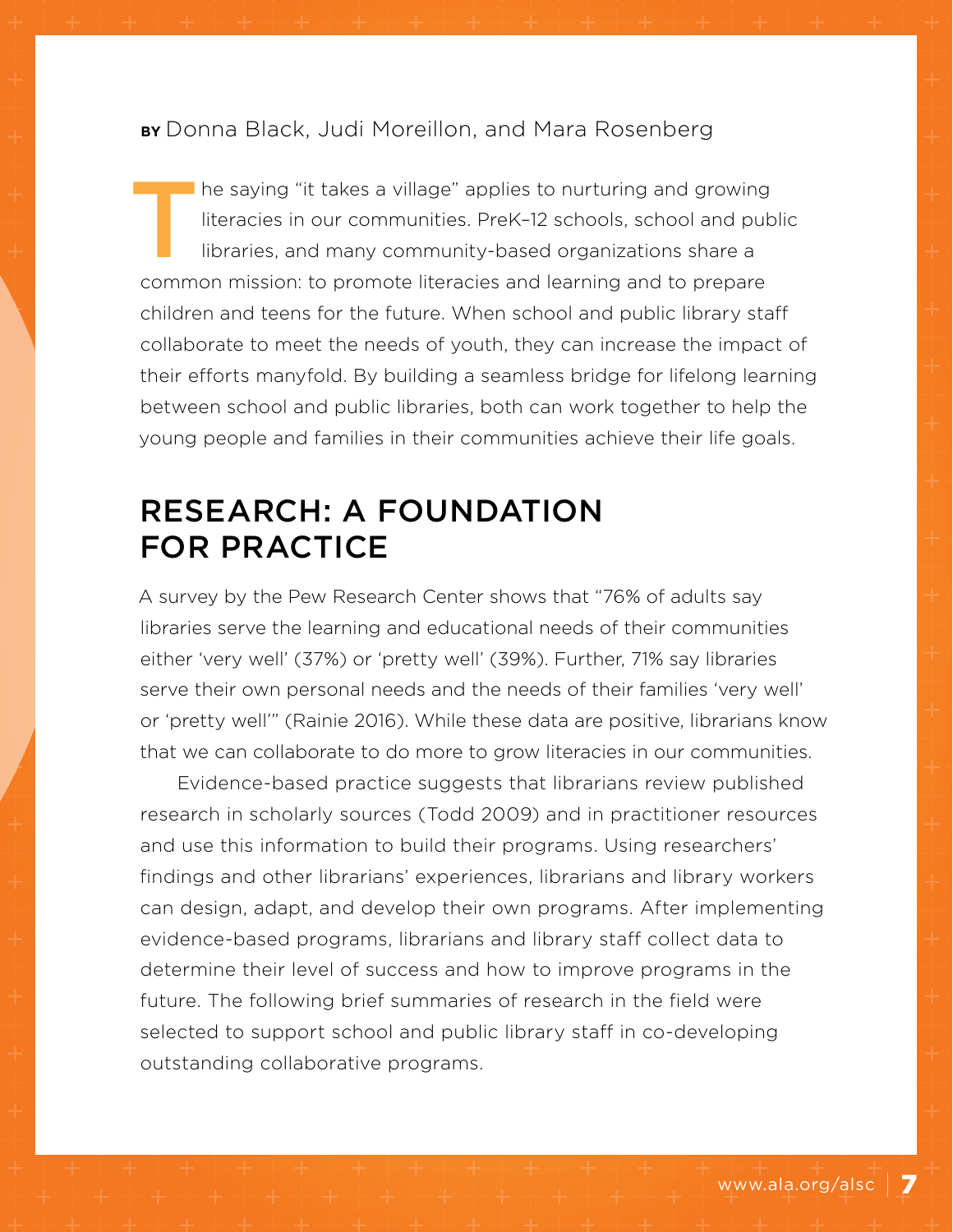**BY** Donna Black, Judi Moreillon, and Mara Rosenberg

The saying "it takes a village" applies to nurturing and growing literacies in our communities. PreK–12 schools, school and public libraries, and many community-based organizations share a common mission: to promote literacies and learning and to prepare children and teens for the future. When school and public library staff collaborate to meet the needs of youth, they can increase the impact of their efforts manyfold. By building a seamless bridge for lifelong learning between school and public libraries, both can work together to help the young people and families in their communities achieve their life goals.

## RESEARCH: A FOUNDATION FOR PRACTICE

A survey by the Pew Research Center shows that "76% of adults say libraries serve the learning and educational needs of their communities either 'very well' (37%) or 'pretty well' (39%). Further, 71% say libraries serve their own personal needs and the needs of their families 'very well' or 'pretty well'" (Rainie 2016). While these data are positive, librarians know that we can collaborate to do more to grow literacies in our communities.

Evidence-based practice suggests that librarians review published research in scholarly sources (Todd 2009) and in practitioner resources and use this information to build their programs. Using researchers' findings and other librarians' experiences, librarians and library workers can design, adapt, and develop their own programs. After implementing evidence-based programs, librarians and library staff collect data to determine their level of success and how to improve programs in the future. The following brief summaries of research in the field were selected to support school and public library staff in co-developing outstanding collaborative programs.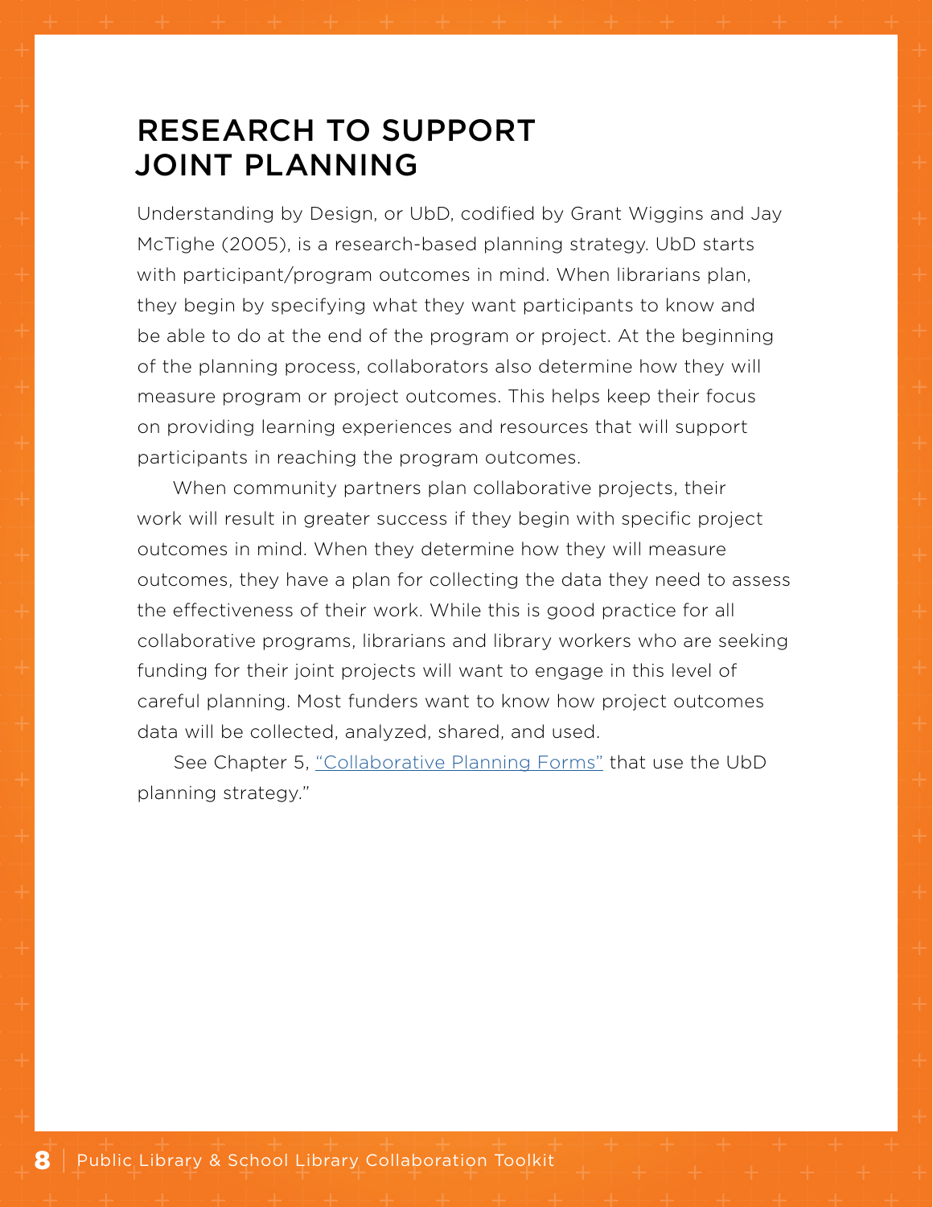# RESEARCH TO SUPPORT JOINT PLANNING

Understanding by Design, or UbD, codified by Grant Wiggins and Jay McTighe (2005), is a research-based planning strategy. UbD starts with participant/program outcomes in mind. When librarians plan, they begin by specifying what they want participants to know and be able to do at the end of the program or project. At the beginning of the planning process, collaborators also determine how they will measure program or project outcomes. This helps keep their focus on providing learning experiences and resources that will support participants in reaching the program outcomes.

When community partners plan collaborative projects, their work will result in greater success if they begin with specific project outcomes in mind. When they determine how they will measure outcomes, they have a plan for collecting the data they need to assess the effectiveness of their work. While this is good practice for all collaborative programs, librarians and library workers who are seeking funding for their joint projects will want to engage in this level of careful planning. Most funders want to know how project outcomes data will be collected, analyzed, shared, and used.

See Chapter 5, "Collaborative Planning Forms" that use the UbD planning strategy."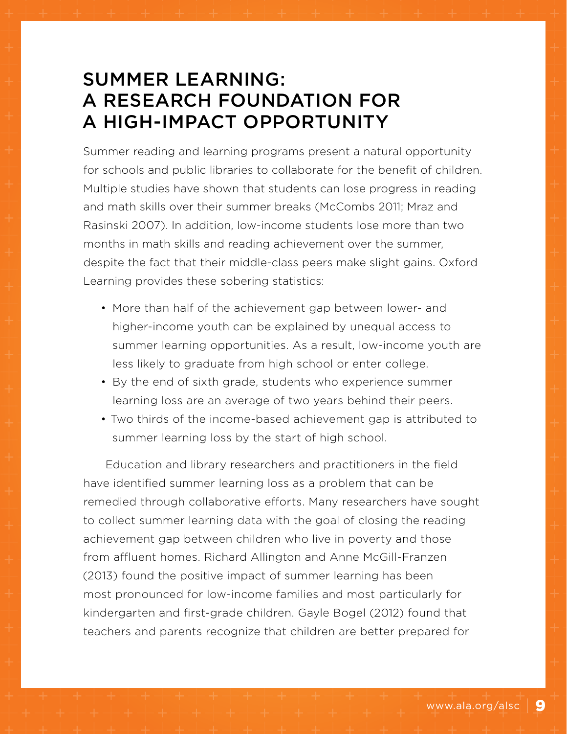# SUMMER LEARNING: A RESEARCH FOUNDATION FOR A HIGH-IMPACT OPPORTUNITY

Summer reading and learning programs present a natural opportunity for schools and public libraries to collaborate for the benefit of children. Multiple studies have shown that students can lose progress in reading and math skills over their summer breaks (McCombs 2011; Mraz and Rasinski 2007). In addition, low-income students lose more than two months in math skills and reading achievement over the summer, despite the fact that their middle-class peers make slight gains. Oxford Learning provides these sobering statistics:

- More than half of the achievement gap between lower- and higher-income youth can be explained by unequal access to summer learning opportunities. As a result, low-income youth are less likely to graduate from high school or enter college.
- By the end of sixth grade, students who experience summer learning loss are an average of two years behind their peers.
- Two thirds of the income-based achievement gap is attributed to summer learning loss by the start of high school.

Education and library researchers and practitioners in the field have identified summer learning loss as a problem that can be remedied through collaborative efforts. Many researchers have sought to collect summer learning data with the goal of closing the reading achievement gap between children who live in poverty and those from affluent homes. Richard Allington and Anne McGill-Franzen (2013) found the positive impact of summer learning has been most pronounced for low-income families and most particularly for kindergarten and first-grade children. Gayle Bogel (2012) found that teachers and parents recognize that children are better prepared for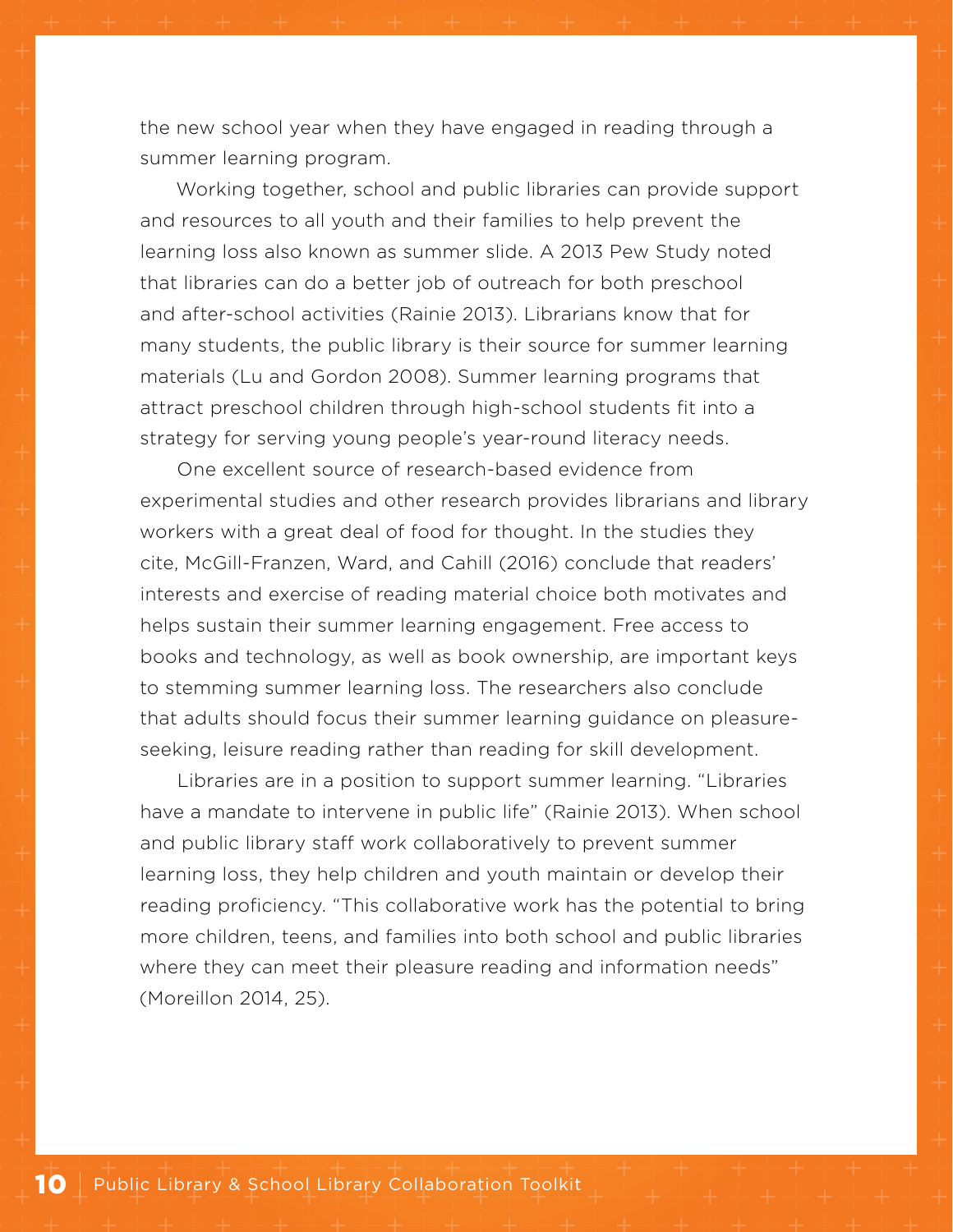the new school year when they have engaged in reading through a summer learning program.

Working together, school and public libraries can provide support and resources to all youth and their families to help prevent the learning loss also known as summer slide. A 2013 Pew Study noted that libraries can do a better job of outreach for both preschool and after-school activities (Rainie 2013). Librarians know that for many students, the public library is their source for summer learning materials (Lu and Gordon 2008). Summer learning programs that attract preschool children through high-school students fit into a strategy for serving young people's year-round literacy needs.

One excellent source of research-based evidence from experimental studies and other research provides librarians and library workers with a great deal of food for thought. In the studies they cite, McGill-Franzen, Ward, and Cahill (2016) conclude that readers' interests and exercise of reading material choice both motivates and helps sustain their summer learning engagement. Free access to books and technology, as well as book ownership, are important keys to stemming summer learning loss. The researchers also conclude that adults should focus their summer learning guidance on pleasure-seeking, leisure reading rather than reading for skill development.

Libraries are in a position to support summer learning. "Libraries have a mandate to intervene in public life" (Rainie 2013). When school and public library staff work collaboratively to prevent summer learning loss, they help children and youth maintain or develop their reading proficiency. "This collaborative work has the potential to bring more children, teens, and families into both school and public libraries where they can meet their pleasure reading and information needs" (Moreillon 2014, 25).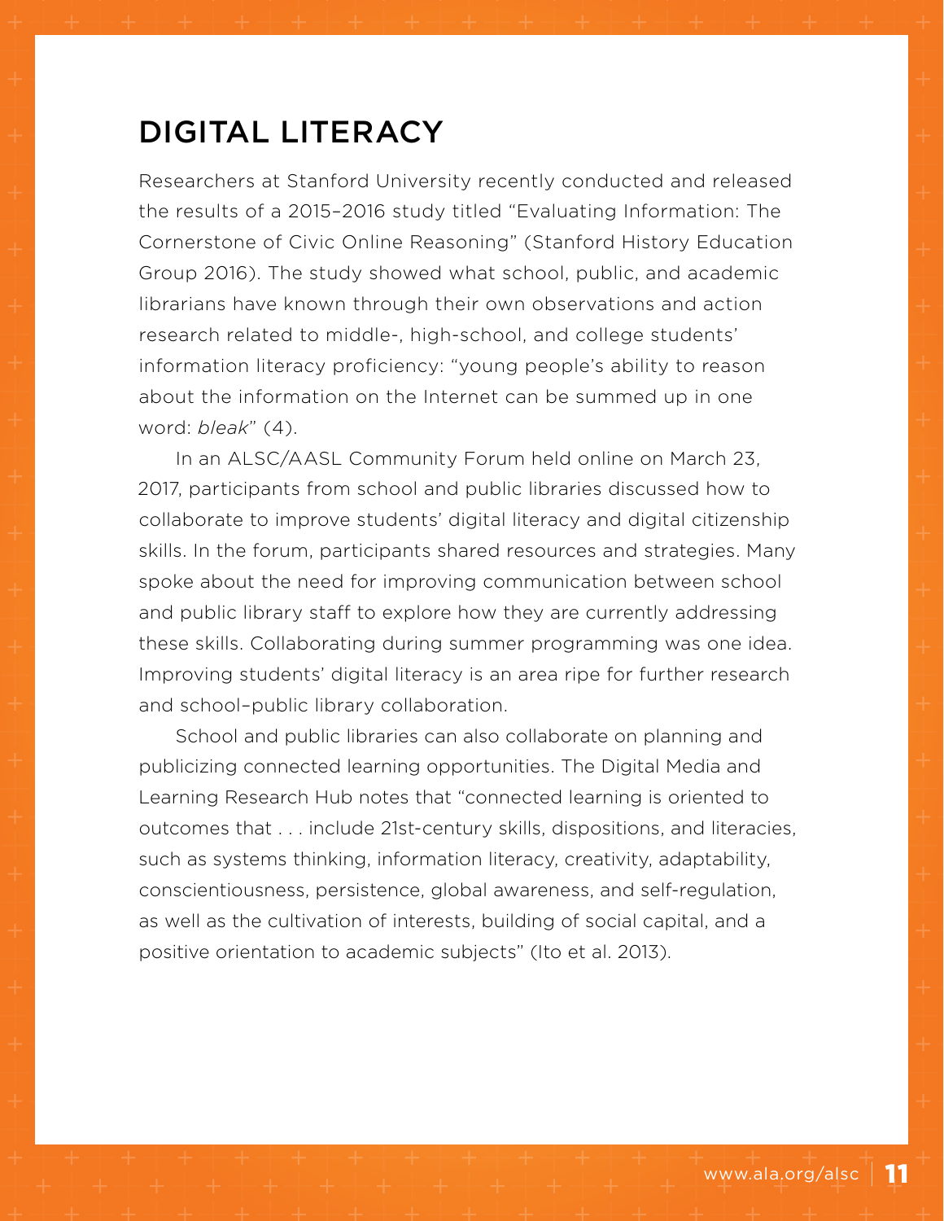## DIGITAL LITERACY

Researchers at Stanford University recently conducted and released the results of a 2015–2016 study titled "Evaluating Information: The Cornerstone of Civic Online Reasoning" (Stanford History Education Group 2016). The study showed what school, public, and academic librarians have known through their own observations and action research related to middle-, high-school, and college students' information literacy proficiency: "young people's ability to reason about the information on the Internet can be summed up in one word: *bleak*" (4).

In an ALSC/AASL Community Forum held online on March 23, 2017, participants from school and public libraries discussed how to collaborate to improve students' digital literacy and digital citizenship skills. In the forum, participants shared resources and strategies. Many spoke about the need for improving communication between school and public library staff to explore how they are currently addressing these skills. Collaborating during summer programming was one idea. Improving students' digital literacy is an area ripe for further research and school–public library collaboration.

School and public libraries can also collaborate on planning and publicizing connected learning opportunities. The Digital Media and Learning Research Hub notes that "connected learning is oriented to outcomes that . . . include 21st-century skills, dispositions, and literacies, such as systems thinking, information literacy, creativity, adaptability, conscientiousness, persistence, global awareness, and self-regulation, as well as the cultivation of interests, building of social capital, and a positive orientation to academic subjects" (Ito et al. 2013).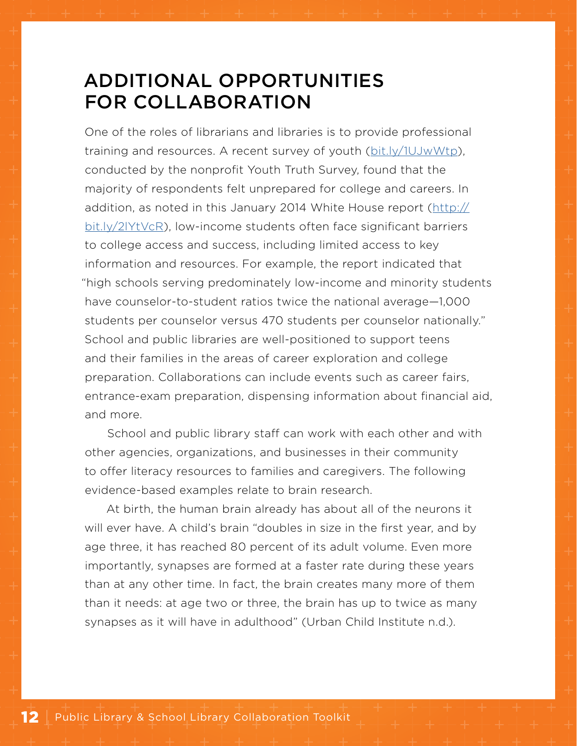## ADDITIONAL OPPORTUNITIES FOR COLLABORATION

One of the roles of librarians and libraries is to provide professional training and resources. A recent survey of youth (bit.ly/1UJwWtp), conducted by the nonprofit Youth Truth Survey, found that the majority of respondents felt unprepared for college and careers. In addition, as noted in this January 2014 White House report (http://bit.ly/2lYtVcR), low-income students often face significant barriers to college access and success, including limited access to key information and resources. For example, the report indicated that "high schools serving predominately low-income and minority students have counselor-to-student ratios twice the national average—1,000 students per counselor versus 470 students per counselor nationally." School and public libraries are well-positioned to support teens and their families in the areas of career exploration and college preparation. Collaborations can include events such as career fairs, entrance-exam preparation, dispensing information about financial aid, and more.

School and public library staff can work with each other and with other agencies, organizations, and businesses in their community to offer literacy resources to families and caregivers. The following evidence-based examples relate to brain research.

At birth, the human brain already has about all of the neurons it will ever have. A child's brain "doubles in size in the first year, and by age three, it has reached 80 percent of its adult volume. Even more importantly, synapses are formed at a faster rate during these years than at any other time. In fact, the brain creates many more of them than it needs: at age two or three, the brain has up to twice as many synapses as it will have in adulthood" (Urban Child Institute n.d.).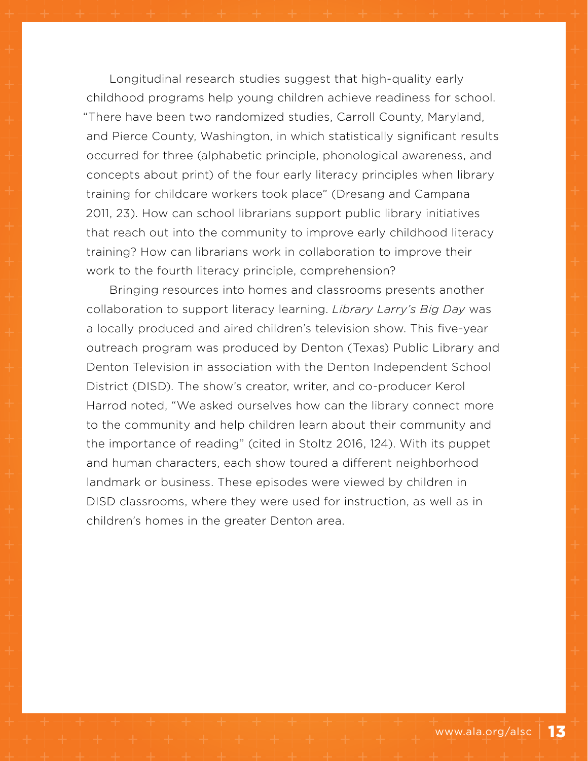Longitudinal research studies suggest that high-quality early childhood programs help young children achieve readiness for school. "There have been two randomized studies, Carroll County, Maryland, and Pierce County, Washington, in which statistically significant results occurred for three (alphabetic principle, phonological awareness, and concepts about print) of the four early literacy principles when library training for childcare workers took place" (Dresang and Campana 2011, 23). How can school librarians support public library initiatives that reach out into the community to improve early childhood literacy training? How can librarians work in collaboration to improve their work to the fourth literacy principle, comprehension?

Bringing resources into homes and classrooms presents another collaboration to support literacy learning. *Library Larry's Big Day* was a locally produced and aired children's television show. This five-year outreach program was produced by Denton (Texas) Public Library and Denton Television in association with the Denton Independent School District (DISD). The show's creator, writer, and co-producer Kerol Harrod noted, "We asked ourselves how can the library connect more to the community and help children learn about their community and the importance of reading" (cited in Stoltz 2016, 124). With its puppet and human characters, each show toured a different neighborhood landmark or business. These episodes were viewed by children in DISD classrooms, where they were used for instruction, as well as in children's homes in the greater Denton area.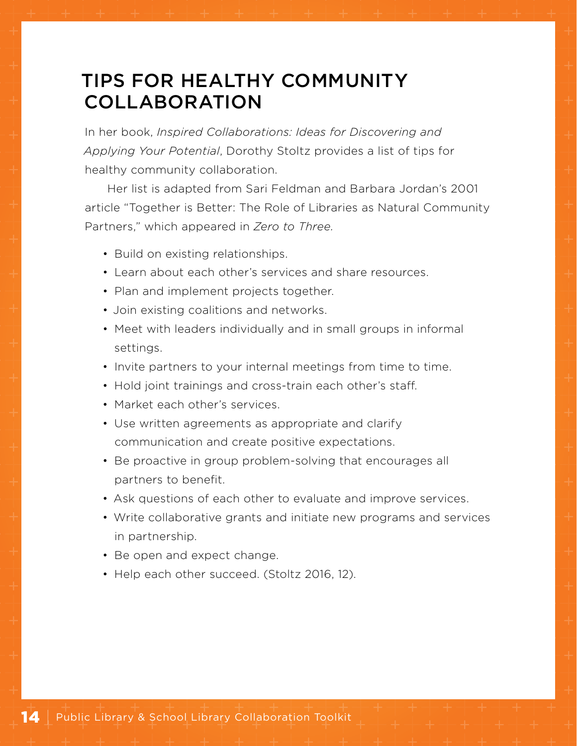# TIPS FOR HEALTHY COMMUNITY COLLABORATION

In her book, *Inspired Collaborations: Ideas for Discovering and Applying Your Potential*, Dorothy Stoltz provides a list of tips for healthy community collaboration.

Her list is adapted from Sari Feldman and Barbara Jordan's 2001 article "Together is Better: The Role of Libraries as Natural Community Partners," which appeared in *Zero to Three.*

- Build on existing relationships.
- Learn about each other's services and share resources.
- Plan and implement projects together.
- Join existing coalitions and networks.
- Meet with leaders individually and in small groups in informal settings.
- Invite partners to your internal meetings from time to time.
- Hold joint trainings and cross-train each other's staff.
- Market each other's services.
- Use written agreements as appropriate and clarify communication and create positive expectations.
- Be proactive in group problem-solving that encourages all partners to benefit.
- Ask questions of each other to evaluate and improve services.
- Write collaborative grants and initiate new programs and services in partnership.
- Be open and expect change.
- Help each other succeed. (Stoltz 2016, 12).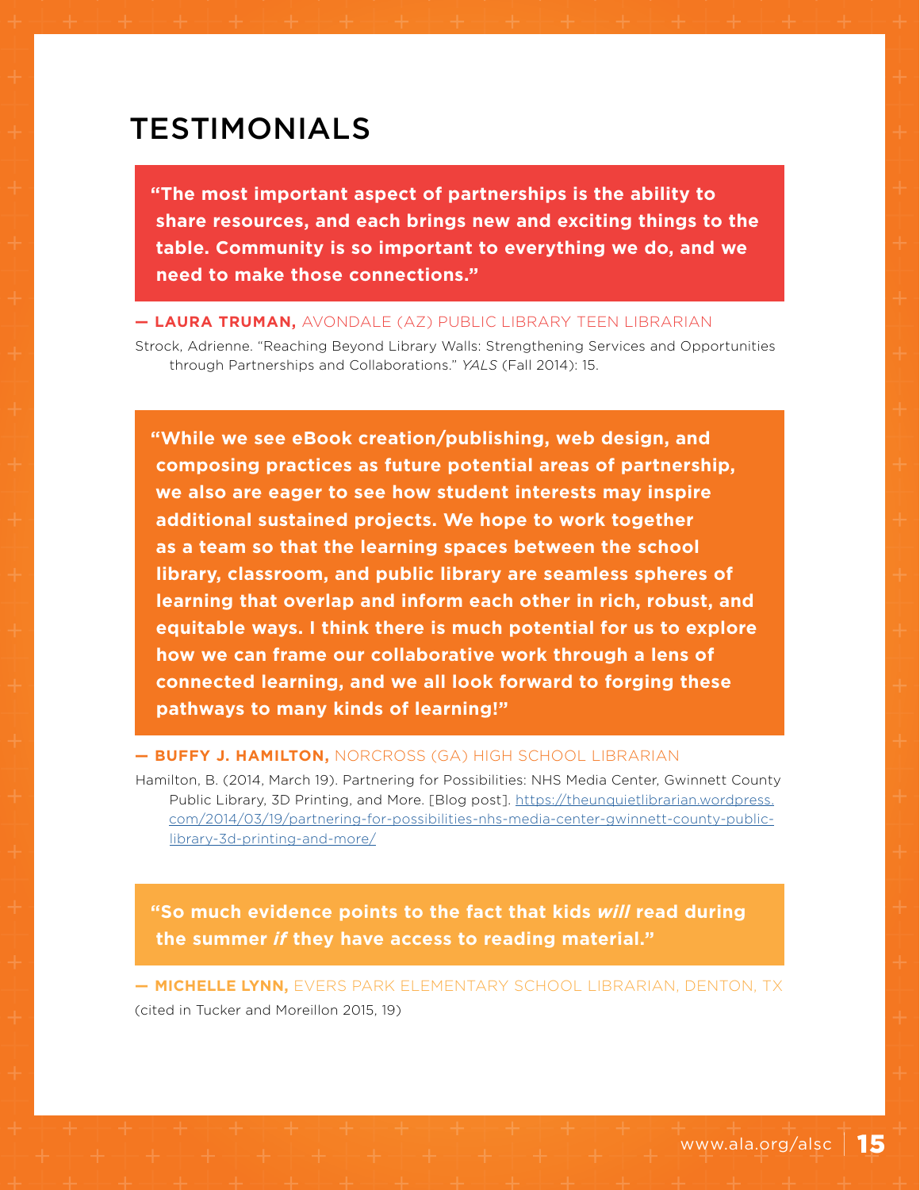# TESTIMONIALS

> **"The most important aspect of partnerships is the ability to share resources, and each brings new and exciting things to the table. Community is so important to everything we do, and we need to make those connections."**

**— LAURA TRUMAN,** AVONDALE (AZ) PUBLIC LIBRARY TEEN LIBRARIAN

Strock, Adrienne. "Reaching Beyond Library Walls: Strengthening Services and Opportunities through Partnerships and Collaborations." *YALS* (Fall 2014): 15.

> **"While we see eBook creation/publishing, web design, and composing practices as future potential areas of partnership, we also are eager to see how student interests may inspire additional sustained projects. We hope to work together as a team so that the learning spaces between the school library, classroom, and public library are seamless spheres of learning that overlap and inform each other in rich, robust, and equitable ways. I think there is much potential for us to explore how we can frame our collaborative work through a lens of connected learning, and we all look forward to forging these pathways to many kinds of learning!"**

**— BUFFY J. HAMILTON,** NORCROSS (GA) HIGH SCHOOL LIBRARIAN

Hamilton, B. (2014, March 19). Partnering for Possibilities: NHS Media Center, Gwinnett County Public Library, 3D Printing, and More. [Blog post]. https://theunquietlibrarian.wordpress.com/2014/03/19/partnering-for-possibilities-nhs-media-center-gwinnett-county-public-library-3d-printing-and-more/

> **"So much evidence points to the fact that kids *will* read during the summer *if* they have access to reading material."**

**— MICHELLE LYNN,** EVERS PARK ELEMENTARY SCHOOL LIBRARIAN, DENTON, TX

(cited in Tucker and Moreillon 2015, 19)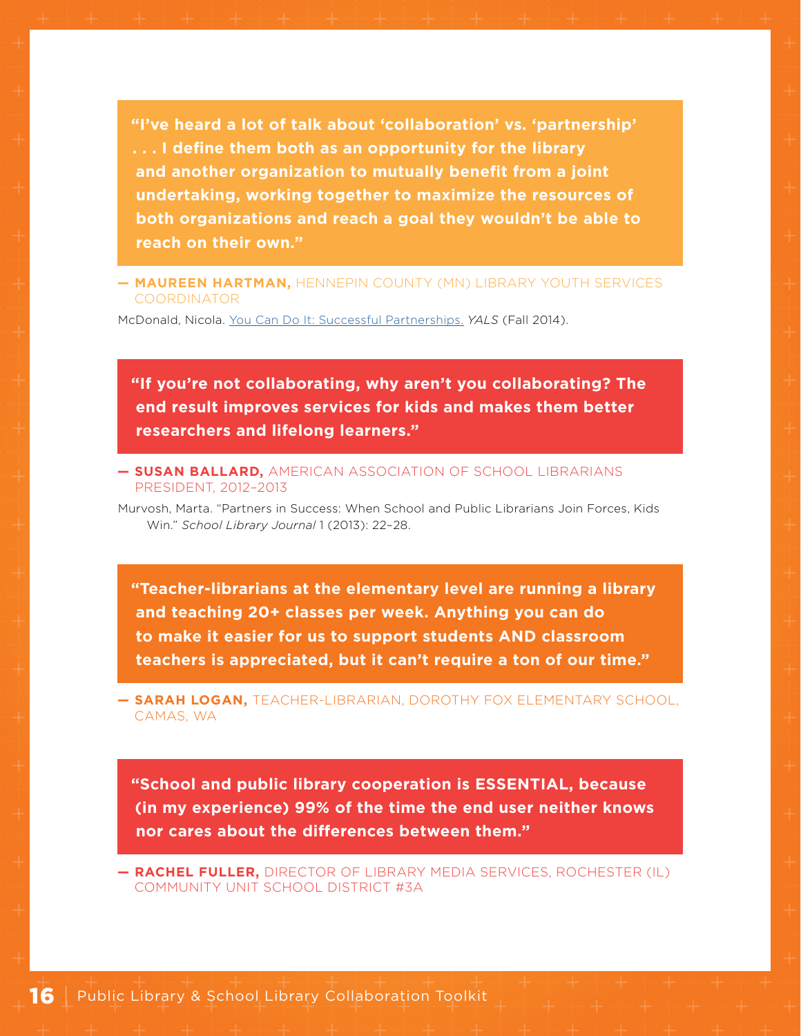> **"I've heard a lot of talk about 'collaboration' vs. 'partnership' . . . I define them both as an opportunity for the library and another organization to mutually benefit from a joint undertaking, working together to maximize the resources of both organizations and reach a goal they wouldn't be able to reach on their own."**

— **MAUREEN HARTMAN,** HENNEPIN COUNTY (MN) LIBRARY YOUTH SERVICES COORDINATOR

McDonald, Nicola. You Can Do It: Successful Partnerships. *YALS* (Fall 2014).

> **"If you're not collaborating, why aren't you collaborating? The end result improves services for kids and makes them better researchers and lifelong learners."**

— **SUSAN BALLARD,** AMERICAN ASSOCIATION OF SCHOOL LIBRARIANS PRESIDENT, 2012–2013

Murvosh, Marta. "Partners in Success: When School and Public Librarians Join Forces, Kids Win." *School Library Journal* 1 (2013): 22–28.

> **"Teacher-librarians at the elementary level are running a library and teaching 20+ classes per week. Anything you can do to make it easier for us to support students AND classroom teachers is appreciated, but it can't require a ton of our time."**

— **SARAH LOGAN,** TEACHER-LIBRARIAN, DOROTHY FOX ELEMENTARY SCHOOL, CAMAS, WA

> **"School and public library cooperation is ESSENTIAL, because (in my experience) 99% of the time the end user neither knows nor cares about the differences between them."**

— **RACHEL FULLER,** DIRECTOR OF LIBRARY MEDIA SERVICES, ROCHESTER (IL) COMMUNITY UNIT SCHOOL DISTRICT #3A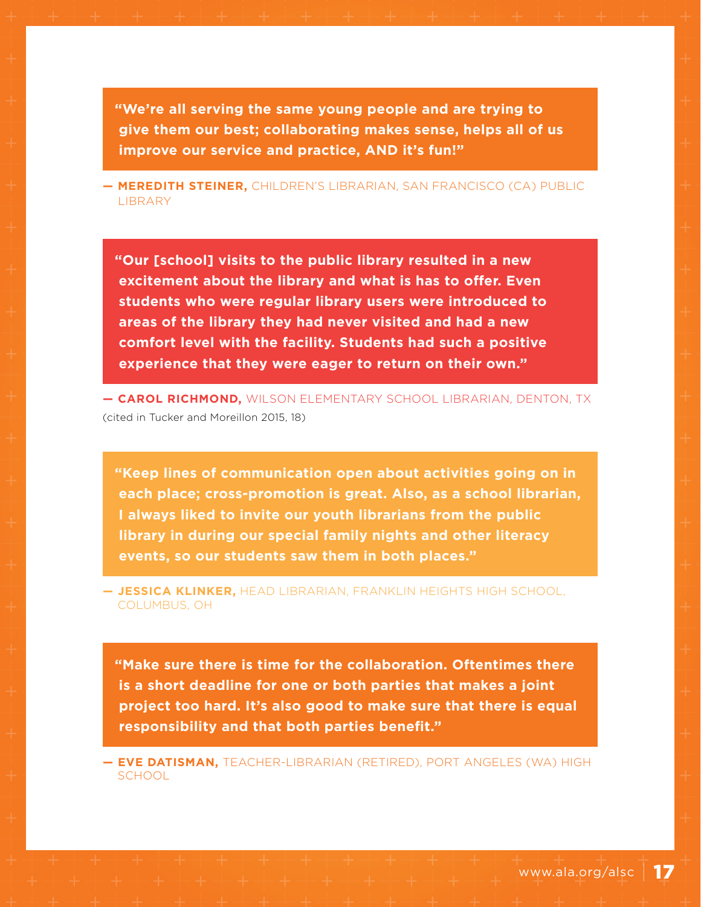**"We're all serving the same young people and are trying to give them our best; collaborating makes sense, helps all of us improve our service and practice, AND it's fun!"**

— **MEREDITH STEINER,** CHILDREN'S LIBRARIAN, SAN FRANCISCO (CA) PUBLIC LIBRARY

**"Our [school] visits to the public library resulted in a new excitement about the library and what is has to offer. Even students who were regular library users were introduced to areas of the library they had never visited and had a new comfort level with the facility. Students had such a positive experience that they were eager to return on their own."**

— **CAROL RICHMOND,** WILSON ELEMENTARY SCHOOL LIBRARIAN, DENTON, TX
(cited in Tucker and Moreillon 2015, 18)

**"Keep lines of communication open about activities going on in each place; cross-promotion is great. Also, as a school librarian, I always liked to invite our youth librarians from the public library in during our special family nights and other literacy events, so our students saw them in both places."**

— **JESSICA KLINKER,** HEAD LIBRARIAN, FRANKLIN HEIGHTS HIGH SCHOOL, COLUMBUS, OH

**"Make sure there is time for the collaboration. Oftentimes there is a short deadline for one or both parties that makes a joint project too hard. It's also good to make sure that there is equal responsibility and that both parties benefit."**

— **EVE DATISMAN,** TEACHER-LIBRARIAN (RETIRED), PORT ANGELES (WA) HIGH SCHOOL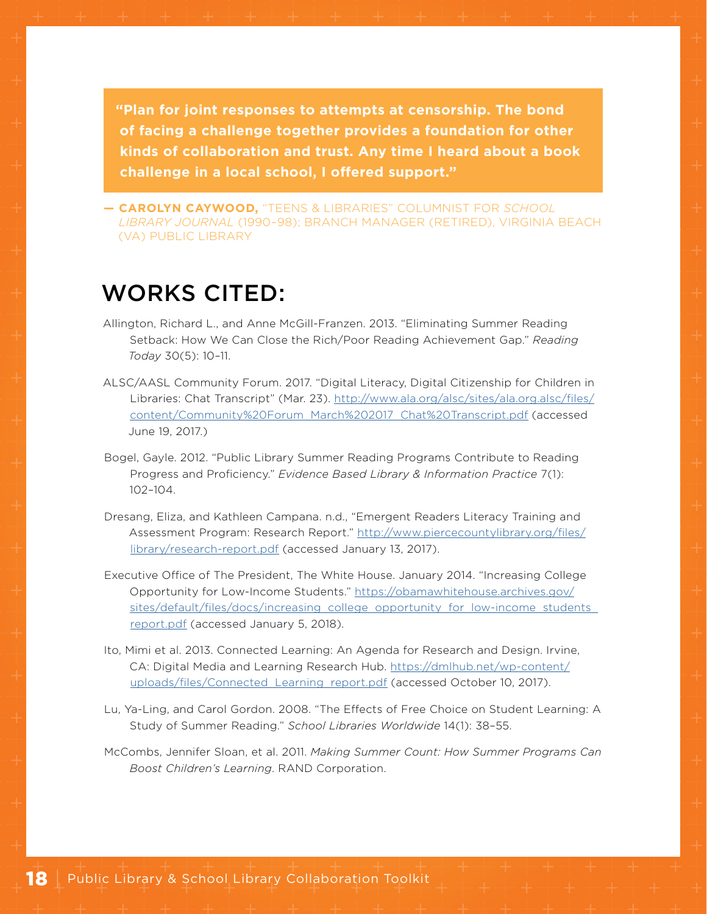> **"Plan for joint responses to attempts at censorship. The bond of facing a challenge together provides a foundation for other kinds of collaboration and trust. Any time I heard about a book challenge in a local school, I offered support."**

— **CAROLYN CAYWOOD,** "TEENS & LIBRARIES" COLUMNIST FOR *SCHOOL LIBRARY JOURNAL* (1990–98); BRANCH MANAGER (RETIRED), VIRGINIA BEACH (VA) PUBLIC LIBRARY

# WORKS CITED:

Allington, Richard L., and Anne McGill-Franzen. 2013. "Eliminating Summer Reading Setback: How We Can Close the Rich/Poor Reading Achievement Gap." *Reading Today* 30(5): 10–11.

ALSC/AASL Community Forum. 2017. "Digital Literacy, Digital Citizenship for Children in Libraries: Chat Transcript" (Mar. 23). http://www.ala.org/alsc/sites/ala.org.alsc/files/content/Community%20Forum_March%202017_Chat%20Transcript.pdf (accessed June 19, 2017.)

Bogel, Gayle. 2012. "Public Library Summer Reading Programs Contribute to Reading Progress and Proficiency." *Evidence Based Library & Information Practice* 7(1): 102–104.

Dresang, Eliza, and Kathleen Campana. n.d., "Emergent Readers Literacy Training and Assessment Program: Research Report." http://www.piercecountylibrary.org/files/library/research-report.pdf (accessed January 13, 2017).

Executive Office of The President, The White House. January 2014. "Increasing College Opportunity for Low-Income Students." https://obamawhitehouse.archives.gov/sites/default/files/docs/increasing_college_opportunity_for_low-income_students_report.pdf (accessed January 5, 2018).

Ito, Mimi et al. 2013. Connected Learning: An Agenda for Research and Design. Irvine, CA: Digital Media and Learning Research Hub. https://dmlhub.net/wp-content/uploads/files/Connected_Learning_report.pdf (accessed October 10, 2017).

Lu, Ya-Ling, and Carol Gordon. 2008. "The Effects of Free Choice on Student Learning: A Study of Summer Reading." *School Libraries Worldwide* 14(1): 38–55.

McCombs, Jennifer Sloan, et al. 2011. *Making Summer Count: How Summer Programs Can Boost Children's Learning*. RAND Corporation.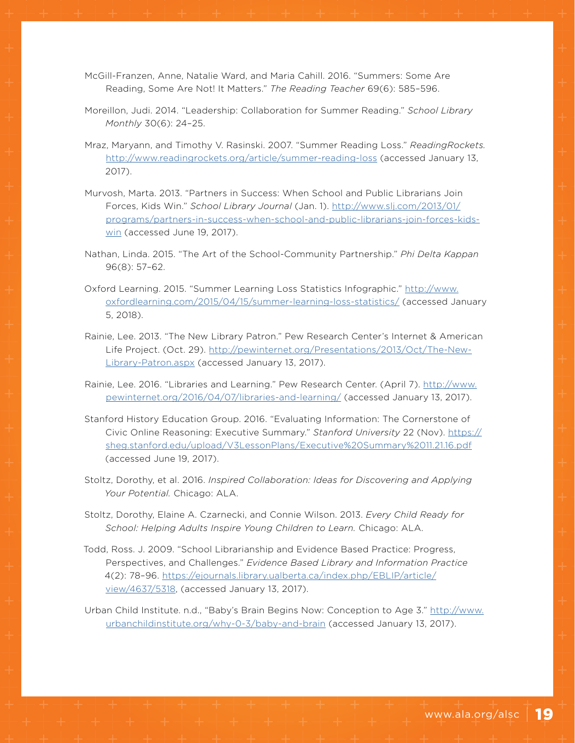McGill-Franzen, Anne, Natalie Ward, and Maria Cahill. 2016. "Summers: Some Are Reading, Some Are Not! It Matters." *The Reading Teacher* 69(6): 585–596.

Moreillon, Judi. 2014. "Leadership: Collaboration for Summer Reading." *School Library Monthly* 30(6): 24–25.

Mraz, Maryann, and Timothy V. Rasinski. 2007. "Summer Reading Loss." *ReadingRockets.* http://www.readingrockets.org/article/summer-reading-loss (accessed January 13, 2017).

Murvosh, Marta. 2013. "Partners in Success: When School and Public Librarians Join Forces, Kids Win." *School Library Journal* (Jan. 1). http://www.slj.com/2013/01/programs/partners-in-success-when-school-and-public-librarians-join-forces-kids-win (accessed June 19, 2017).

Nathan, Linda. 2015. "The Art of the School-Community Partnership." *Phi Delta Kappan* 96(8): 57–62.

Oxford Learning. 2015. "Summer Learning Loss Statistics Infographic." http://www.oxfordlearning.com/2015/04/15/summer-learning-loss-statistics/ (accessed January 5, 2018).

Rainie, Lee. 2013. "The New Library Patron." Pew Research Center's Internet & American Life Project. (Oct. 29). http://pewinternet.org/Presentations/2013/Oct/The-New-Library-Patron.aspx (accessed January 13, 2017).

Rainie, Lee. 2016. "Libraries and Learning." Pew Research Center. (April 7). http://www.pewinternet.org/2016/04/07/libraries-and-learning/ (accessed January 13, 2017).

Stanford History Education Group. 2016. "Evaluating Information: The Cornerstone of Civic Online Reasoning: Executive Summary." *Stanford University* 22 (Nov). https://sheg.stanford.edu/upload/V3LessonPlans/Executive%20Summary%2011.21.16.pdf (accessed June 19, 2017).

Stoltz, Dorothy, et al. 2016. *Inspired Collaboration: Ideas for Discovering and Applying Your Potential.* Chicago: ALA.

Stoltz, Dorothy, Elaine A. Czarnecki, and Connie Wilson. 2013. *Every Child Ready for School: Helping Adults Inspire Young Children to Learn.* Chicago: ALA.

Todd, Ross. J. 2009. "School Librarianship and Evidence Based Practice: Progress, Perspectives, and Challenges." *Evidence Based Library and Information Practice* 4(2): 78–96. https://ejournals.library.ualberta.ca/index.php/EBLIP/article/view/4637/5318, (accessed January 13, 2017).

Urban Child Institute. n.d., "Baby's Brain Begins Now: Conception to Age 3." http://www.urbanchildinstitute.org/why-0-3/baby-and-brain (accessed January 13, 2017).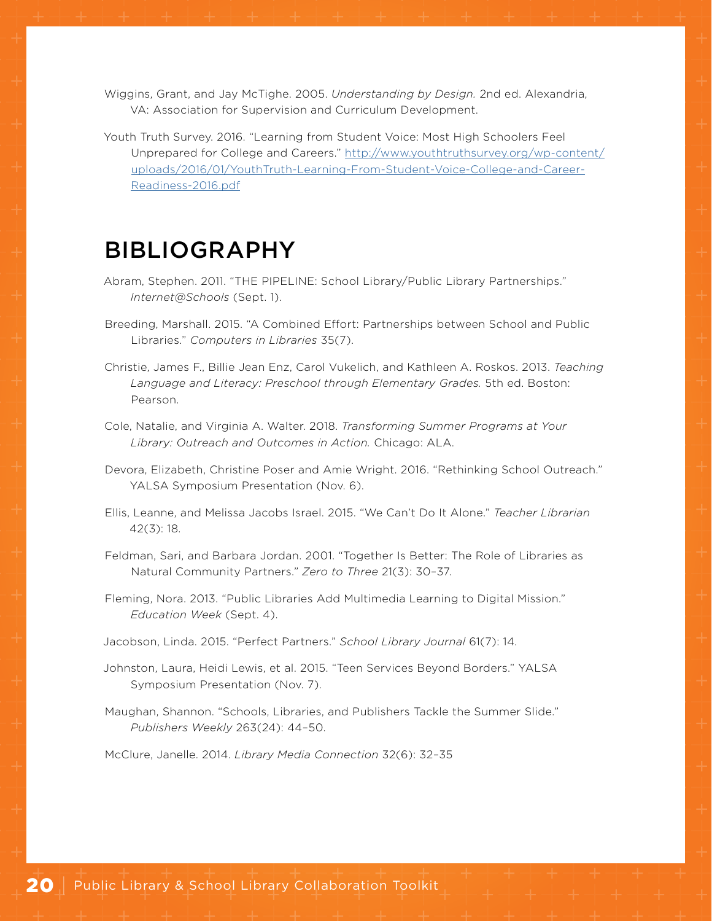Wiggins, Grant, and Jay McTighe. 2005. *Understanding by Design.* 2nd ed. Alexandria, VA: Association for Supervision and Curriculum Development.

Youth Truth Survey. 2016. "Learning from Student Voice: Most High Schoolers Feel Unprepared for College and Careers." http://www.youthtruthsurvey.org/wp-content/uploads/2016/01/YouthTruth-Learning-From-Student-Voice-College-and-Career-Readiness-2016.pdf

## BIBLIOGRAPHY

Abram, Stephen. 2011. "THE PIPELINE: School Library/Public Library Partnerships." *Internet@Schools* (Sept. 1).

Breeding, Marshall. 2015. "A Combined Effort: Partnerships between School and Public Libraries." *Computers in Libraries* 35(7).

Christie, James F., Billie Jean Enz, Carol Vukelich, and Kathleen A. Roskos. 2013. *Teaching Language and Literacy: Preschool through Elementary Grades.* 5th ed. Boston: Pearson.

Cole, Natalie, and Virginia A. Walter. 2018. *Transforming Summer Programs at Your Library: Outreach and Outcomes in Action.* Chicago: ALA.

Devora, Elizabeth, Christine Poser and Amie Wright. 2016. "Rethinking School Outreach." YALSA Symposium Presentation (Nov. 6).

Ellis, Leanne, and Melissa Jacobs Israel. 2015. "We Can't Do It Alone." *Teacher Librarian* 42(3): 18.

Feldman, Sari, and Barbara Jordan. 2001. "Together Is Better: The Role of Libraries as Natural Community Partners." *Zero to Three* 21(3): 30–37.

Fleming, Nora. 2013. "Public Libraries Add Multimedia Learning to Digital Mission." *Education Week* (Sept. 4).

Jacobson, Linda. 2015. "Perfect Partners." *School Library Journal* 61(7): 14.

Johnston, Laura, Heidi Lewis, et al. 2015. "Teen Services Beyond Borders." YALSA Symposium Presentation (Nov. 7).

Maughan, Shannon. "Schools, Libraries, and Publishers Tackle the Summer Slide." *Publishers Weekly* 263(24): 44–50.

McClure, Janelle. 2014. *Library Media Connection* 32(6): 32–35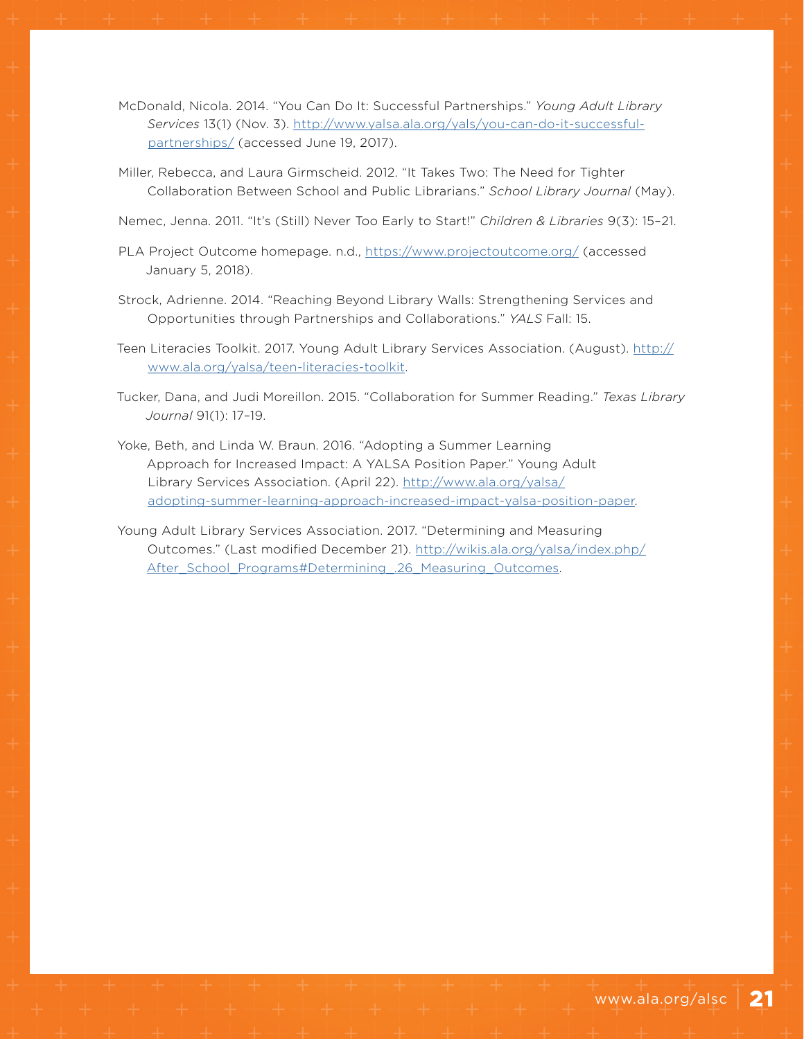McDonald, Nicola. 2014. "You Can Do It: Successful Partnerships." *Young Adult Library Services* 13(1) (Nov. 3). http://www.yalsa.ala.org/yals/you-can-do-it-successful-partnerships/ (accessed June 19, 2017).

Miller, Rebecca, and Laura Girmscheid. 2012. "It Takes Two: The Need for Tighter Collaboration Between School and Public Librarians." *School Library Journal* (May).

Nemec, Jenna. 2011. "It's (Still) Never Too Early to Start!" *Children & Libraries* 9(3): 15–21.

PLA Project Outcome homepage. n.d., https://www.projectoutcome.org/ (accessed January 5, 2018).

Strock, Adrienne. 2014. "Reaching Beyond Library Walls: Strengthening Services and Opportunities through Partnerships and Collaborations." *YALS* Fall: 15.

Teen Literacies Toolkit. 2017. Young Adult Library Services Association. (August). http://www.ala.org/yalsa/teen-literacies-toolkit.

Tucker, Dana, and Judi Moreillon. 2015. "Collaboration for Summer Reading." *Texas Library Journal* 91(1): 17–19.

Yoke, Beth, and Linda W. Braun. 2016. "Adopting a Summer Learning Approach for Increased Impact: A YALSA Position Paper." Young Adult Library Services Association. (April 22). http://www.ala.org/yalsa/adopting-summer-learning-approach-increased-impact-yalsa-position-paper.

Young Adult Library Services Association. 2017. "Determining and Measuring Outcomes." (Last modified December 21). http://wikis.ala.org/yalsa/index.php/After_School_Programs#Determining_.26_Measuring_Outcomes.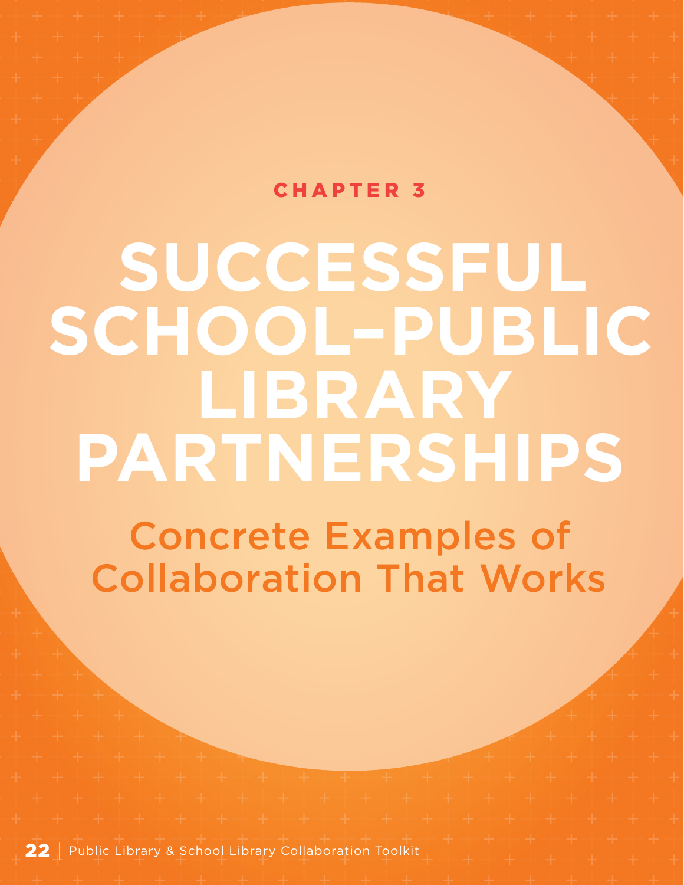CHAPTER 3

# SUCCESSFUL SCHOOL–PUBLIC LIBRARY PARTNERSHIPS

## Concrete Examples of Collaboration That Works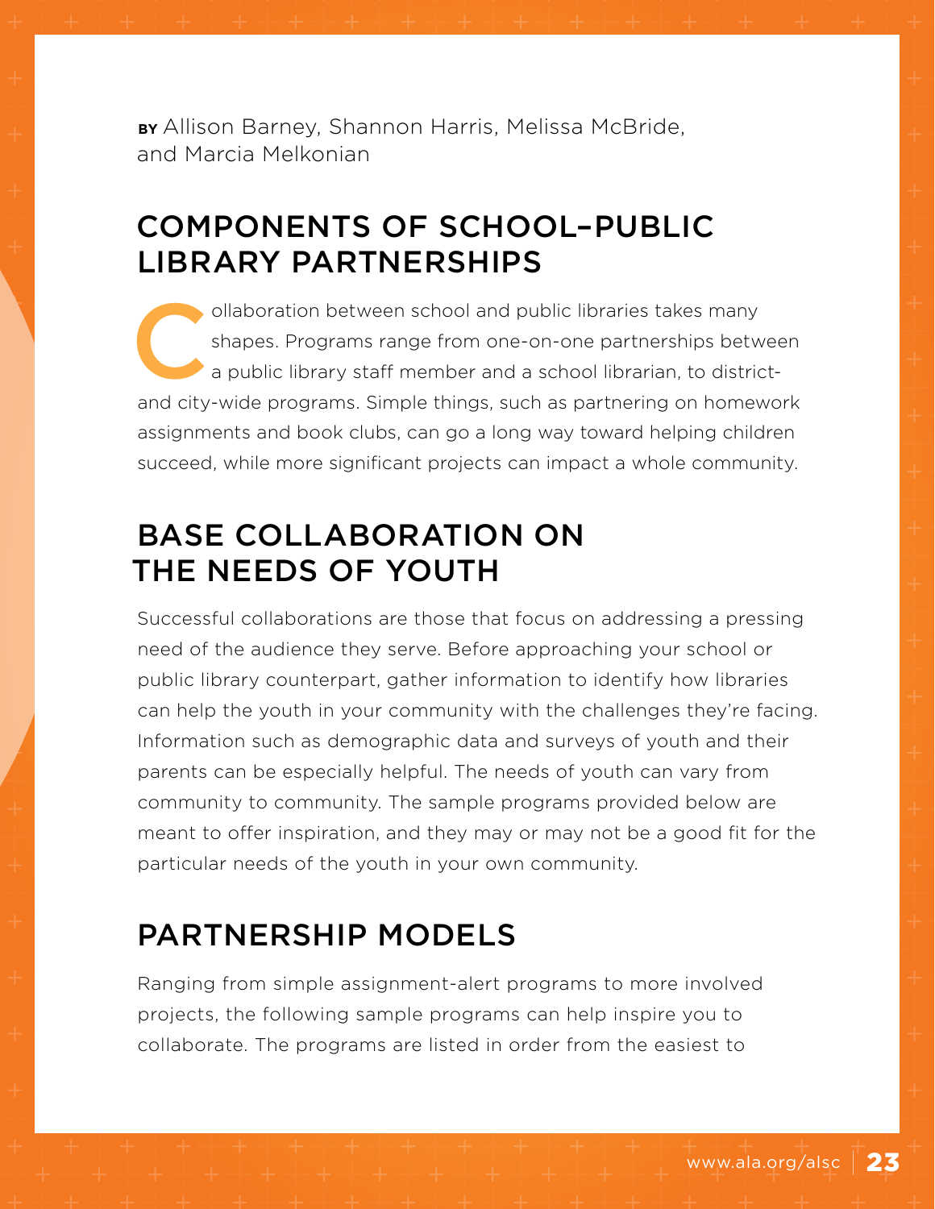**BY** Allison Barney, Shannon Harris, Melissa McBride, and Marcia Melkonian

## COMPONENTS OF SCHOOL–PUBLIC LIBRARY PARTNERSHIPS

Collaboration between school and public libraries takes many shapes. Programs range from one-on-one partnerships between a public library staff member and a school librarian, to district- and city-wide programs. Simple things, such as partnering on homework assignments and book clubs, can go a long way toward helping children succeed, while more significant projects can impact a whole community.

## BASE COLLABORATION ON THE NEEDS OF YOUTH

Successful collaborations are those that focus on addressing a pressing need of the audience they serve. Before approaching your school or public library counterpart, gather information to identify how libraries can help the youth in your community with the challenges they're facing. Information such as demographic data and surveys of youth and their parents can be especially helpful. The needs of youth can vary from community to community. The sample programs provided below are meant to offer inspiration, and they may or may not be a good fit for the particular needs of the youth in your own community.

## PARTNERSHIP MODELS

Ranging from simple assignment-alert programs to more involved projects, the following sample programs can help inspire you to collaborate. The programs are listed in order from the easiest to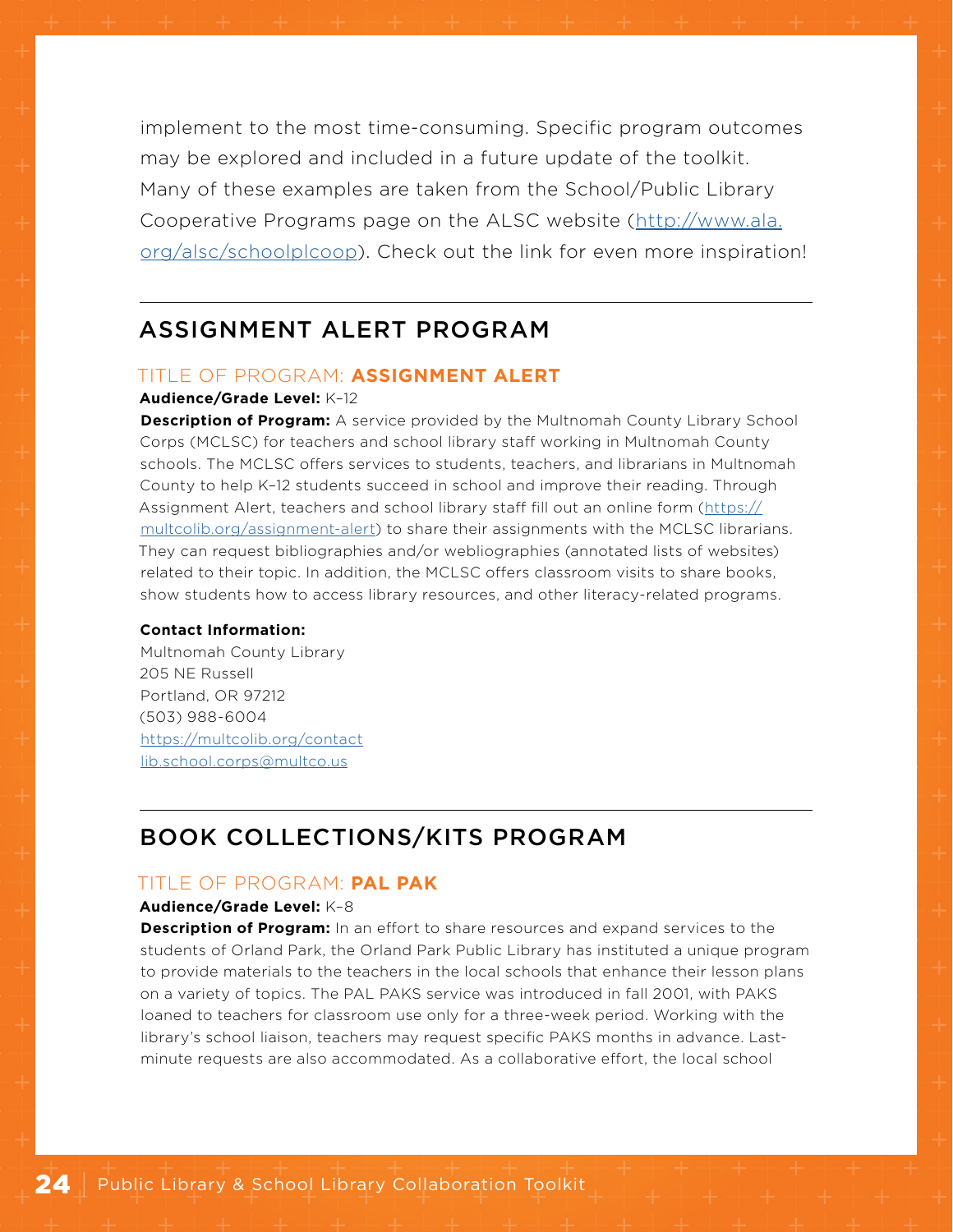implement to the most time-consuming. Specific program outcomes may be explored and included in a future update of the toolkit. Many of these examples are taken from the School/Public Library Cooperative Programs page on the ALSC website (http://www.ala.org/alsc/schoolplcoop). Check out the link for even more inspiration!

## ASSIGNMENT ALERT PROGRAM

### TITLE OF PROGRAM: **ASSIGNMENT ALERT**

**Audience/Grade Level:** K–12

**Description of Program:** A service provided by the Multnomah County Library School Corps (MCLSC) for teachers and school library staff working in Multnomah County schools. The MCLSC offers services to students, teachers, and librarians in Multnomah County to help K–12 students succeed in school and improve their reading. Through Assignment Alert, teachers and school library staff fill out an online form (https://multcolib.org/assignment-alert) to share their assignments with the MCLSC librarians. They can request bibliographies and/or webliographies (annotated lists of websites) related to their topic. In addition, the MCLSC offers classroom visits to share books, show students how to access library resources, and other literacy-related programs.

**Contact Information:**
Multnomah County Library
205 NE Russell
Portland, OR 97212
(503) 988-6004
https://multcolib.org/contact
lib.school.corps@multco.us

## BOOK COLLECTIONS/KITS PROGRAM

### TITLE OF PROGRAM: **PAL PAK**

**Audience/Grade Level:** K–8

**Description of Program:** In an effort to share resources and expand services to the students of Orland Park, the Orland Park Public Library has instituted a unique program to provide materials to the teachers in the local schools that enhance their lesson plans on a variety of topics. The PAL PAKS service was introduced in fall 2001, with PAKS loaned to teachers for classroom use only for a three-week period. Working with the library's school liaison, teachers may request specific PAKS months in advance. Last-minute requests are also accommodated. As a collaborative effort, the local school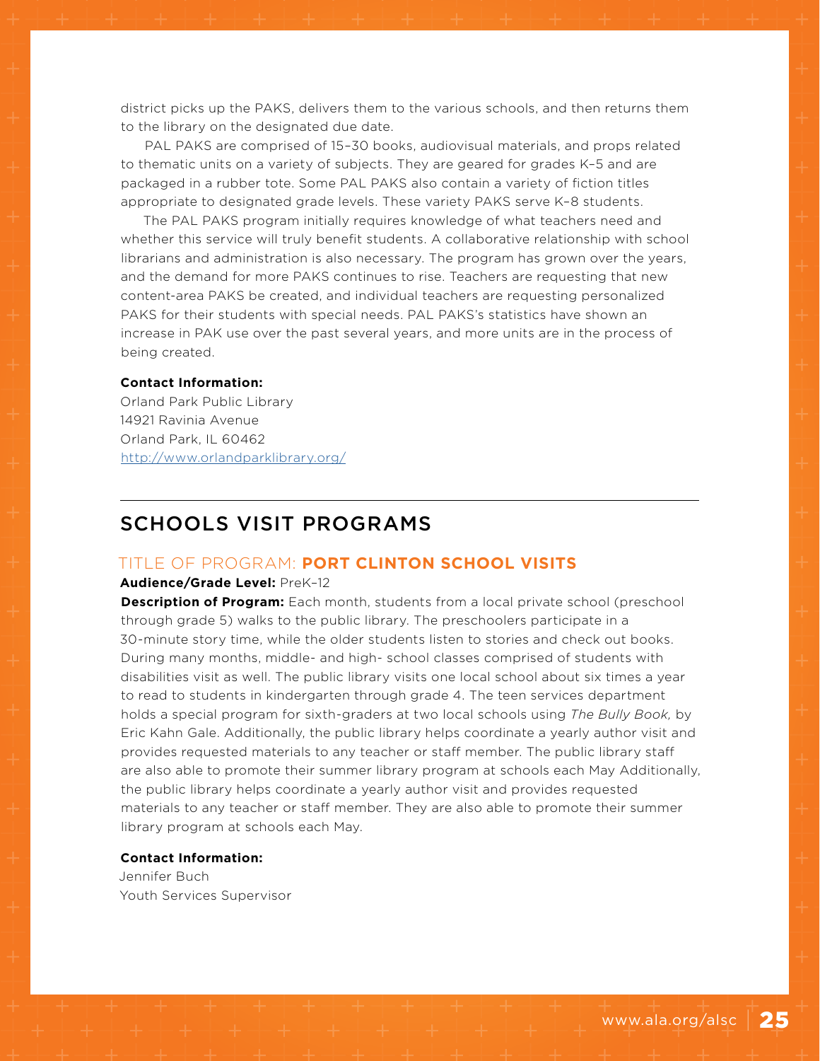district picks up the PAKS, delivers them to the various schools, and then returns them to the library on the designated due date.

PAL PAKS are comprised of 15–30 books, audiovisual materials, and props related to thematic units on a variety of subjects. They are geared for grades K–5 and are packaged in a rubber tote. Some PAL PAKS also contain a variety of fiction titles appropriate to designated grade levels. These variety PAKS serve K–8 students.

The PAL PAKS program initially requires knowledge of what teachers need and whether this service will truly benefit students. A collaborative relationship with school librarians and administration is also necessary. The program has grown over the years, and the demand for more PAKS continues to rise. Teachers are requesting that new content-area PAKS be created, and individual teachers are requesting personalized PAKS for their students with special needs. PAL PAKS's statistics have shown an increase in PAK use over the past several years, and more units are in the process of being created.

**Contact Information:**
Orland Park Public Library
14921 Ravinia Avenue
Orland Park, IL 60462
http://www.orlandparklibrary.org/

---

## SCHOOLS VISIT PROGRAMS

### TITLE OF PROGRAM: **PORT CLINTON SCHOOL VISITS**

**Audience/Grade Level:** PreK–12

**Description of Program:** Each month, students from a local private school (preschool through grade 5) walks to the public library. The preschoolers participate in a 30-minute story time, while the older students listen to stories and check out books. During many months, middle- and high- school classes comprised of students with disabilities visit as well. The public library visits one local school about six times a year to read to students in kindergarten through grade 4. The teen services department holds a special program for sixth-graders at two local schools using *The Bully Book,* by Eric Kahn Gale. Additionally, the public library helps coordinate a yearly author visit and provides requested materials to any teacher or staff member. The public library staff are also able to promote their summer library program at schools each May Additionally, the public library helps coordinate a yearly author visit and provides requested materials to any teacher or staff member. They are also able to promote their summer library program at schools each May.

**Contact Information:**
Jennifer Buch
Youth Services Supervisor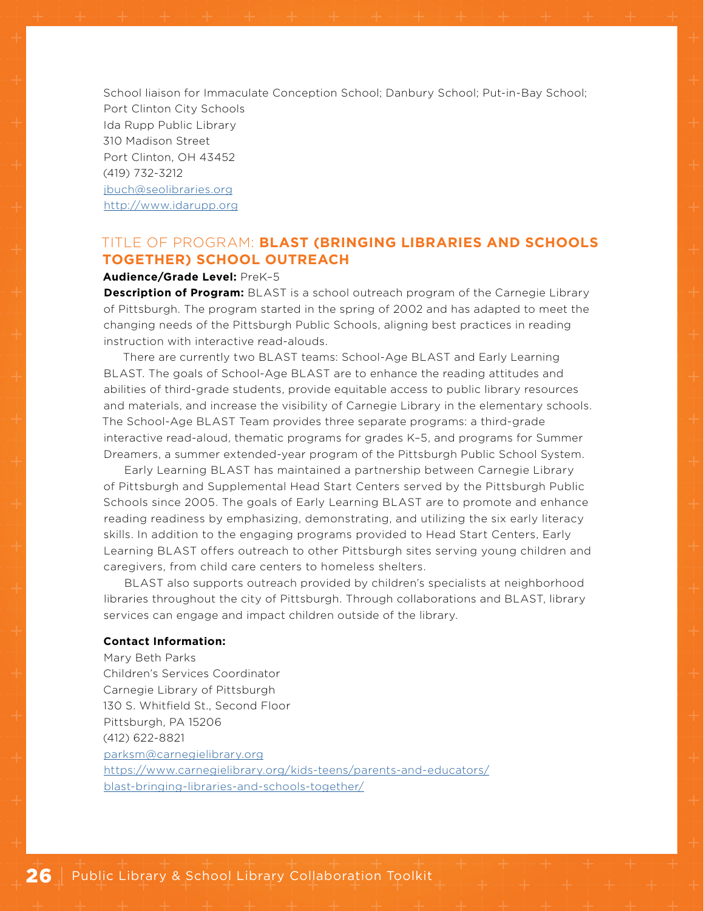School liaison for Immaculate Conception School; Danbury School; Put-in-Bay School; Port Clinton City Schools  
Ida Rupp Public Library  
310 Madison Street  
Port Clinton, OH 43452  
(419) 732-3212  
jbuch@seolibraries.org  
http://www.idarupp.org

## TITLE OF PROGRAM: **BLAST (BRINGING LIBRARIES AND SCHOOLS TOGETHER) SCHOOL OUTREACH**

**Audience/Grade Level:** PreK–5

**Description of Program:** BLAST is a school outreach program of the Carnegie Library of Pittsburgh. The program started in the spring of 2002 and has adapted to meet the changing needs of the Pittsburgh Public Schools, aligning best practices in reading instruction with interactive read-alouds.

There are currently two BLAST teams: School-Age BLAST and Early Learning BLAST. The goals of School-Age BLAST are to enhance the reading attitudes and abilities of third-grade students, provide equitable access to public library resources and materials, and increase the visibility of Carnegie Library in the elementary schools. The School-Age BLAST Team provides three separate programs: a third-grade interactive read-aloud, thematic programs for grades K–5, and programs for Summer Dreamers, a summer extended-year program of the Pittsburgh Public School System.

Early Learning BLAST has maintained a partnership between Carnegie Library of Pittsburgh and Supplemental Head Start Centers served by the Pittsburgh Public Schools since 2005. The goals of Early Learning BLAST are to promote and enhance reading readiness by emphasizing, demonstrating, and utilizing the six early literacy skills. In addition to the engaging programs provided to Head Start Centers, Early Learning BLAST offers outreach to other Pittsburgh sites serving young children and caregivers, from child care centers to homeless shelters.

BLAST also supports outreach provided by children's specialists at neighborhood libraries throughout the city of Pittsburgh. Through collaborations and BLAST, library services can engage and impact children outside of the library.

**Contact Information:**  
Mary Beth Parks  
Children's Services Coordinator  
Carnegie Library of Pittsburgh  
130 S. Whitfield St., Second Floor  
Pittsburgh, PA 15206  
(412) 622-8821  
parksm@carnegielibrary.org  
https://www.carnegielibrary.org/kids-teens/parents-and-educators/blast-bringing-libraries-and-schools-together/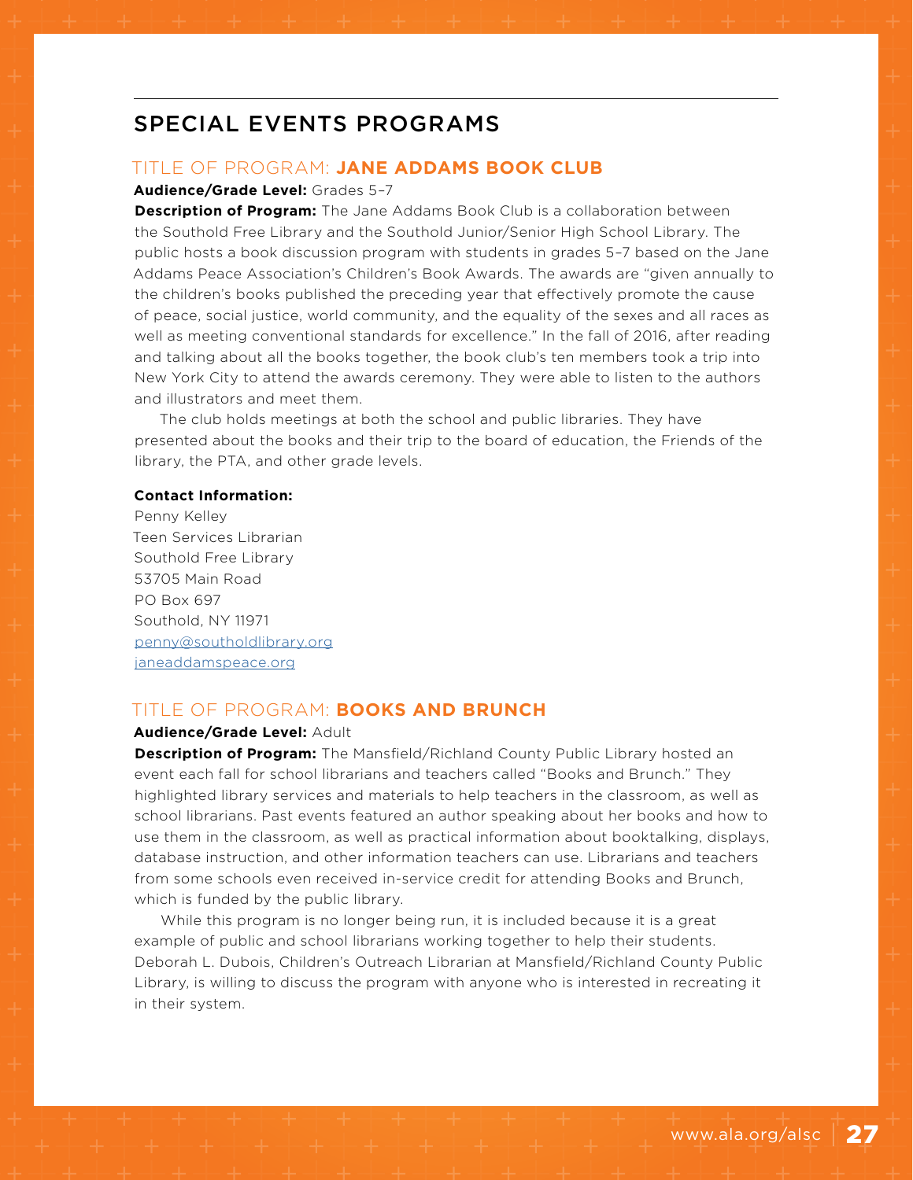## SPECIAL EVENTS PROGRAMS

### TITLE OF PROGRAM: **JANE ADDAMS BOOK CLUB**

**Audience/Grade Level:** Grades 5–7

**Description of Program:** The Jane Addams Book Club is a collaboration between the Southold Free Library and the Southold Junior/Senior High School Library. The public hosts a book discussion program with students in grades 5–7 based on the Jane Addams Peace Association's Children's Book Awards. The awards are "given annually to the children's books published the preceding year that effectively promote the cause of peace, social justice, world community, and the equality of the sexes and all races as well as meeting conventional standards for excellence." In the fall of 2016, after reading and talking about all the books together, the book club's ten members took a trip into New York City to attend the awards ceremony. They were able to listen to the authors and illustrators and meet them.

The club holds meetings at both the school and public libraries. They have presented about the books and their trip to the board of education, the Friends of the library, the PTA, and other grade levels.

**Contact Information:**

Penny Kelley
Teen Services Librarian
Southold Free Library
53705 Main Road
PO Box 697
Southold, NY 11971
penny@southoldlibrary.org
janeaddamspeace.org

### TITLE OF PROGRAM: **BOOKS AND BRUNCH**

**Audience/Grade Level:** Adult

**Description of Program:** The Mansfield/Richland County Public Library hosted an event each fall for school librarians and teachers called "Books and Brunch." They highlighted library services and materials to help teachers in the classroom, as well as school librarians. Past events featured an author speaking about her books and how to use them in the classroom, as well as practical information about booktalking, displays, database instruction, and other information teachers can use. Librarians and teachers from some schools even received in-service credit for attending Books and Brunch, which is funded by the public library.

While this program is no longer being run, it is included because it is a great example of public and school librarians working together to help their students. Deborah L. Dubois, Children's Outreach Librarian at Mansfield/Richland County Public Library, is willing to discuss the program with anyone who is interested in recreating it in their system.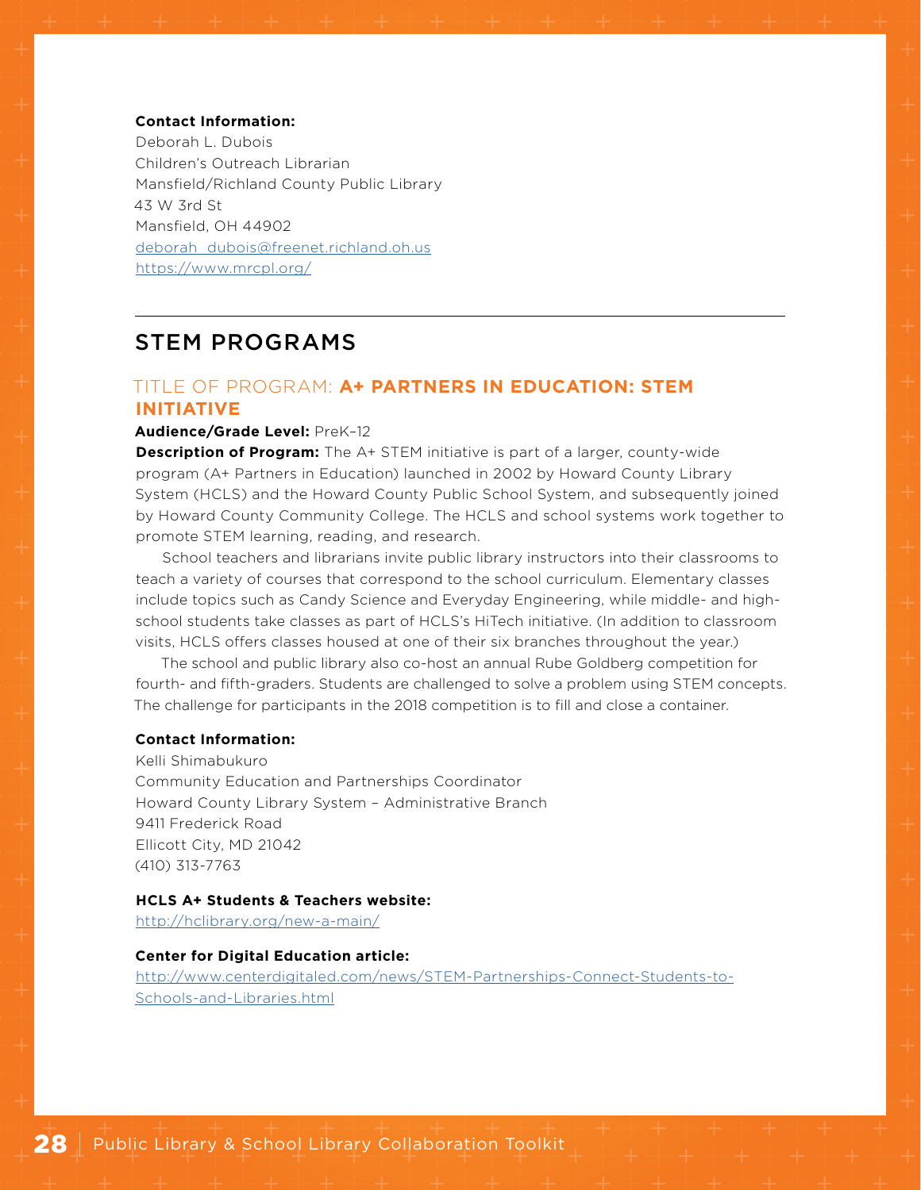**Contact Information:**
Deborah L. Dubois
Children's Outreach Librarian
Mansfield/Richland County Public Library
43 W 3rd St
Mansfield, OH 44902
deborah_dubois@freenet.richland.oh.us
https://www.mrcpl.org/

---

## STEM PROGRAMS

### TITLE OF PROGRAM: **A+ PARTNERS IN EDUCATION: STEM INITIATIVE**

**Audience/Grade Level:** PreK–12

**Description of Program:** The A+ STEM initiative is part of a larger, county-wide program (A+ Partners in Education) launched in 2002 by Howard County Library System (HCLS) and the Howard County Public School System, and subsequently joined by Howard County Community College. The HCLS and school systems work together to promote STEM learning, reading, and research.

School teachers and librarians invite public library instructors into their classrooms to teach a variety of courses that correspond to the school curriculum. Elementary classes include topics such as Candy Science and Everyday Engineering, while middle- and high-school students take classes as part of HCLS's HiTech initiative. (In addition to classroom visits, HCLS offers classes housed at one of their six branches throughout the year.)

The school and public library also co-host an annual Rube Goldberg competition for fourth- and fifth-graders. Students are challenged to solve a problem using STEM concepts. The challenge for participants in the 2018 competition is to fill and close a container.

**Contact Information:**
Kelli Shimabukuro
Community Education and Partnerships Coordinator
Howard County Library System – Administrative Branch
9411 Frederick Road
Ellicott City, MD 21042
(410) 313-7763

**HCLS A+ Students & Teachers website:**
http://hclibrary.org/new-a-main/

**Center for Digital Education article:**
http://www.centerdigitaled.com/news/STEM-Partnerships-Connect-Students-to-Schools-and-Libraries.html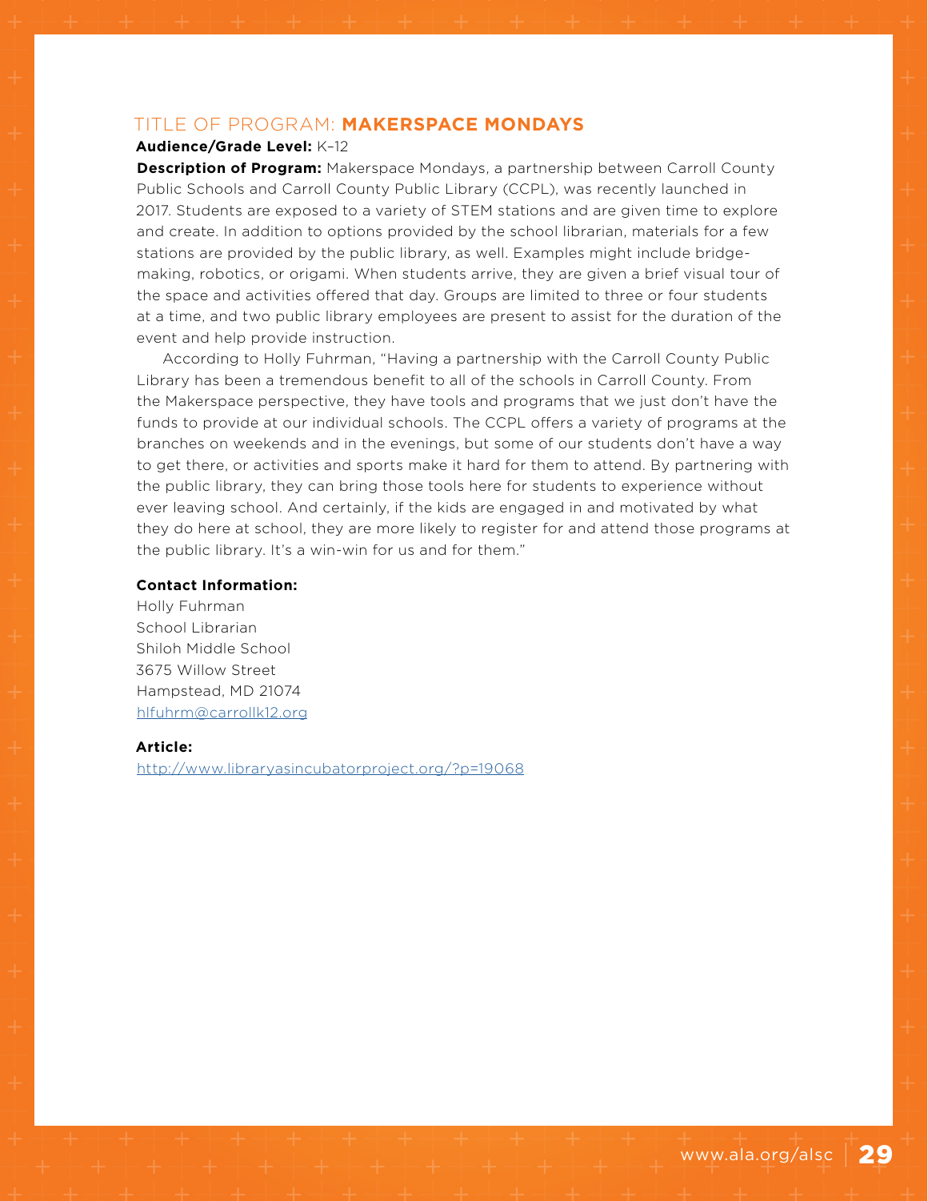## TITLE OF PROGRAM: **MAKERSPACE MONDAYS**

**Audience/Grade Level:** K–12

**Description of Program:** Makerspace Mondays, a partnership between Carroll County Public Schools and Carroll County Public Library (CCPL), was recently launched in 2017. Students are exposed to a variety of STEM stations and are given time to explore and create. In addition to options provided by the school librarian, materials for a few stations are provided by the public library, as well. Examples might include bridge-making, robotics, or origami. When students arrive, they are given a brief visual tour of the space and activities offered that day. Groups are limited to three or four students at a time, and two public library employees are present to assist for the duration of the event and help provide instruction.

According to Holly Fuhrman, "Having a partnership with the Carroll County Public Library has been a tremendous benefit to all of the schools in Carroll County. From the Makerspace perspective, they have tools and programs that we just don't have the funds to provide at our individual schools. The CCPL offers a variety of programs at the branches on weekends and in the evenings, but some of our students don't have a way to get there, or activities and sports make it hard for them to attend. By partnering with the public library, they can bring those tools here for students to experience without ever leaving school. And certainly, if the kids are engaged in and motivated by what they do here at school, they are more likely to register for and attend those programs at the public library. It's a win-win for us and for them."

**Contact Information:**

Holly Fuhrman
School Librarian
Shiloh Middle School
3675 Willow Street
Hampstead, MD 21074
hlfuhrm@carrollk12.org

**Article:**

http://www.libraryasincubatorproject.org/?p=19068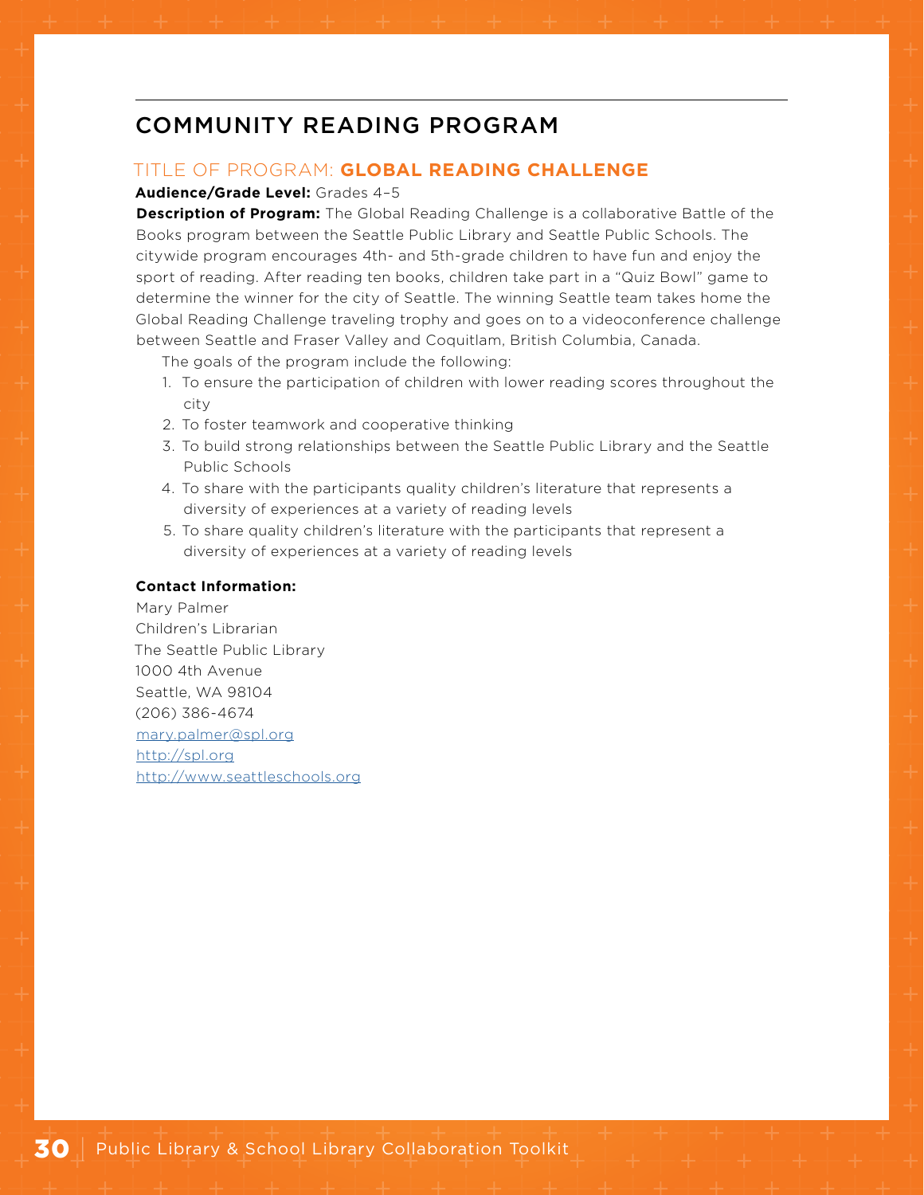## COMMUNITY READING PROGRAM

### TITLE OF PROGRAM: **GLOBAL READING CHALLENGE**

**Audience/Grade Level:** Grades 4–5

**Description of Program:** The Global Reading Challenge is a collaborative Battle of the Books program between the Seattle Public Library and Seattle Public Schools. The citywide program encourages 4th- and 5th-grade children to have fun and enjoy the sport of reading. After reading ten books, children take part in a "Quiz Bowl" game to determine the winner for the city of Seattle. The winning Seattle team takes home the Global Reading Challenge traveling trophy and goes on to a videoconference challenge between Seattle and Fraser Valley and Coquitlam, British Columbia, Canada.

The goals of the program include the following:

1. To ensure the participation of children with lower reading scores throughout the city
2. To foster teamwork and cooperative thinking
3. To build strong relationships between the Seattle Public Library and the Seattle Public Schools
4. To share with the participants quality children's literature that represents a diversity of experiences at a variety of reading levels
5. To share quality children's literature with the participants that represent a diversity of experiences at a variety of reading levels

**Contact Information:**

Mary Palmer
Children's Librarian
The Seattle Public Library
1000 4th Avenue
Seattle, WA 98104
(206) 386-4674
mary.palmer@spl.org
http://spl.org
http://www.seattleschools.org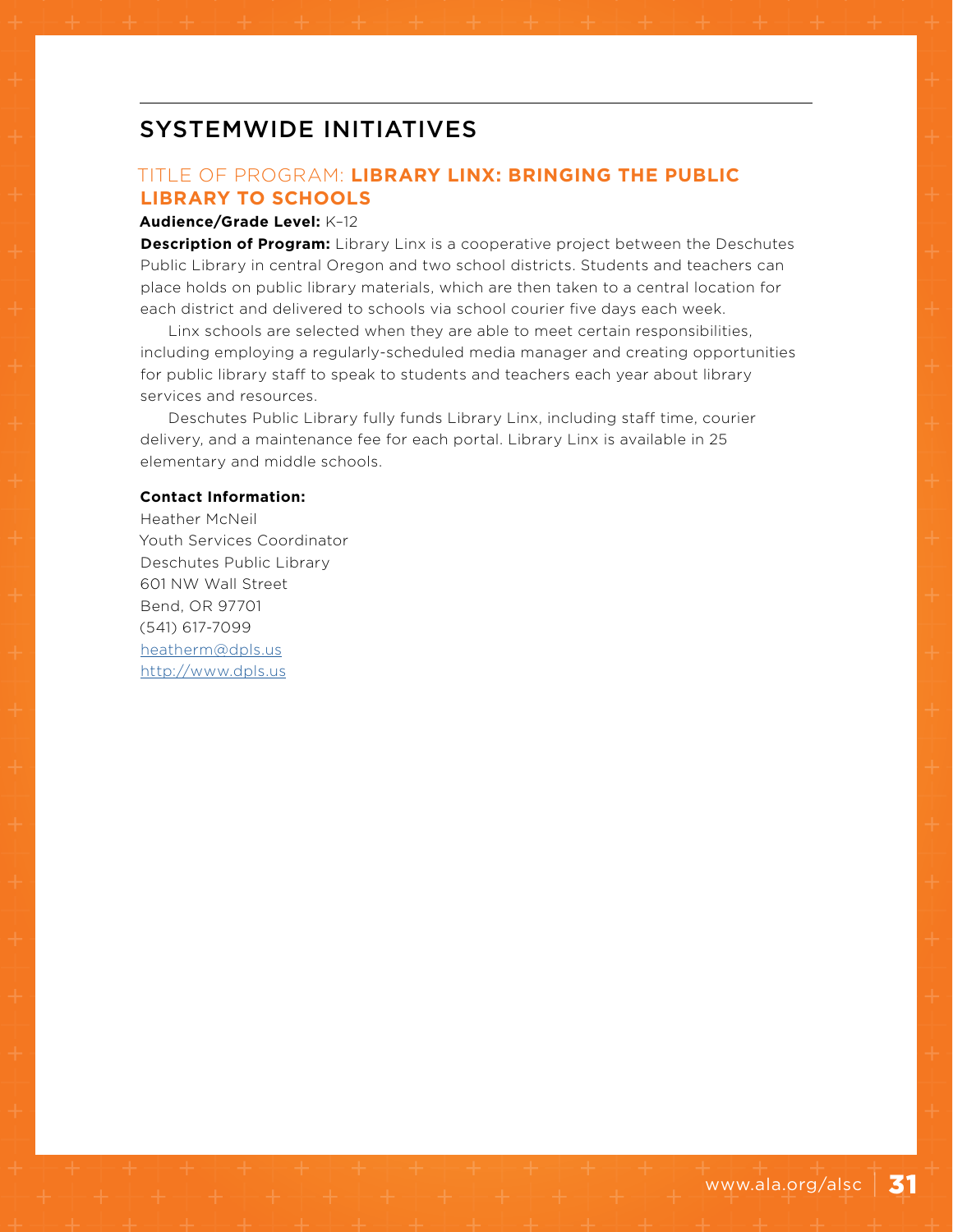## SYSTEMWIDE INITIATIVES

### TITLE OF PROGRAM: **LIBRARY LINX: BRINGING THE PUBLIC LIBRARY TO SCHOOLS**

**Audience/Grade Level:** K–12

**Description of Program:** Library Linx is a cooperative project between the Deschutes Public Library in central Oregon and two school districts. Students and teachers can place holds on public library materials, which are then taken to a central location for each district and delivered to schools via school courier five days each week.

Linx schools are selected when they are able to meet certain responsibilities, including employing a regularly-scheduled media manager and creating opportunities for public library staff to speak to students and teachers each year about library services and resources.

Deschutes Public Library fully funds Library Linx, including staff time, courier delivery, and a maintenance fee for each portal. Library Linx is available in 25 elementary and middle schools.

**Contact Information:**

Heather McNeil
Youth Services Coordinator
Deschutes Public Library
601 NW Wall Street
Bend, OR 97701
(541) 617-7099
heatherm@dpls.us
http://www.dpls.us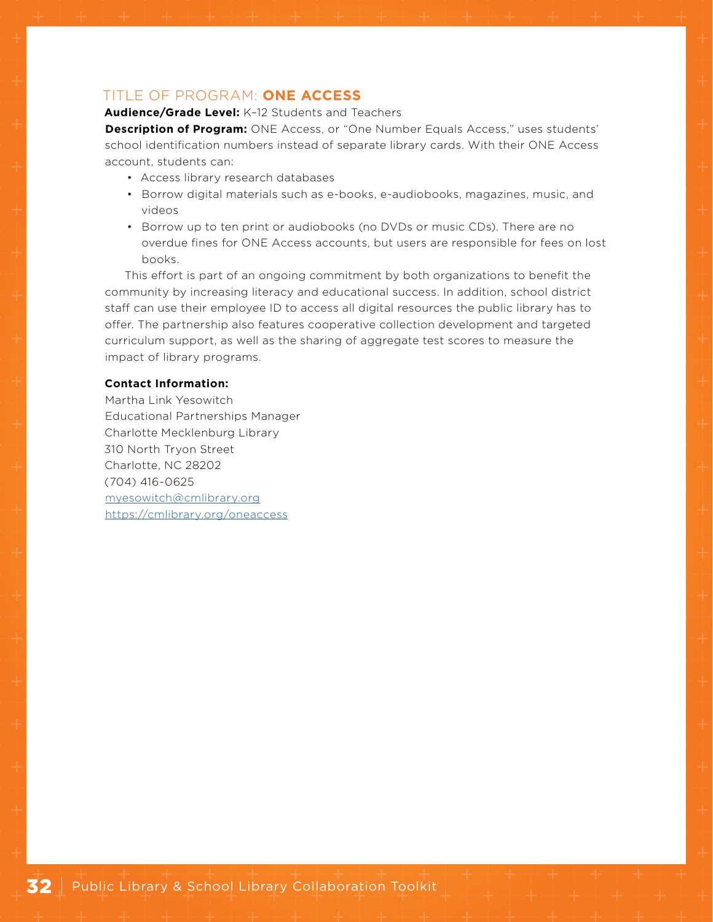## TITLE OF PROGRAM: **ONE ACCESS**

**Audience/Grade Level:** K–12 Students and Teachers

**Description of Program:** ONE Access, or "One Number Equals Access," uses students' school identification numbers instead of separate library cards. With their ONE Access account, students can:

- Access library research databases
- Borrow digital materials such as e-books, e-audiobooks, magazines, music, and videos
- Borrow up to ten print or audiobooks (no DVDs or music CDs). There are no overdue fines for ONE Access accounts, but users are responsible for fees on lost books.

This effort is part of an ongoing commitment by both organizations to benefit the community by increasing literacy and educational success. In addition, school district staff can use their employee ID to access all digital resources the public library has to offer. The partnership also features cooperative collection development and targeted curriculum support, as well as the sharing of aggregate test scores to measure the impact of library programs.

**Contact Information:**

Martha Link Yesowitch
Educational Partnerships Manager
Charlotte Mecklenburg Library
310 North Tryon Street
Charlotte, NC 28202
(704) 416-0625
myesowitch@cmlibrary.org
https://cmlibrary.org/oneaccess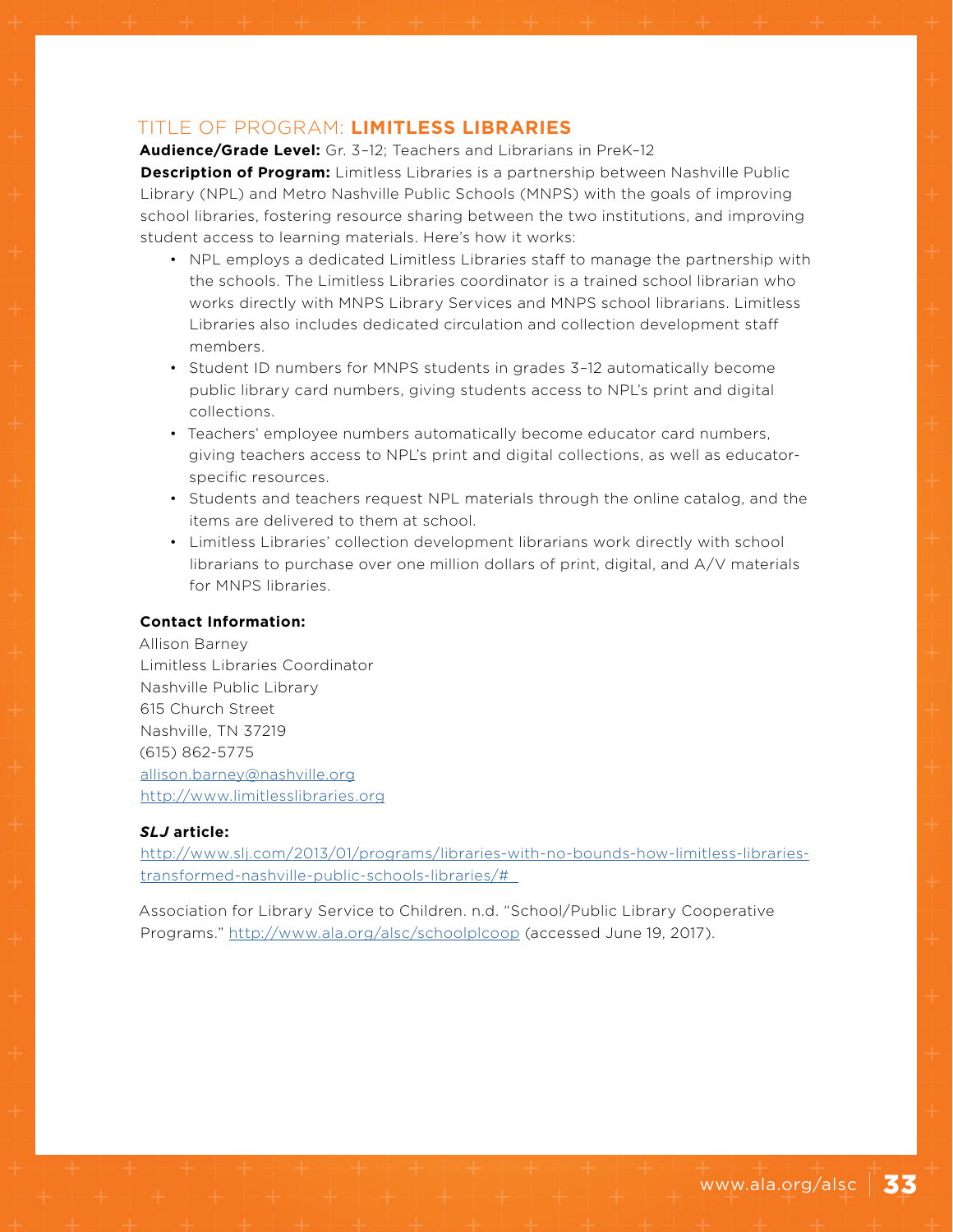## TITLE OF PROGRAM: **LIMITLESS LIBRARIES**

**Audience/Grade Level:** Gr. 3–12; Teachers and Librarians in PreK–12

**Description of Program:** Limitless Libraries is a partnership between Nashville Public Library (NPL) and Metro Nashville Public Schools (MNPS) with the goals of improving school libraries, fostering resource sharing between the two institutions, and improving student access to learning materials. Here's how it works:

- NPL employs a dedicated Limitless Libraries staff to manage the partnership with the schools. The Limitless Libraries coordinator is a trained school librarian who works directly with MNPS Library Services and MNPS school librarians. Limitless Libraries also includes dedicated circulation and collection development staff members.
- Student ID numbers for MNPS students in grades 3–12 automatically become public library card numbers, giving students access to NPL's print and digital collections.
- Teachers' employee numbers automatically become educator card numbers, giving teachers access to NPL's print and digital collections, as well as educator-specific resources.
- Students and teachers request NPL materials through the online catalog, and the items are delivered to them at school.
- Limitless Libraries' collection development librarians work directly with school librarians to purchase over one million dollars of print, digital, and A/V materials for MNPS libraries.

**Contact Information:**

Allison Barney
Limitless Libraries Coordinator
Nashville Public Library
615 Church Street
Nashville, TN 37219
(615) 862-5775
allison.barney@nashville.org
http://www.limitlesslibraries.org

***SLJ* article:**

http://www.slj.com/2013/01/programs/libraries-with-no-bounds-how-limitless-libraries-transformed-nashville-public-schools-libraries/#_

Association for Library Service to Children. n.d. "School/Public Library Cooperative Programs." http://www.ala.org/alsc/schoolplcoop (accessed June 19, 2017).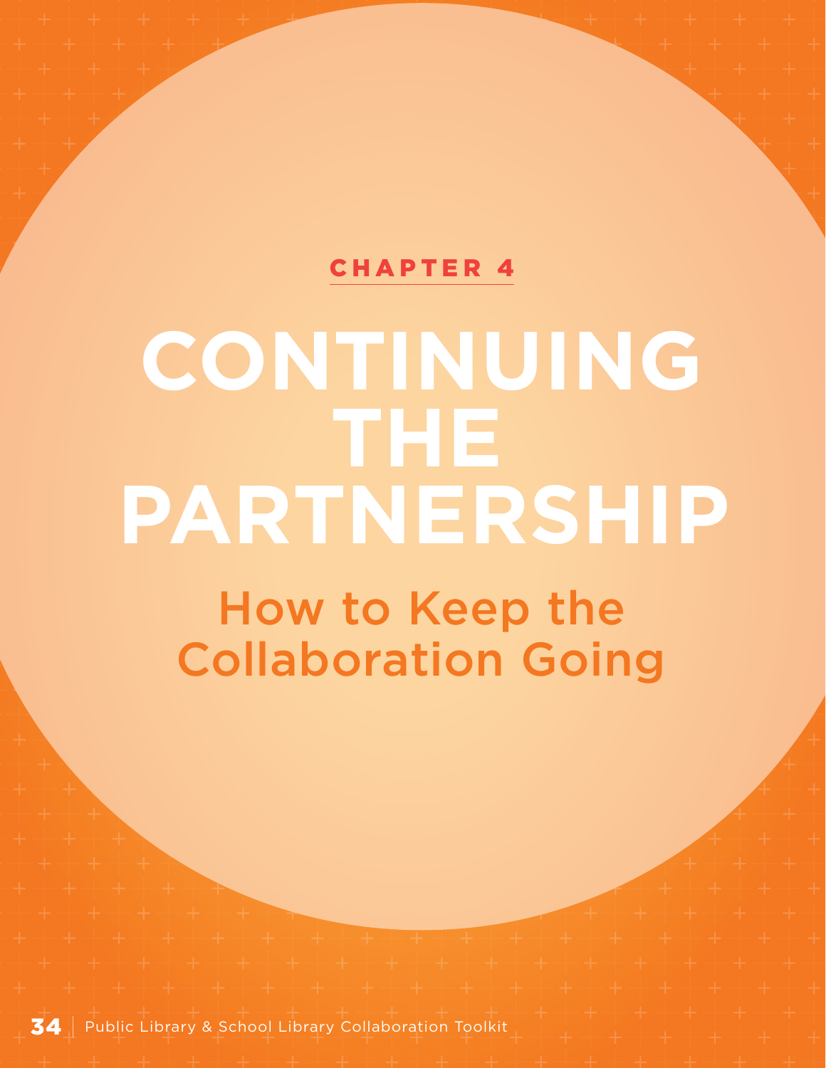CHAPTER 4

# CONTINUING THE PARTNERSHIP

## How to Keep the Collaboration Going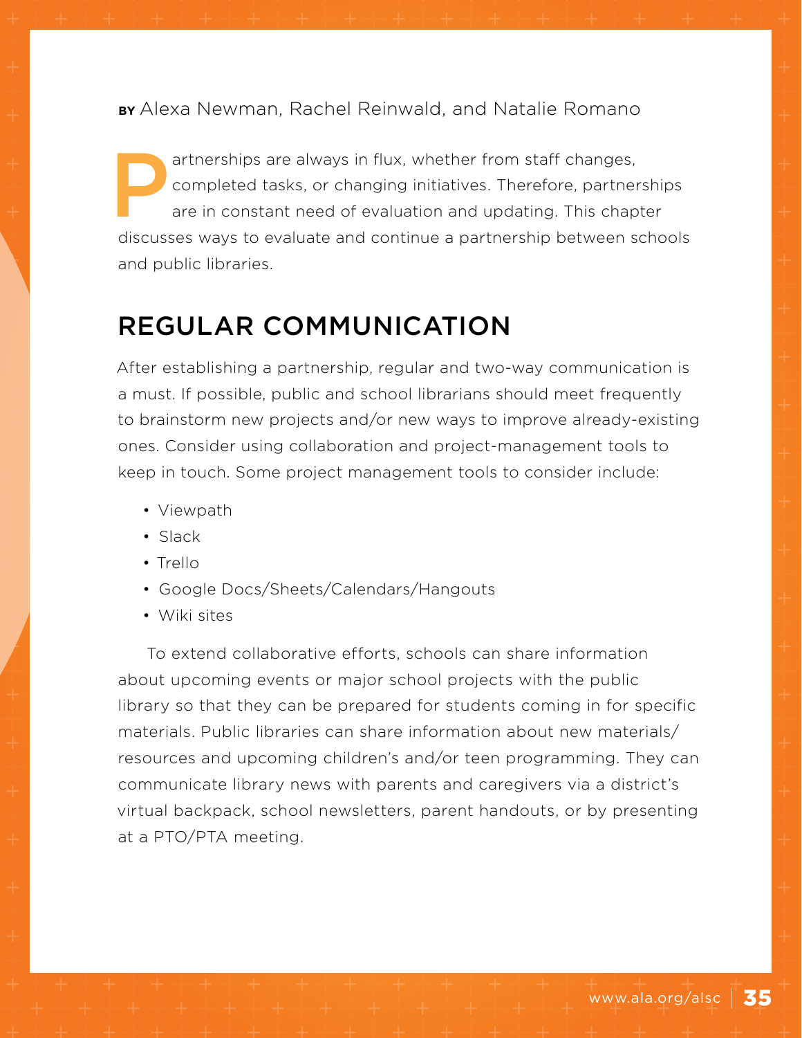**BY** Alexa Newman, Rachel Reinwald, and Natalie Romano

Partnerships are always in flux, whether from staff changes, completed tasks, or changing initiatives. Therefore, partnerships are in constant need of evaluation and updating. This chapter discusses ways to evaluate and continue a partnership between schools and public libraries.

## REGULAR COMMUNICATION

After establishing a partnership, regular and two-way communication is a must. If possible, public and school librarians should meet frequently to brainstorm new projects and/or new ways to improve already-existing ones. Consider using collaboration and project-management tools to keep in touch. Some project management tools to consider include:

- Viewpath
- Slack
- Trello
- Google Docs/Sheets/Calendars/Hangouts
- Wiki sites

To extend collaborative efforts, schools can share information about upcoming events or major school projects with the public library so that they can be prepared for students coming in for specific materials. Public libraries can share information about new materials/resources and upcoming children's and/or teen programming. They can communicate library news with parents and caregivers via a district's virtual backpack, school newsletters, parent handouts, or by presenting at a PTO/PTA meeting.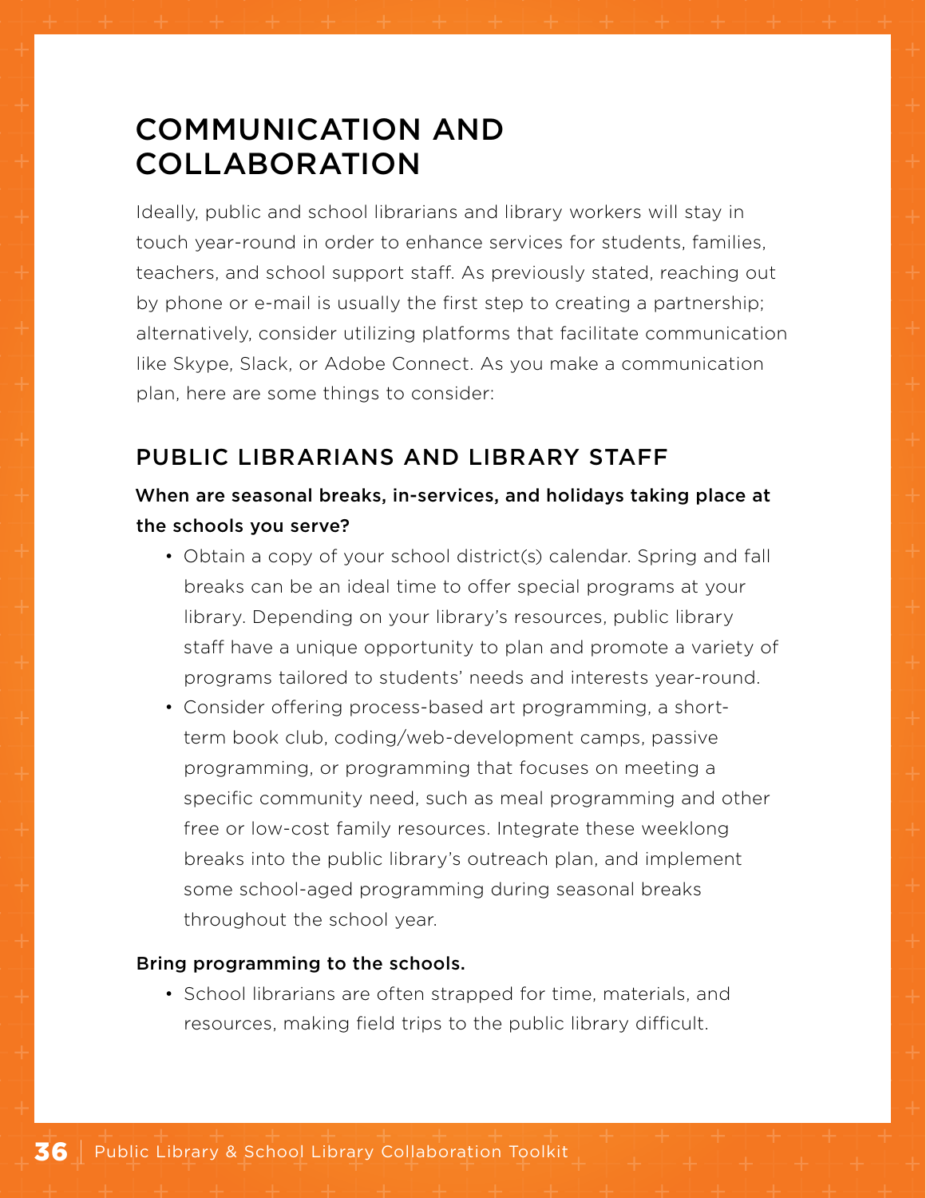# COMMUNICATION AND COLLABORATION

Ideally, public and school librarians and library workers will stay in touch year-round in order to enhance services for students, families, teachers, and school support staff. As previously stated, reaching out by phone or e-mail is usually the first step to creating a partnership; alternatively, consider utilizing platforms that facilitate communication like Skype, Slack, or Adobe Connect. As you make a communication plan, here are some things to consider:

## PUBLIC LIBRARIANS AND LIBRARY STAFF

**When are seasonal breaks, in-services, and holidays taking place at the schools you serve?**

- Obtain a copy of your school district(s) calendar. Spring and fall breaks can be an ideal time to offer special programs at your library. Depending on your library's resources, public library staff have a unique opportunity to plan and promote a variety of programs tailored to students' needs and interests year-round.
- Consider offering process-based art programming, a short-term book club, coding/web-development camps, passive programming, or programming that focuses on meeting a specific community need, such as meal programming and other free or low-cost family resources. Integrate these weeklong breaks into the public library's outreach plan, and implement some school-aged programming during seasonal breaks throughout the school year.

**Bring programming to the schools.**

- School librarians are often strapped for time, materials, and resources, making field trips to the public library difficult.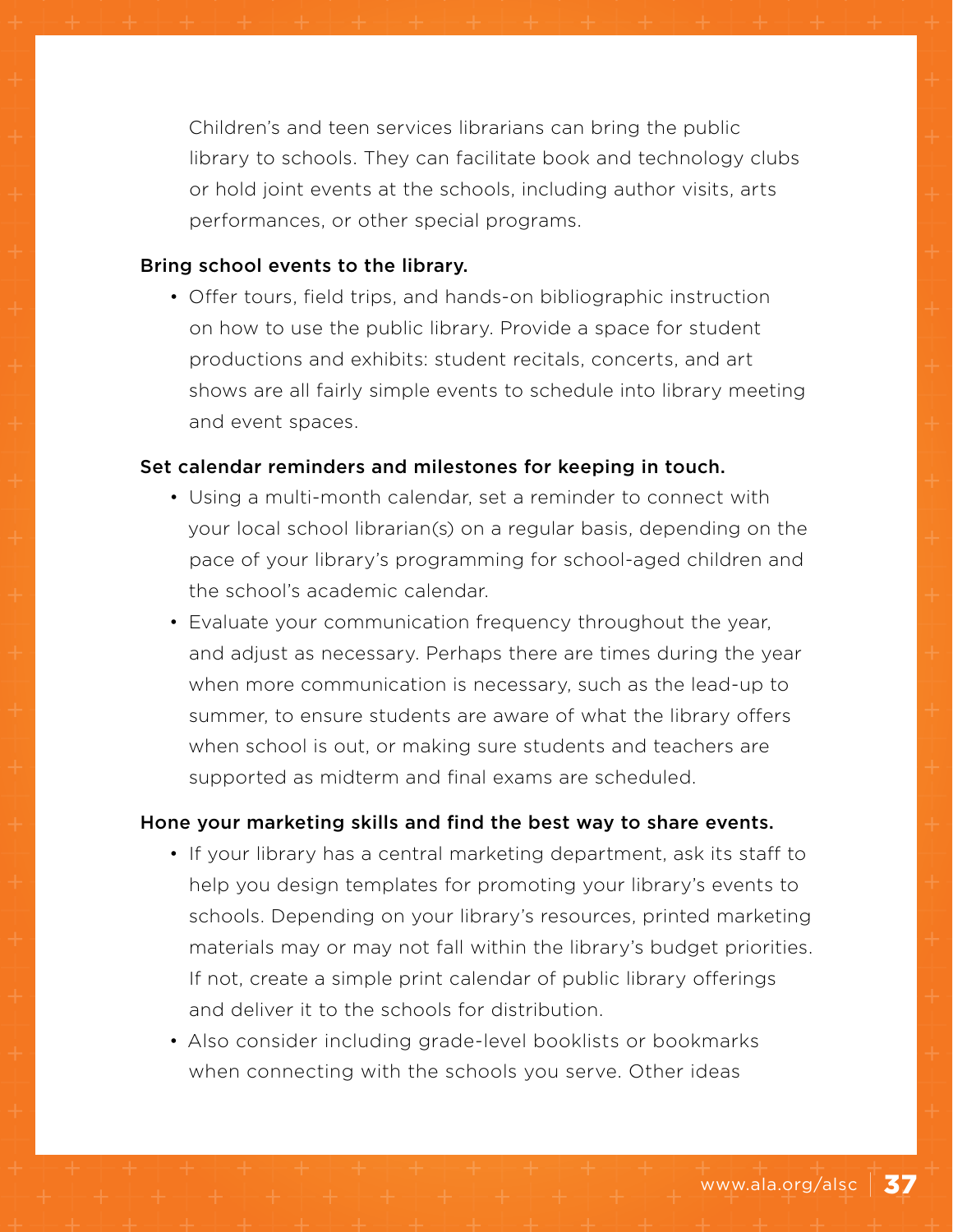Children's and teen services librarians can bring the public library to schools. They can facilitate book and technology clubs or hold joint events at the schools, including author visits, arts performances, or other special programs.

**Bring school events to the library.**

- Offer tours, field trips, and hands-on bibliographic instruction on how to use the public library. Provide a space for student productions and exhibits: student recitals, concerts, and art shows are all fairly simple events to schedule into library meeting and event spaces.

**Set calendar reminders and milestones for keeping in touch.**

- Using a multi-month calendar, set a reminder to connect with your local school librarian(s) on a regular basis, depending on the pace of your library's programming for school-aged children and the school's academic calendar.
- Evaluate your communication frequency throughout the year, and adjust as necessary. Perhaps there are times during the year when more communication is necessary, such as the lead-up to summer, to ensure students are aware of what the library offers when school is out, or making sure students and teachers are supported as midterm and final exams are scheduled.

**Hone your marketing skills and find the best way to share events.**

- If your library has a central marketing department, ask its staff to help you design templates for promoting your library's events to schools. Depending on your library's resources, printed marketing materials may or may not fall within the library's budget priorities. If not, create a simple print calendar of public library offerings and deliver it to the schools for distribution.
- Also consider including grade-level booklists or bookmarks when connecting with the schools you serve. Other ideas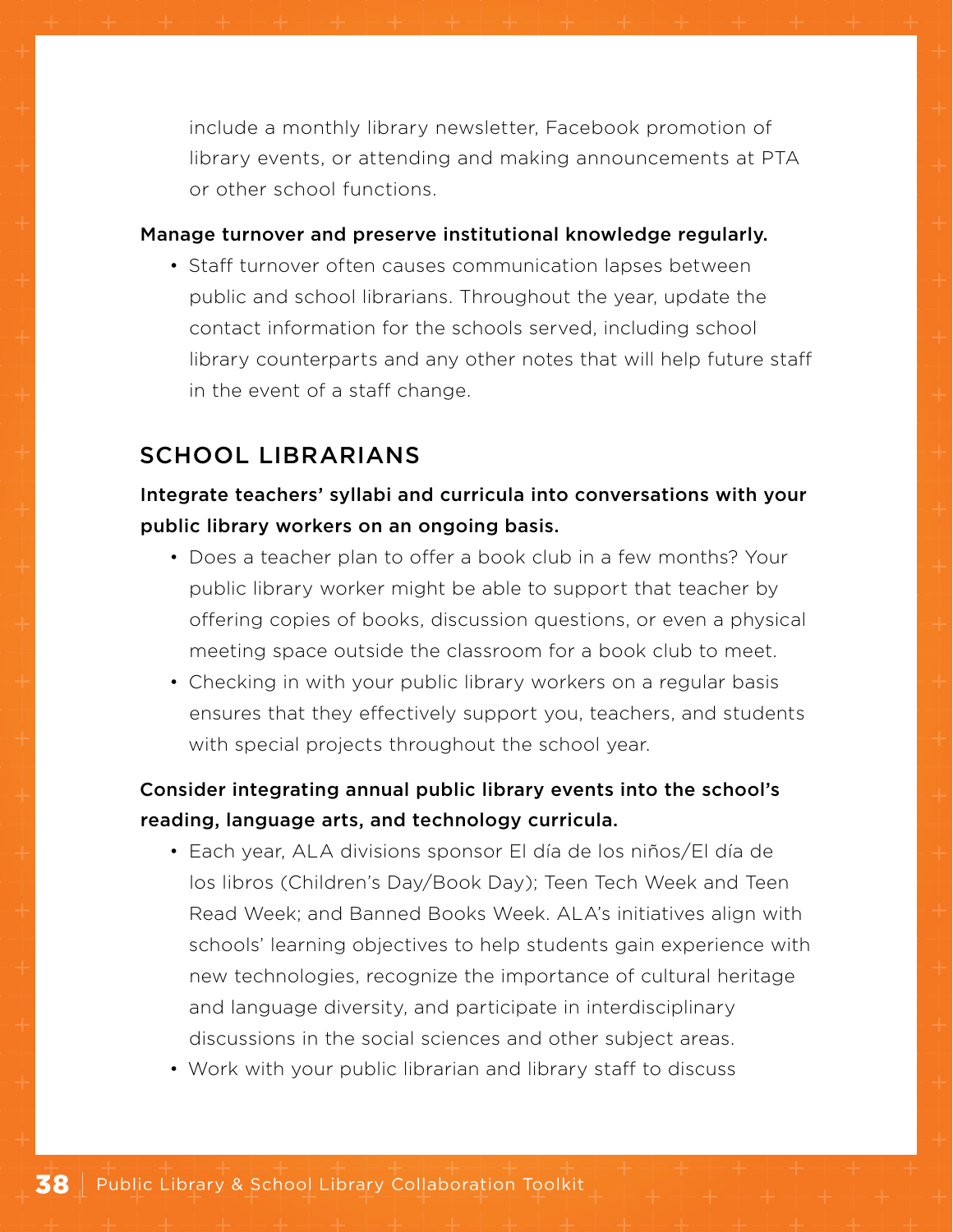include a monthly library newsletter, Facebook promotion of library events, or attending and making announcements at PTA or other school functions.

**Manage turnover and preserve institutional knowledge regularly.**

- Staff turnover often causes communication lapses between public and school librarians. Throughout the year, update the contact information for the schools served, including school library counterparts and any other notes that will help future staff in the event of a staff change.

## SCHOOL LIBRARIANS

**Integrate teachers' syllabi and curricula into conversations with your public library workers on an ongoing basis.**

- Does a teacher plan to offer a book club in a few months? Your public library worker might be able to support that teacher by offering copies of books, discussion questions, or even a physical meeting space outside the classroom for a book club to meet.
- Checking in with your public library workers on a regular basis ensures that they effectively support you, teachers, and students with special projects throughout the school year.

**Consider integrating annual public library events into the school's reading, language arts, and technology curricula.**

- Each year, ALA divisions sponsor El día de los niños/El día de los libros (Children's Day/Book Day); Teen Tech Week and Teen Read Week; and Banned Books Week. ALA's initiatives align with schools' learning objectives to help students gain experience with new technologies, recognize the importance of cultural heritage and language diversity, and participate in interdisciplinary discussions in the social sciences and other subject areas.
- Work with your public librarian and library staff to discuss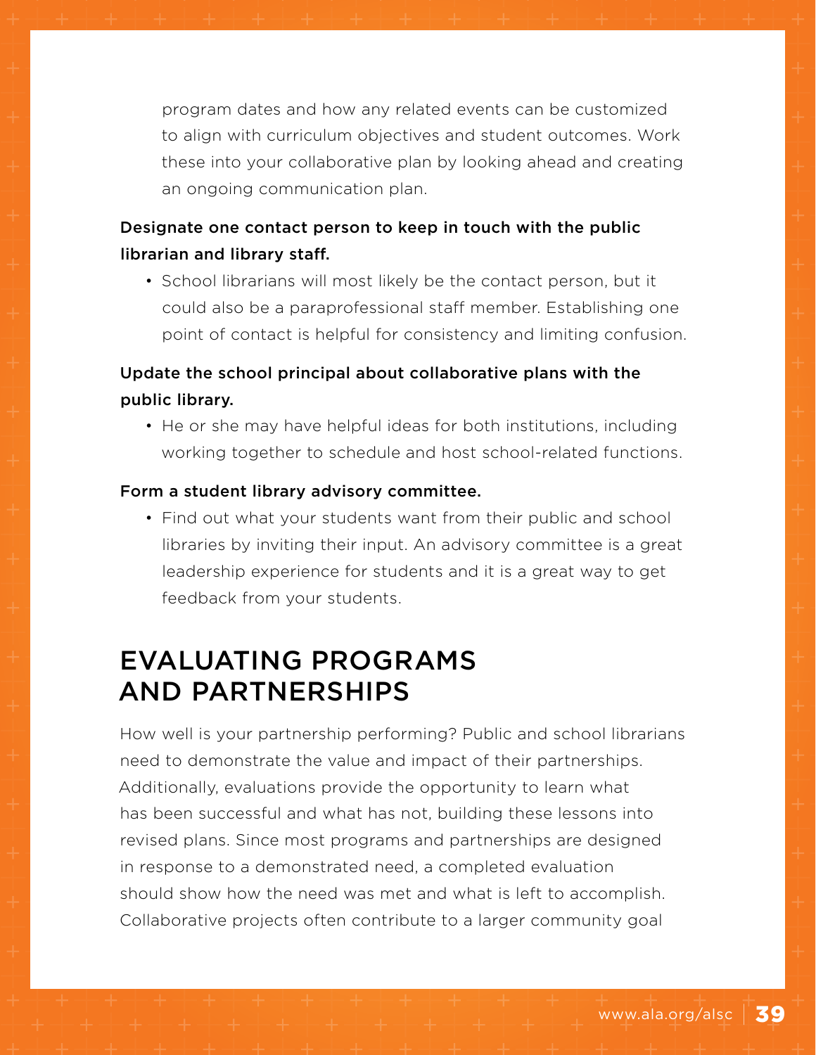program dates and how any related events can be customized to align with curriculum objectives and student outcomes. Work these into your collaborative plan by looking ahead and creating an ongoing communication plan.

**Designate one contact person to keep in touch with the public librarian and library staff.**

- School librarians will most likely be the contact person, but it could also be a paraprofessional staff member. Establishing one point of contact is helpful for consistency and limiting confusion.

**Update the school principal about collaborative plans with the public library.**

- He or she may have helpful ideas for both institutions, including working together to schedule and host school-related functions.

**Form a student library advisory committee.**

- Find out what your students want from their public and school libraries by inviting their input. An advisory committee is a great leadership experience for students and it is a great way to get feedback from your students.

## EVALUATING PROGRAMS AND PARTNERSHIPS

How well is your partnership performing? Public and school librarians need to demonstrate the value and impact of their partnerships. Additionally, evaluations provide the opportunity to learn what has been successful and what has not, building these lessons into revised plans. Since most programs and partnerships are designed in response to a demonstrated need, a completed evaluation should show how the need was met and what is left to accomplish. Collaborative projects often contribute to a larger community goal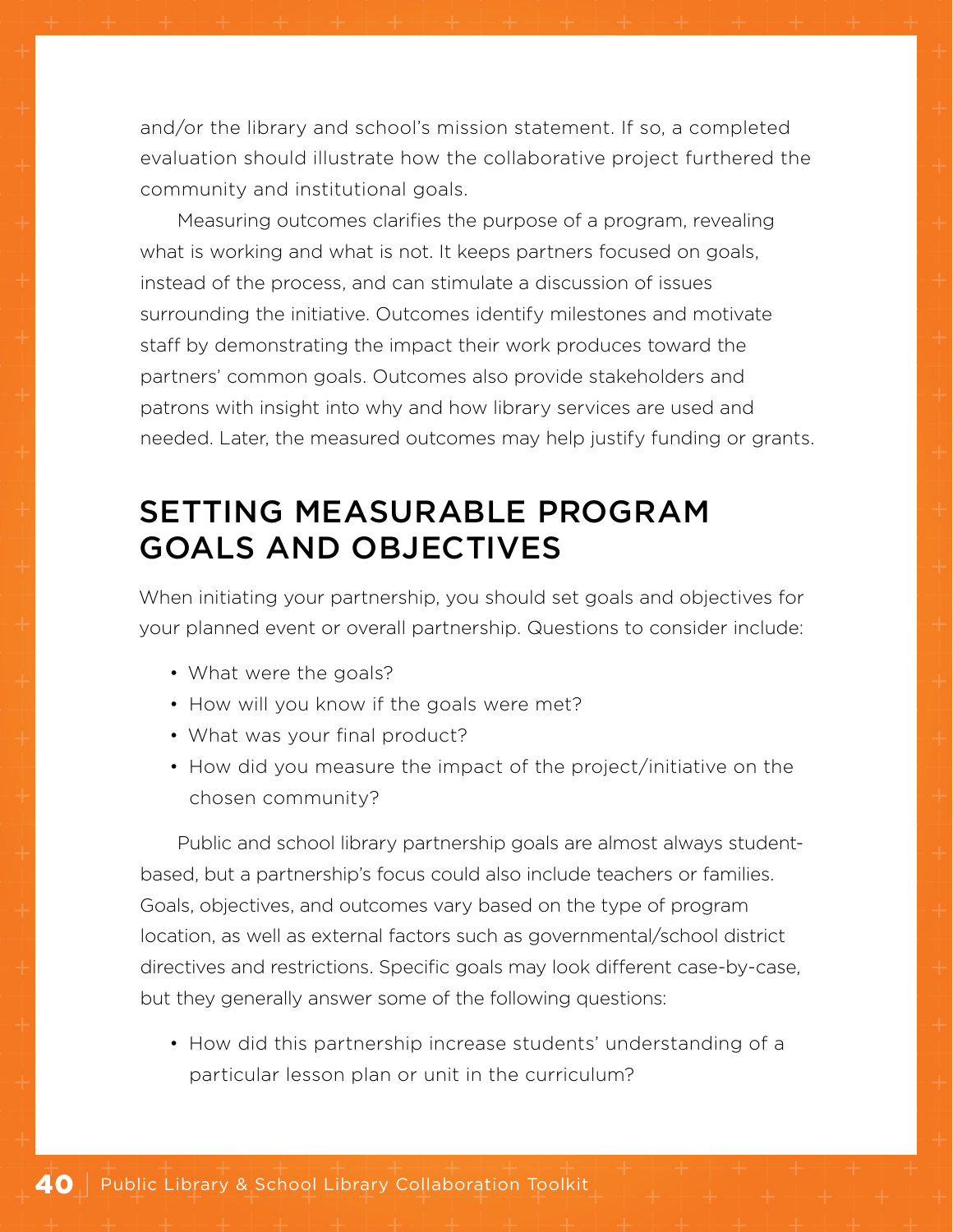and/or the library and school's mission statement. If so, a completed evaluation should illustrate how the collaborative project furthered the community and institutional goals.

Measuring outcomes clarifies the purpose of a program, revealing what is working and what is not. It keeps partners focused on goals, instead of the process, and can stimulate a discussion of issues surrounding the initiative. Outcomes identify milestones and motivate staff by demonstrating the impact their work produces toward the partners' common goals. Outcomes also provide stakeholders and patrons with insight into why and how library services are used and needed. Later, the measured outcomes may help justify funding or grants.

## SETTING MEASURABLE PROGRAM GOALS AND OBJECTIVES

When initiating your partnership, you should set goals and objectives for your planned event or overall partnership. Questions to consider include:

- What were the goals?
- How will you know if the goals were met?
- What was your final product?
- How did you measure the impact of the project/initiative on the chosen community?

Public and school library partnership goals are almost always student-based, but a partnership's focus could also include teachers or families. Goals, objectives, and outcomes vary based on the type of program location, as well as external factors such as governmental/school district directives and restrictions. Specific goals may look different case-by-case, but they generally answer some of the following questions:

- How did this partnership increase students' understanding of a particular lesson plan or unit in the curriculum?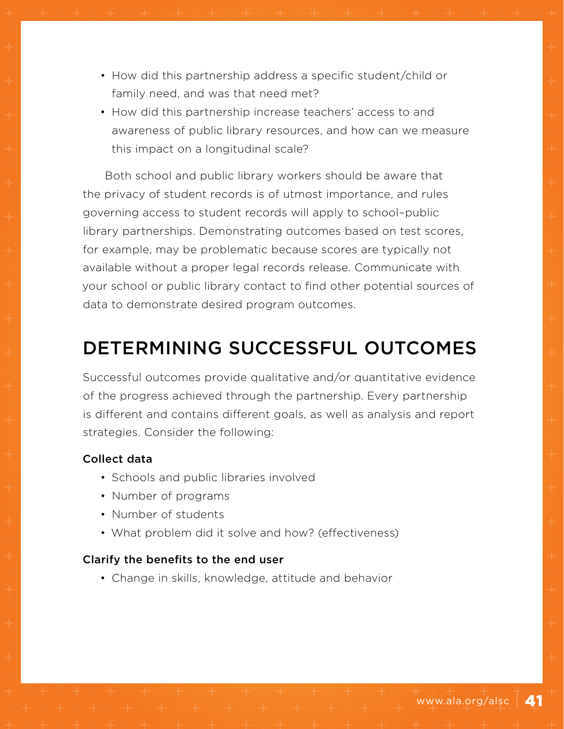- How did this partnership address a specific student/child or family need, and was that need met?
- How did this partnership increase teachers' access to and awareness of public library resources, and how can we measure this impact on a longitudinal scale?

Both school and public library workers should be aware that the privacy of student records is of utmost importance, and rules governing access to student records will apply to school–public library partnerships. Demonstrating outcomes based on test scores, for example, may be problematic because scores are typically not available without a proper legal records release. Communicate with your school or public library contact to find other potential sources of data to demonstrate desired program outcomes.

## DETERMINING SUCCESSFUL OUTCOMES

Successful outcomes provide qualitative and/or quantitative evidence of the progress achieved through the partnership. Every partnership is different and contains different goals, as well as analysis and report strategies. Consider the following:

**Collect data**

- Schools and public libraries involved
- Number of programs
- Number of students
- What problem did it solve and how? (effectiveness)

**Clarify the benefits to the end user**

- Change in skills, knowledge, attitude and behavior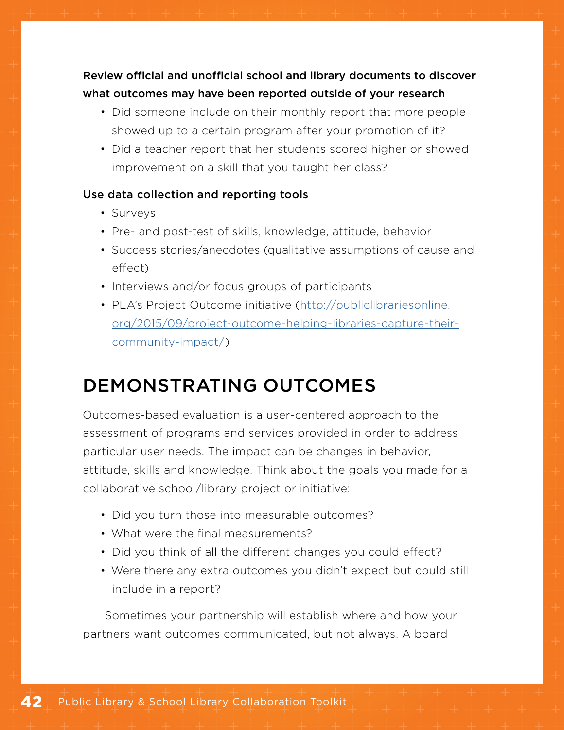**Review official and unofficial school and library documents to discover what outcomes may have been reported outside of your research**

- Did someone include on their monthly report that more people showed up to a certain program after your promotion of it?
- Did a teacher report that her students scored higher or showed improvement on a skill that you taught her class?

**Use data collection and reporting tools**

- Surveys
- Pre- and post-test of skills, knowledge, attitude, behavior
- Success stories/anecdotes (qualitative assumptions of cause and effect)
- Interviews and/or focus groups of participants
- PLA's Project Outcome initiative (http://publiclibrariesonline.org/2015/09/project-outcome-helping-libraries-capture-their-community-impact/)

# DEMONSTRATING OUTCOMES

Outcomes-based evaluation is a user-centered approach to the assessment of programs and services provided in order to address particular user needs. The impact can be changes in behavior, attitude, skills and knowledge. Think about the goals you made for a collaborative school/library project or initiative:

- Did you turn those into measurable outcomes?
- What were the final measurements?
- Did you think of all the different changes you could effect?
- Were there any extra outcomes you didn't expect but could still include in a report?

Sometimes your partnership will establish where and how your partners want outcomes communicated, but not always. A board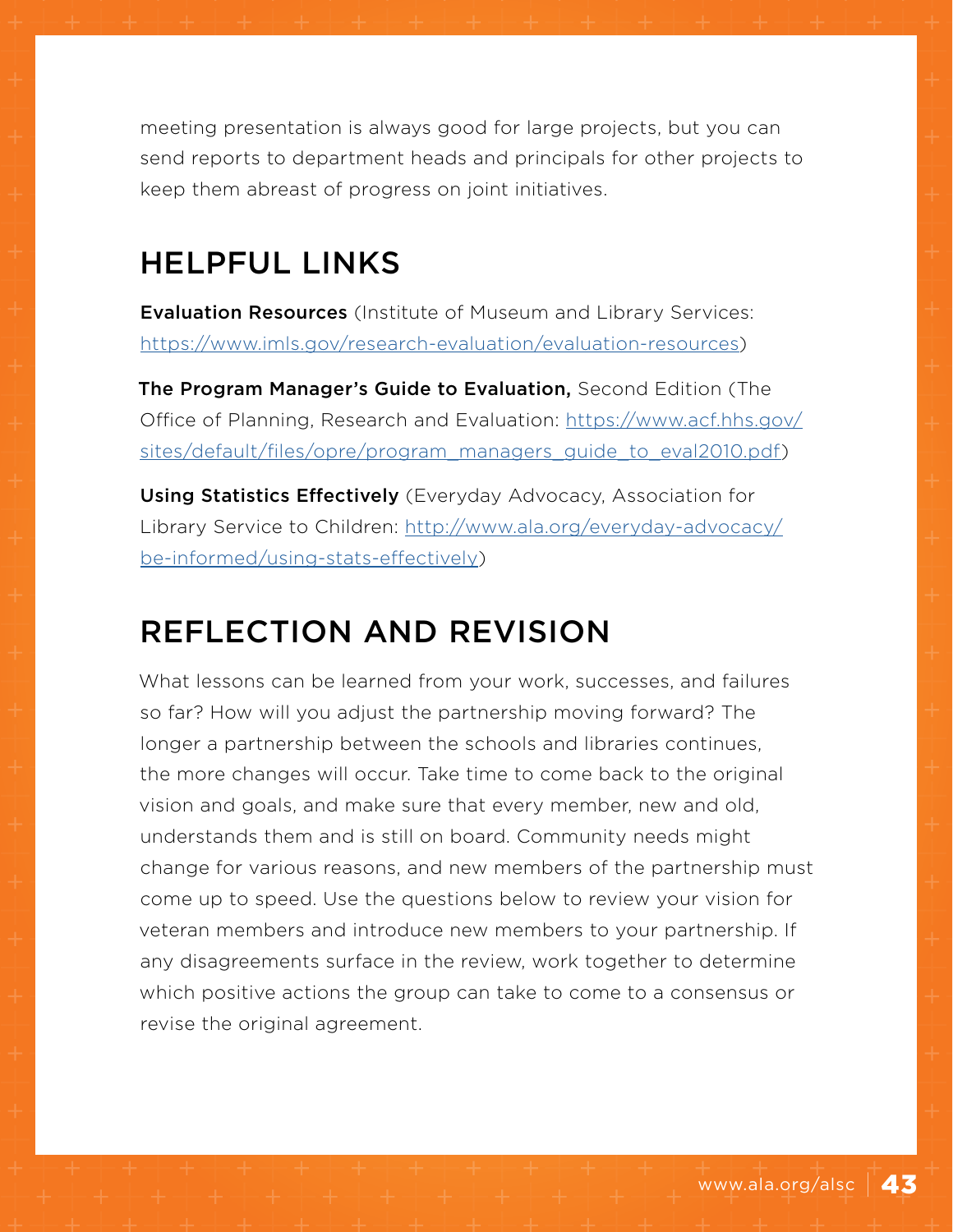meeting presentation is always good for large projects, but you can send reports to department heads and principals for other projects to keep them abreast of progress on joint initiatives.

## HELPFUL LINKS

**Evaluation Resources** (Institute of Museum and Library Services: https://www.imls.gov/research-evaluation/evaluation-resources)

**The Program Manager's Guide to Evaluation,** Second Edition (The Office of Planning, Research and Evaluation: https://www.acf.hhs.gov/sites/default/files/opre/program_managers_guide_to_eval2010.pdf)

**Using Statistics Effectively** (Everyday Advocacy, Association for Library Service to Children: http://www.ala.org/everyday-advocacy/be-informed/using-stats-effectively)

## REFLECTION AND REVISION

What lessons can be learned from your work, successes, and failures so far? How will you adjust the partnership moving forward? The longer a partnership between the schools and libraries continues, the more changes will occur. Take time to come back to the original vision and goals, and make sure that every member, new and old, understands them and is still on board. Community needs might change for various reasons, and new members of the partnership must come up to speed. Use the questions below to review your vision for veteran members and introduce new members to your partnership. If any disagreements surface in the review, work together to determine which positive actions the group can take to come to a consensus or revise the original agreement.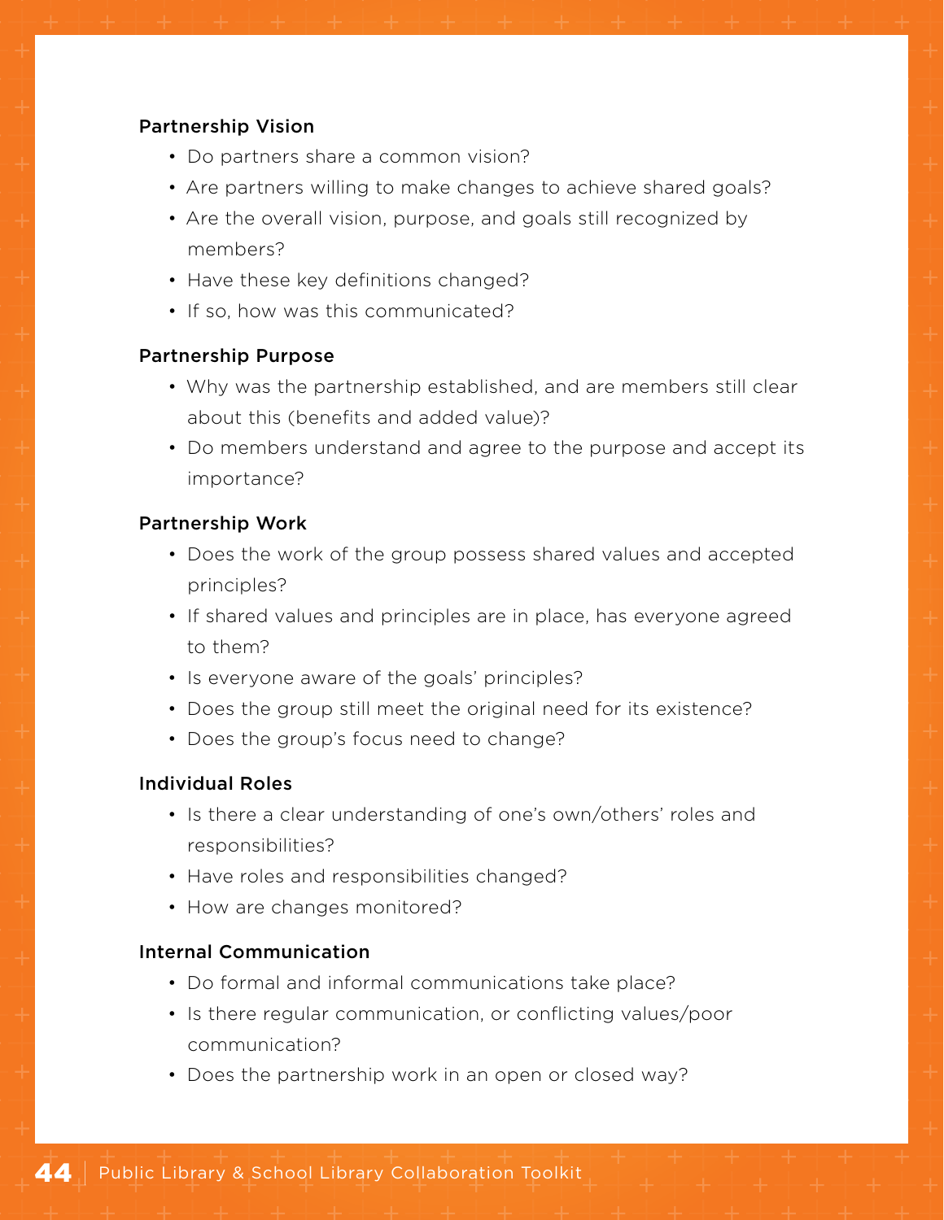**Partnership Vision**

- Do partners share a common vision?
- Are partners willing to make changes to achieve shared goals?
- Are the overall vision, purpose, and goals still recognized by members?
- Have these key definitions changed?
- If so, how was this communicated?

**Partnership Purpose**

- Why was the partnership established, and are members still clear about this (benefits and added value)?
- Do members understand and agree to the purpose and accept its importance?

**Partnership Work**

- Does the work of the group possess shared values and accepted principles?
- If shared values and principles are in place, has everyone agreed to them?
- Is everyone aware of the goals' principles?
- Does the group still meet the original need for its existence?
- Does the group's focus need to change?

**Individual Roles**

- Is there a clear understanding of one's own/others' roles and responsibilities?
- Have roles and responsibilities changed?
- How are changes monitored?

**Internal Communication**

- Do formal and informal communications take place?
- Is there regular communication, or conflicting values/poor communication?
- Does the partnership work in an open or closed way?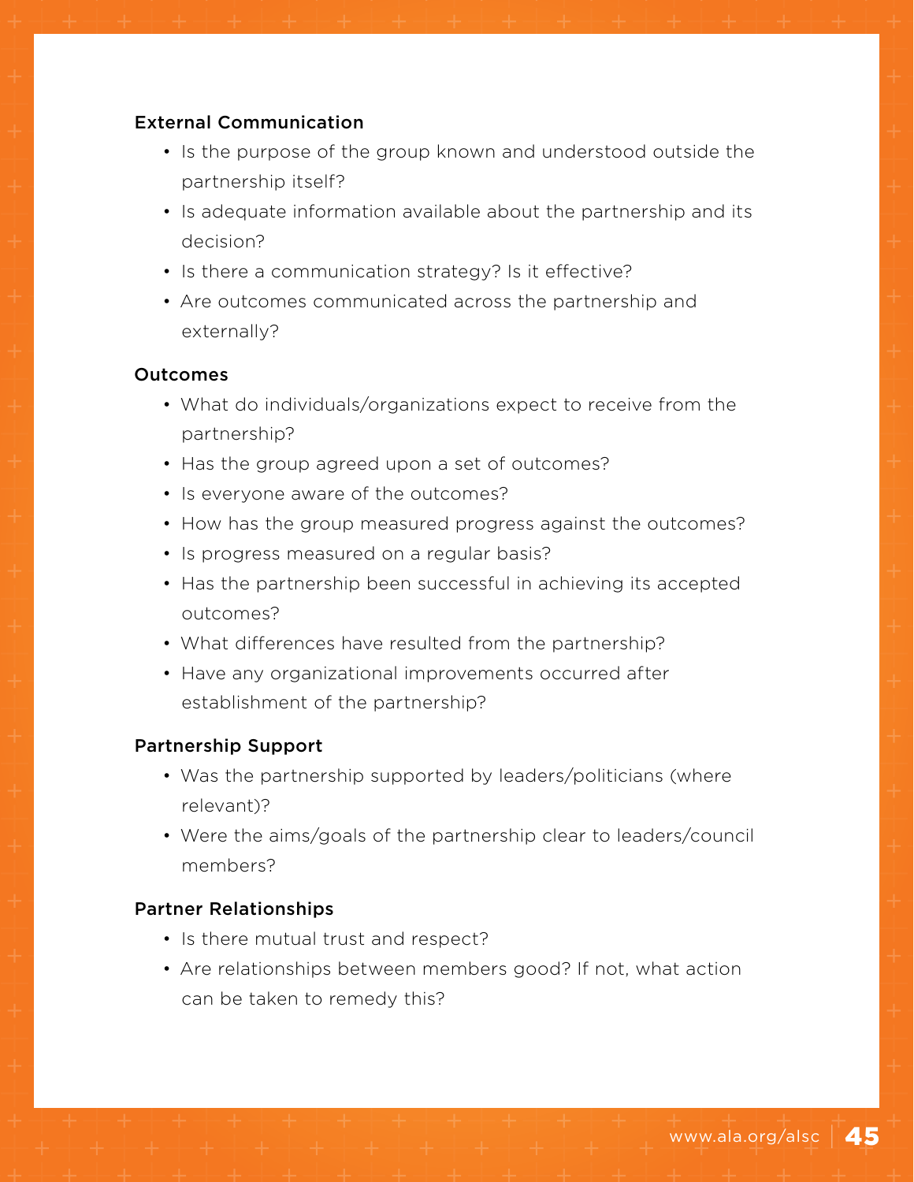### External Communication

- Is the purpose of the group known and understood outside the partnership itself?
- Is adequate information available about the partnership and its decision?
- Is there a communication strategy? Is it effective?
- Are outcomes communicated across the partnership and externally?

### Outcomes

- What do individuals/organizations expect to receive from the partnership?
- Has the group agreed upon a set of outcomes?
- Is everyone aware of the outcomes?
- How has the group measured progress against the outcomes?
- Is progress measured on a regular basis?
- Has the partnership been successful in achieving its accepted outcomes?
- What differences have resulted from the partnership?
- Have any organizational improvements occurred after establishment of the partnership?

### Partnership Support

- Was the partnership supported by leaders/politicians (where relevant)?
- Were the aims/goals of the partnership clear to leaders/council members?

### Partner Relationships

- Is there mutual trust and respect?
- Are relationships between members good? If not, what action can be taken to remedy this?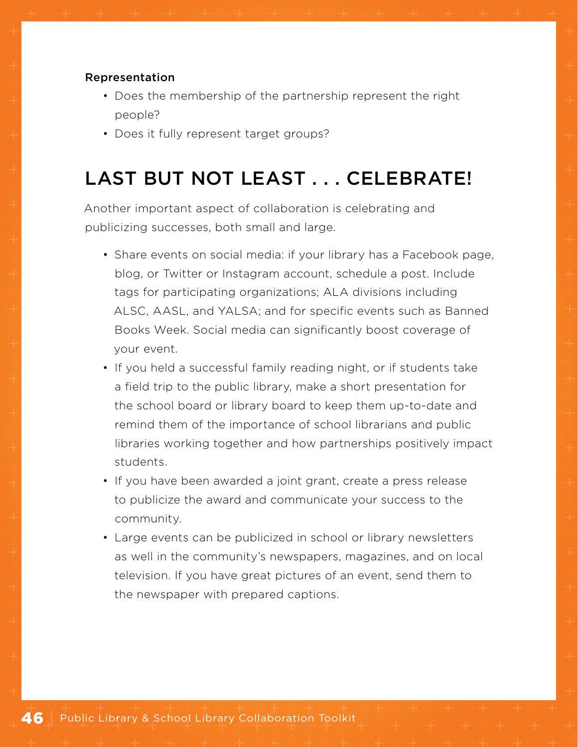**Representation**

- Does the membership of the partnership represent the right people?
- Does it fully represent target groups?

## LAST BUT NOT LEAST . . . CELEBRATE!

Another important aspect of collaboration is celebrating and publicizing successes, both small and large.

- Share events on social media: if your library has a Facebook page, blog, or Twitter or Instagram account, schedule a post. Include tags for participating organizations; ALA divisions including ALSC, AASL, and YALSA; and for specific events such as Banned Books Week. Social media can significantly boost coverage of your event.
- If you held a successful family reading night, or if students take a field trip to the public library, make a short presentation for the school board or library board to keep them up-to-date and remind them of the importance of school librarians and public libraries working together and how partnerships positively impact students.
- If you have been awarded a joint grant, create a press release to publicize the award and communicate your success to the community.
- Large events can be publicized in school or library newsletters as well in the community's newspapers, magazines, and on local television. If you have great pictures of an event, send them to the newspaper with prepared captions.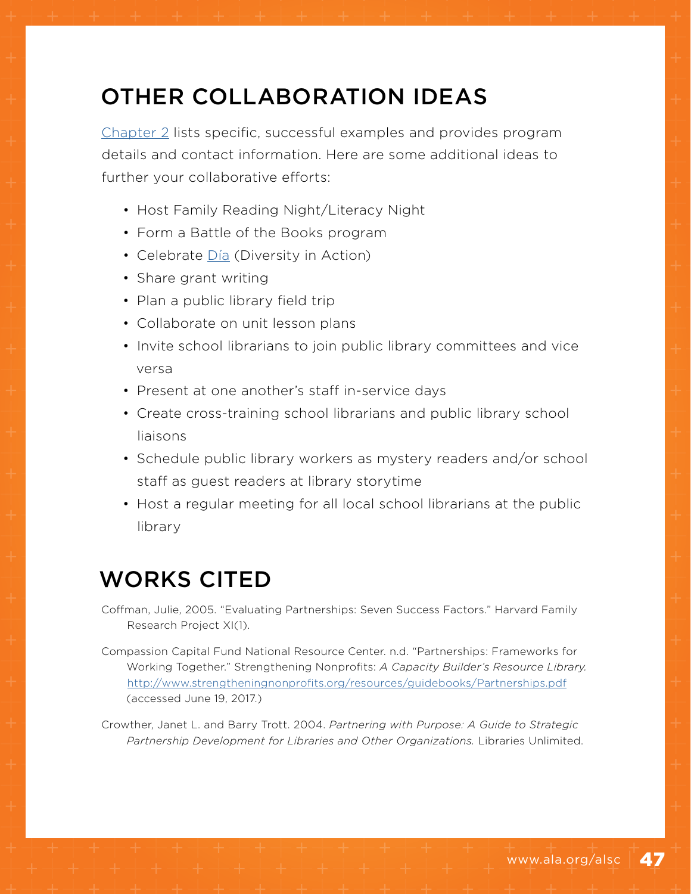## OTHER COLLABORATION IDEAS

Chapter 2 lists specific, successful examples and provides program details and contact information. Here are some additional ideas to further your collaborative efforts:

- Host Family Reading Night/Literacy Night
- Form a Battle of the Books program
- Celebrate Día (Diversity in Action)
- Share grant writing
- Plan a public library field trip
- Collaborate on unit lesson plans
- Invite school librarians to join public library committees and vice versa
- Present at one another's staff in-service days
- Create cross-training school librarians and public library school liaisons
- Schedule public library workers as mystery readers and/or school staff as guest readers at library storytime
- Host a regular meeting for all local school librarians at the public library

## WORKS CITED

Coffman, Julie, 2005. "Evaluating Partnerships: Seven Success Factors." Harvard Family Research Project XI(1).

Compassion Capital Fund National Resource Center. n.d. "Partnerships: Frameworks for Working Together." Strengthening Nonprofits: *A Capacity Builder's Resource Library.* http://www.strengtheningnonprofits.org/resources/guidebooks/Partnerships.pdf (accessed June 19, 2017.)

Crowther, Janet L. and Barry Trott. 2004. *Partnering with Purpose: A Guide to Strategic Partnership Development for Libraries and Other Organizations.* Libraries Unlimited.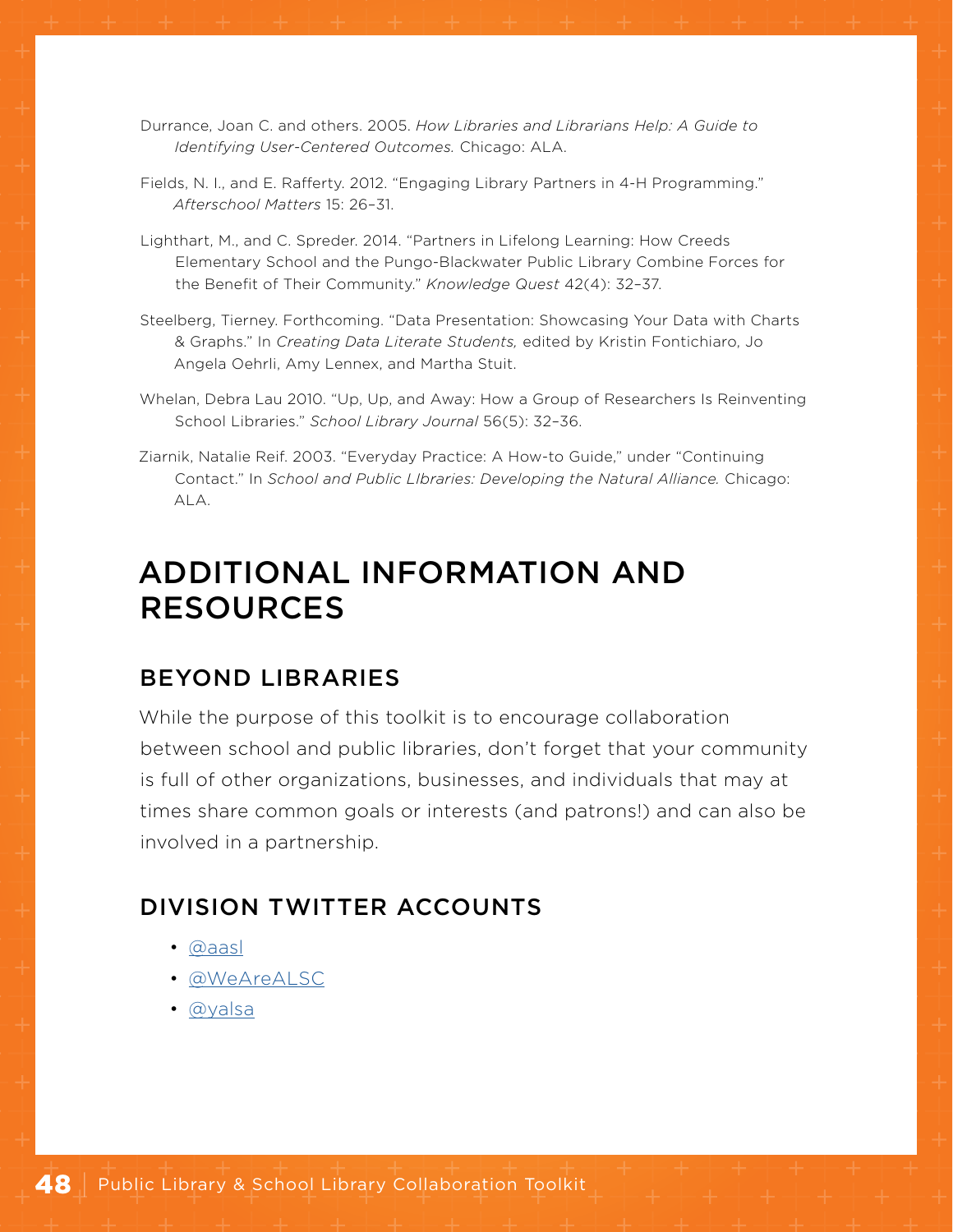Durrance, Joan C. and others. 2005. *How Libraries and Librarians Help: A Guide to Identifying User-Centered Outcomes.* Chicago: ALA.

Fields, N. I., and E. Rafferty. 2012. "Engaging Library Partners in 4-H Programming." *Afterschool Matters* 15: 26–31.

Lighthart, M., and C. Spreder. 2014. "Partners in Lifelong Learning: How Creeds Elementary School and the Pungo-Blackwater Public Library Combine Forces for the Benefit of Their Community." *Knowledge Quest* 42(4): 32–37.

Steelberg, Tierney. Forthcoming. "Data Presentation: Showcasing Your Data with Charts & Graphs." In *Creating Data Literate Students,* edited by Kristin Fontichiaro, Jo Angela Oehrli, Amy Lennex, and Martha Stuit.

Whelan, Debra Lau 2010. "Up, Up, and Away: How a Group of Researchers Is Reinventing School Libraries." *School Library Journal* 56(5): 32–36.

Ziarnik, Natalie Reif. 2003. "Everyday Practice: A How-to Guide," under "Continuing Contact." In *School and Public LIbraries: Developing the Natural Alliance.* Chicago: ALA.

# ADDITIONAL INFORMATION AND RESOURCES

## BEYOND LIBRARIES

While the purpose of this toolkit is to encourage collaboration between school and public libraries, don't forget that your community is full of other organizations, businesses, and individuals that may at times share common goals or interests (and patrons!) and can also be involved in a partnership.

## DIVISION TWITTER ACCOUNTS

- @aasl
- @WeAreALSC
- @yalsa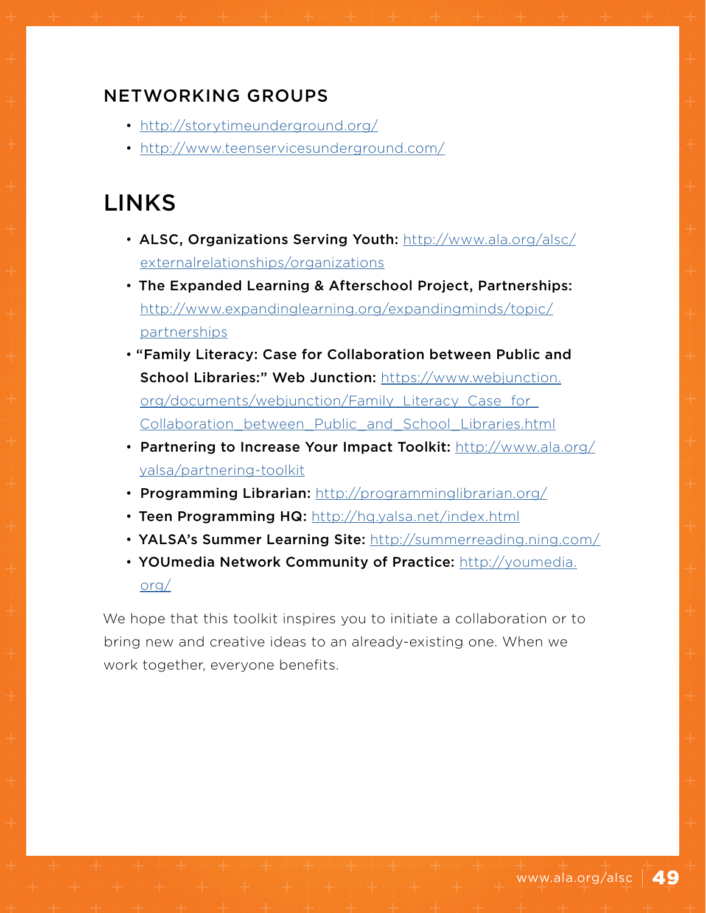### NETWORKING GROUPS

- http://storytimeunderground.org/
- http://www.teenservicesunderground.com/

## LINKS

- **ALSC, Organizations Serving Youth:** http://www.ala.org/alsc/externalrelationships/organizations
- **The Expanded Learning & Afterschool Project, Partnerships:** http://www.expandinglearning.org/expandingminds/topic/partnerships
- **"Family Literacy: Case for Collaboration between Public and School Libraries:" Web Junction:** https://www.webjunction.org/documents/webjunction/Family_Literacy_Case_for_Collaboration_between_Public_and_School_Libraries.html
- **Partnering to Increase Your Impact Toolkit:** http://www.ala.org/yalsa/partnering-toolkit
- **Programming Librarian:** http://programminglibrarian.org/
- **Teen Programming HQ:** http://hq.yalsa.net/index.html
- **YALSA's Summer Learning Site:** http://summerreading.ning.com/
- **YOUmedia Network Community of Practice:** http://youmedia.org/

We hope that this toolkit inspires you to initiate a collaboration or to bring new and creative ideas to an already-existing one. When we work together, everyone benefits.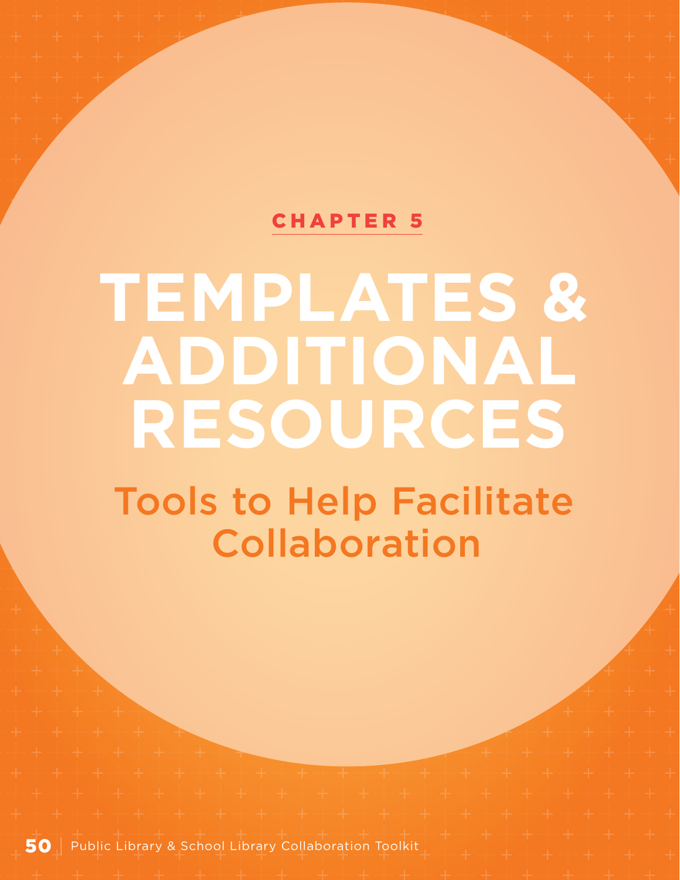CHAPTER 5

# TEMPLATES & ADDITIONAL RESOURCES

## Tools to Help Facilitate Collaboration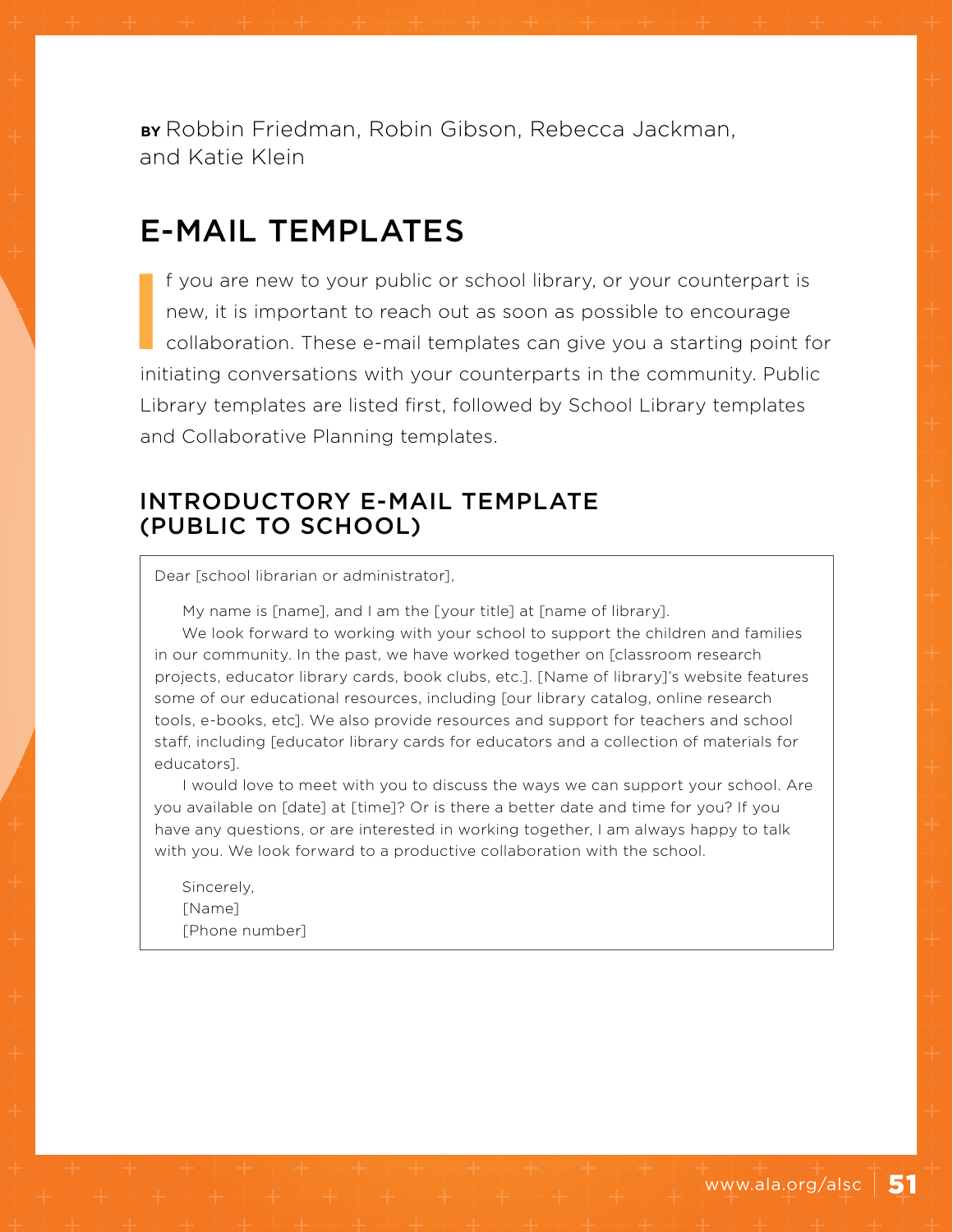**BY** Robbin Friedman, Robin Gibson, Rebecca Jackman, and Katie Klein

# E-MAIL TEMPLATES

If you are new to your public or school library, or your counterpart is new, it is important to reach out as soon as possible to encourage collaboration. These e-mail templates can give you a starting point for initiating conversations with your counterparts in the community. Public Library templates are listed first, followed by School Library templates and Collaborative Planning templates.

## INTRODUCTORY E-MAIL TEMPLATE (PUBLIC TO SCHOOL)

Dear [school librarian or administrator],

My name is [name], and I am the [your title] at [name of library].

We look forward to working with your school to support the children and families in our community. In the past, we have worked together on [classroom research projects, educator library cards, book clubs, etc.]. [Name of library]'s website features some of our educational resources, including [our library catalog, online research tools, e-books, etc]. We also provide resources and support for teachers and school staff, including [educator library cards for educators and a collection of materials for educators].

I would love to meet with you to discuss the ways we can support your school. Are you available on [date] at [time]? Or is there a better date and time for you? If you have any questions, or are interested in working together, I am always happy to talk with you. We look forward to a productive collaboration with the school.

Sincerely,
[Name]
[Phone number]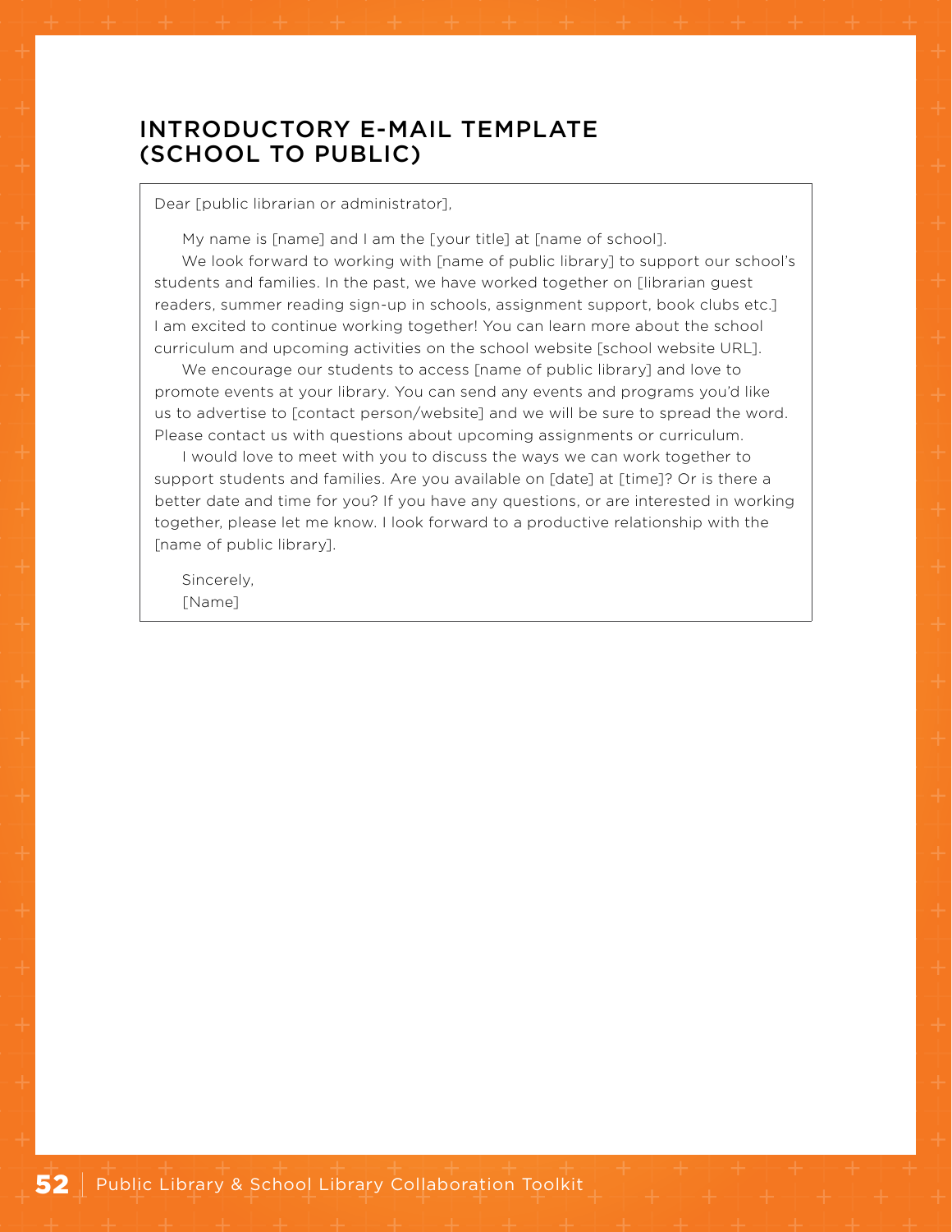## INTRODUCTORY E-MAIL TEMPLATE (SCHOOL TO PUBLIC)

Dear [public librarian or administrator],

My name is [name] and I am the [your title] at [name of school].

We look forward to working with [name of public library] to support our school's students and families. In the past, we have worked together on [librarian guest readers, summer reading sign-up in schools, assignment support, book clubs etc.] I am excited to continue working together! You can learn more about the school curriculum and upcoming activities on the school website [school website URL].

We encourage our students to access [name of public library] and love to promote events at your library. You can send any events and programs you'd like us to advertise to [contact person/website] and we will be sure to spread the word. Please contact us with questions about upcoming assignments or curriculum.

I would love to meet with you to discuss the ways we can work together to support students and families. Are you available on [date] at [time]? Or is there a better date and time for you? If you have any questions, or are interested in working together, please let me know. I look forward to a productive relationship with the [name of public library].

Sincerely,
[Name]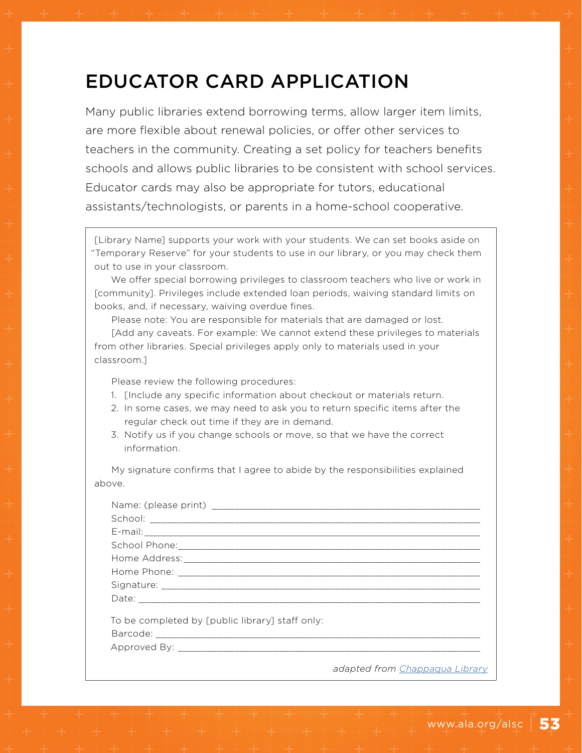# EDUCATOR CARD APPLICATION

Many public libraries extend borrowing terms, allow larger item limits, are more flexible about renewal policies, or offer other services to teachers in the community. Creating a set policy for teachers benefits schools and allows public libraries to be consistent with school services. Educator cards may also be appropriate for tutors, educational assistants/technologists, or parents in a home-school cooperative.

[Library Name] supports your work with your students. We can set books aside on "Temporary Reserve" for your students to use in our library, or you may check them out to use in your classroom.

We offer special borrowing privileges to classroom teachers who live or work in [community]. Privileges include extended loan periods, waiving standard limits on books, and, if necessary, waiving overdue fines.

Please note: You are responsible for materials that are damaged or lost.

[Add any caveats. For example: We cannot extend these privileges to materials from other libraries. Special privileges apply only to materials used in your classroom.]

Please review the following procedures:

1. [Include any specific information about checkout or materials return.
2. In some cases, we may need to ask you to return specific items after the regular check out time if they are in demand.
3. Notify us if you change schools or move, so that we have the correct information.

My signature confirms that I agree to abide by the responsibilities explained above.

Name: (please print) ____________________________________________

School: ____________________________________________

E-mail: ____________________________________________

School Phone: ____________________________________________

Home Address: ____________________________________________

Home Phone: ____________________________________________

Signature: ____________________________________________

Date: ____________________________________________

To be completed by [public library] staff only:

Barcode: ____________________________________________

Approved By: ____________________________________________

*adapted from Chappaqua Library*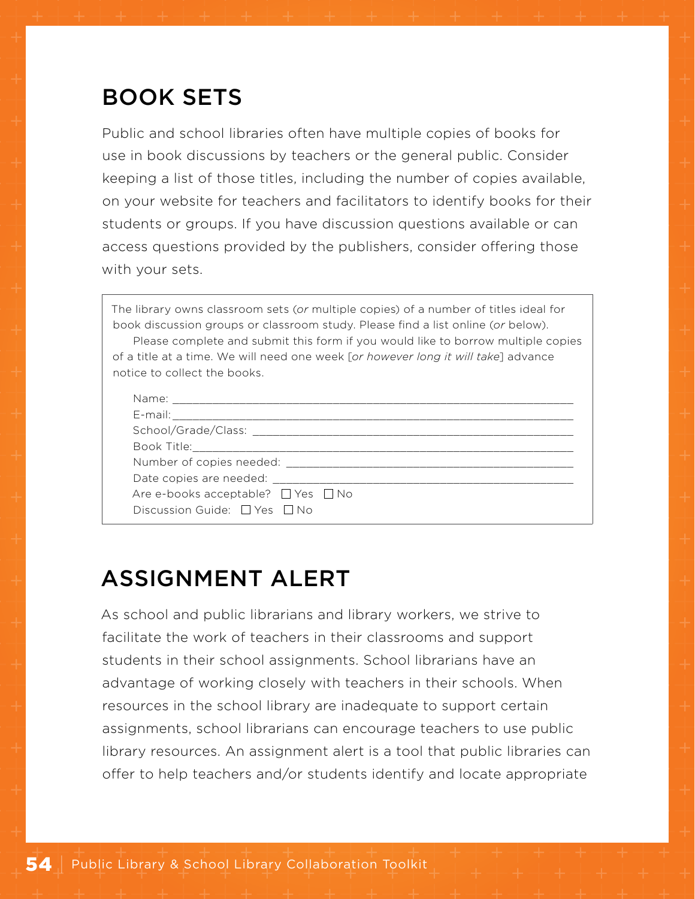## BOOK SETS

Public and school libraries often have multiple copies of books for use in book discussions by teachers or the general public. Consider keeping a list of those titles, including the number of copies available, on your website for teachers and facilitators to identify books for their students or groups. If you have discussion questions available or can access questions provided by the publishers, consider offering those with your sets.

> The library owns classroom sets (*or* multiple copies) of a number of titles ideal for book discussion groups or classroom study. Please find a list online (*or* below).
>
> Please complete and submit this form if you would like to borrow multiple copies of a title at a time. We will need one week [*or however long it will take*] advance notice to collect the books.
>
> Name: ______________________________
>
> E-mail: ______________________________
>
> School/Grade/Class: ______________________________
>
> Book Title: ______________________________
>
> Number of copies needed: ______________________________
>
> Date copies are needed: ______________________________
>
> Are e-books acceptable? ☐ Yes ☐ No
>
> Discussion Guide: ☐ Yes ☐ No

## ASSIGNMENT ALERT

As school and public librarians and library workers, we strive to facilitate the work of teachers in their classrooms and support students in their school assignments. School librarians have an advantage of working closely with teachers in their schools. When resources in the school library are inadequate to support certain assignments, school librarians can encourage teachers to use public library resources. An assignment alert is a tool that public libraries can offer to help teachers and/or students identify and locate appropriate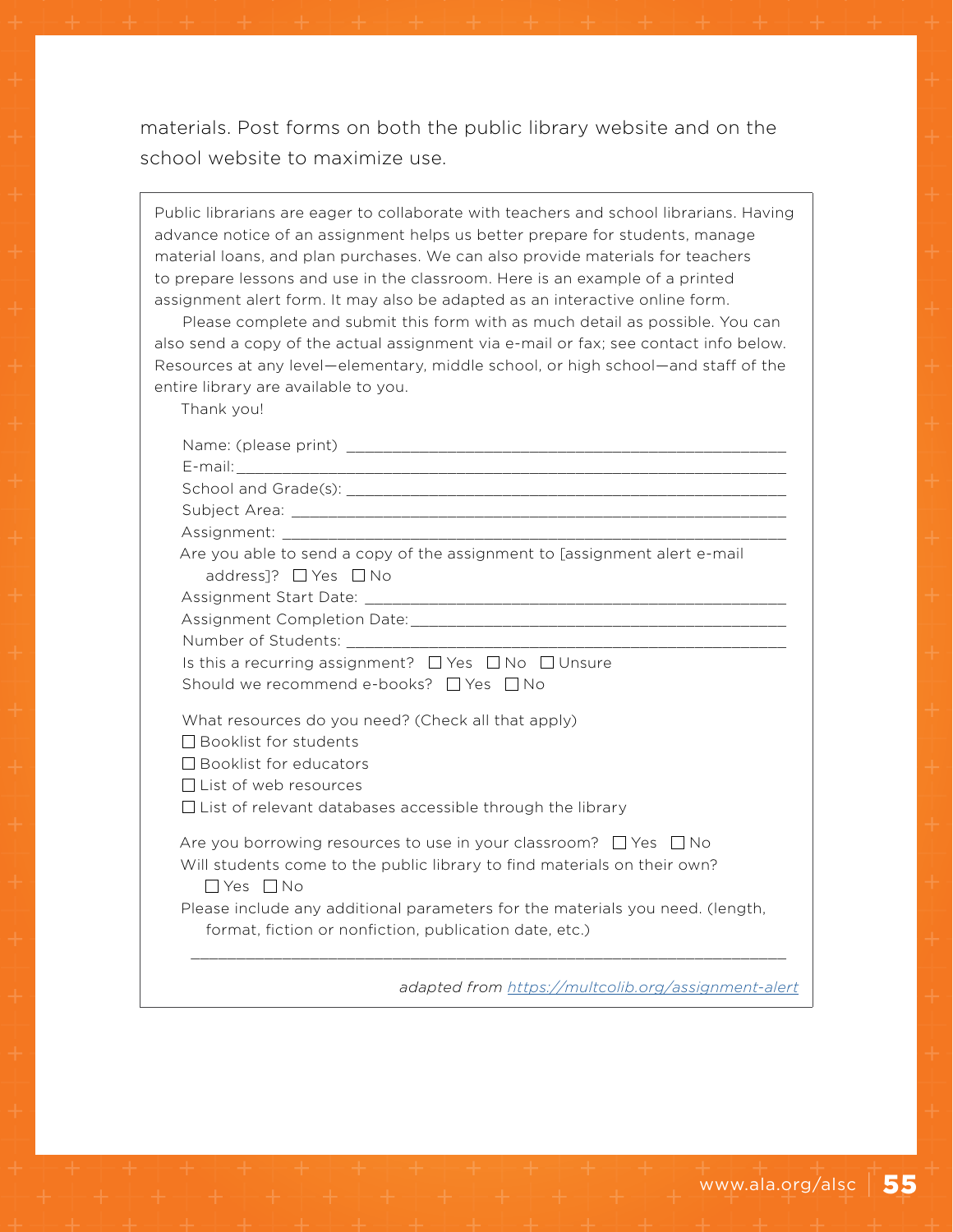materials. Post forms on both the public library website and on the school website to maximize use.

Public librarians are eager to collaborate with teachers and school librarians. Having advance notice of an assignment helps us better prepare for students, manage material loans, and plan purchases. We can also provide materials for teachers to prepare lessons and use in the classroom. Here is an example of a printed assignment alert form. It may also be adapted as an interactive online form.

Please complete and submit this form with as much detail as possible. You can also send a copy of the actual assignment via e-mail or fax; see contact info below. Resources at any level—elementary, middle school, or high school—and staff of the entire library are available to you.

Thank you!

Name: (please print) ______________________________

E-mail: ______________________________

School and Grade(s): ______________________________

Subject Area: ______________________________

Assignment: ______________________________

Are you able to send a copy of the assignment to [assignment alert e-mail address]? ☐ Yes ☐ No

Assignment Start Date: ______________________________

Assignment Completion Date: ______________________________

Number of Students: ______________________________

Is this a recurring assignment? ☐ Yes ☐ No ☐ Unsure

Should we recommend e-books? ☐ Yes ☐ No

What resources do you need? (Check all that apply)

☐ Booklist for students

☐ Booklist for educators

☐ List of web resources

☐ List of relevant databases accessible through the library

Are you borrowing resources to use in your classroom? ☐ Yes ☐ No

Will students come to the public library to find materials on their own? ☐ Yes ☐ No

Please include any additional parameters for the materials you need. (length, format, fiction or nonfiction, publication date, etc.)

______________________________

*adapted from https://multcolib.org/assignment-alert*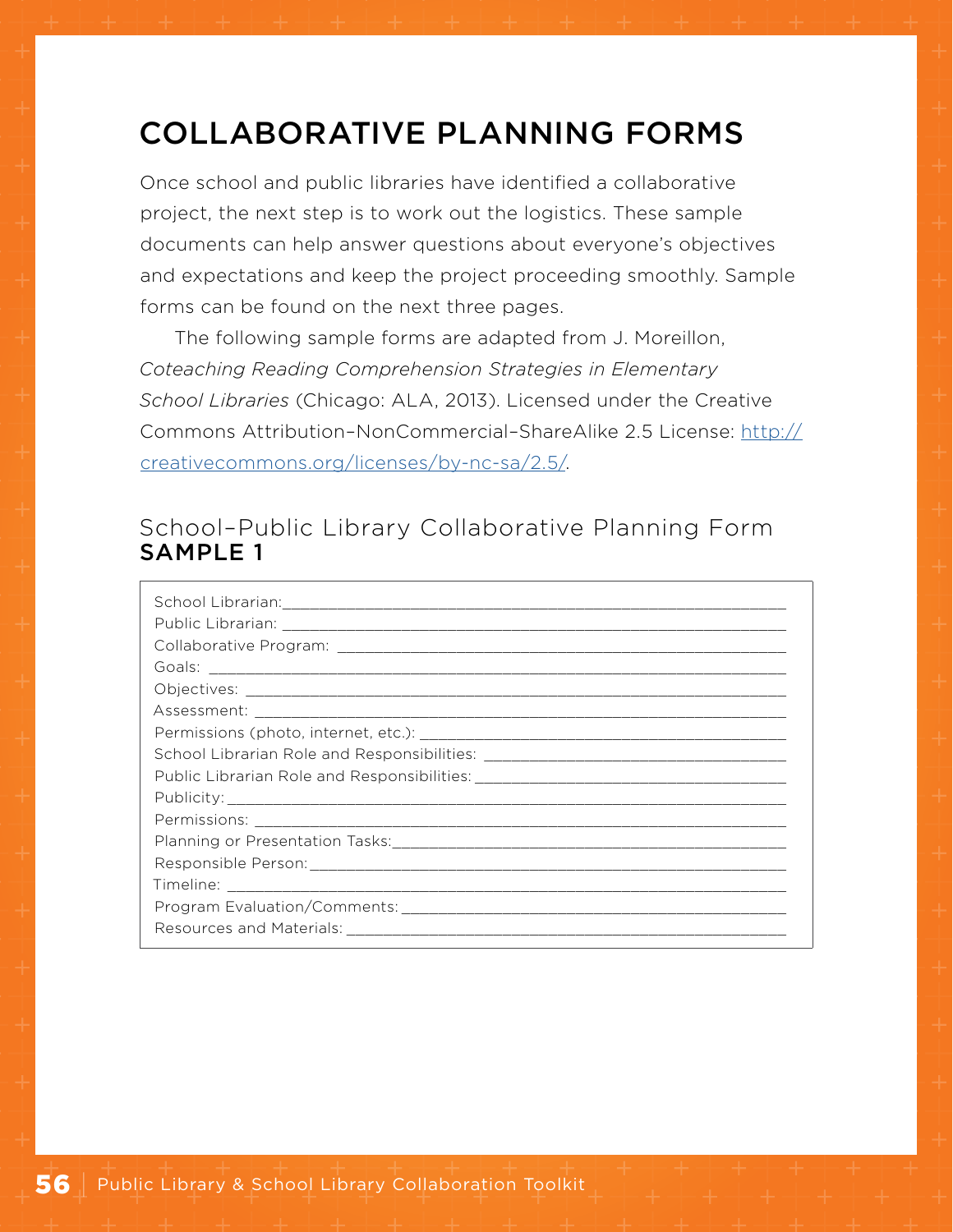# COLLABORATIVE PLANNING FORMS

Once school and public libraries have identified a collaborative project, the next step is to work out the logistics. These sample documents can help answer questions about everyone's objectives and expectations and keep the project proceeding smoothly. Sample forms can be found on the next three pages.

The following sample forms are adapted from J. Moreillon, *Coteaching Reading Comprehension Strategies in Elementary School Libraries* (Chicago: ALA, 2013). Licensed under the Creative Commons Attribution–NonCommercial–ShareAlike 2.5 License: http://creativecommons.org/licenses/by-nc-sa/2.5/.

## School–Public Library Collaborative Planning Form **SAMPLE 1**

School Librarian: ____________________

Public Librarian: ____________________

Collaborative Program: ____________________

Goals: ____________________

Objectives: ____________________

Assessment: ____________________

Permissions (photo, internet, etc.): ____________________

School Librarian Role and Responsibilities: ____________________

Public Librarian Role and Responsibilities: ____________________

Publicity: ____________________

Permissions: ____________________

Planning or Presentation Tasks: ____________________

Responsible Person: ____________________

Timeline: ____________________

Program Evaluation/Comments: ____________________

Resources and Materials: ____________________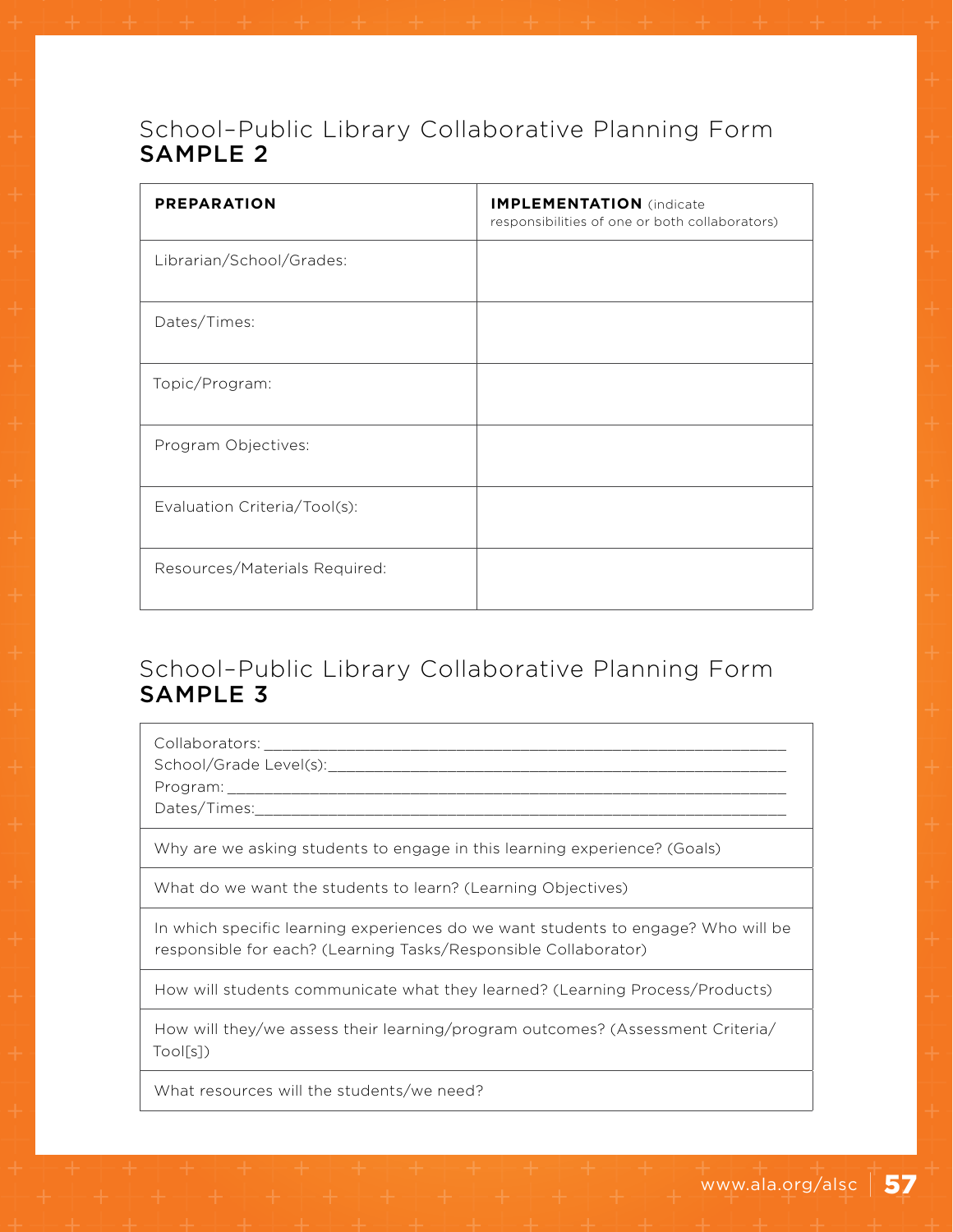## School–Public Library Collaborative Planning Form
## SAMPLE 2

| **PREPARATION** | **IMPLEMENTATION** (indicate responsibilities of one or both collaborators) |
|---|---|
| Librarian/School/Grades: | |
| Dates/Times: | |
| Topic/Program: | |
| Program Objectives: | |
| Evaluation Criteria/Tool(s): | |
| Resources/Materials Required: | |

## School–Public Library Collaborative Planning Form
## SAMPLE 3

| Collaborators: ____________________________________________<br>School/Grade Level(s):____________________________________<br>Program: _________________________________________________<br>Dates/Times:______________________________________________ |
|---|
| Why are we asking students to engage in this learning experience? (Goals) |
| What do we want the students to learn? (Learning Objectives) |
| In which specific learning experiences do we want students to engage? Who will be responsible for each? (Learning Tasks/Responsible Collaborator) |
| How will students communicate what they learned? (Learning Process/Products) |
| How will they/we assess their learning/program outcomes? (Assessment Criteria/Tool[s]) |
| What resources will the students/we need? |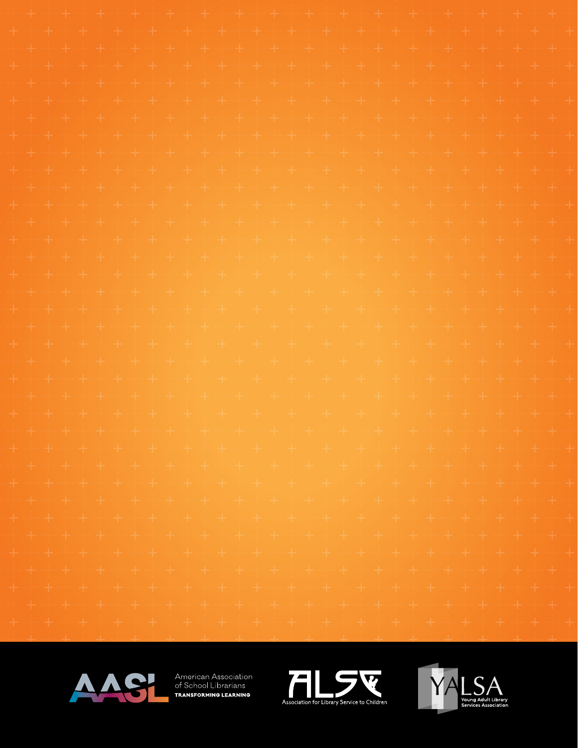American Association of School Librarians
TRANSFORMING LEARNING

Association for Library Service to Children

Young Adult Library Services Association